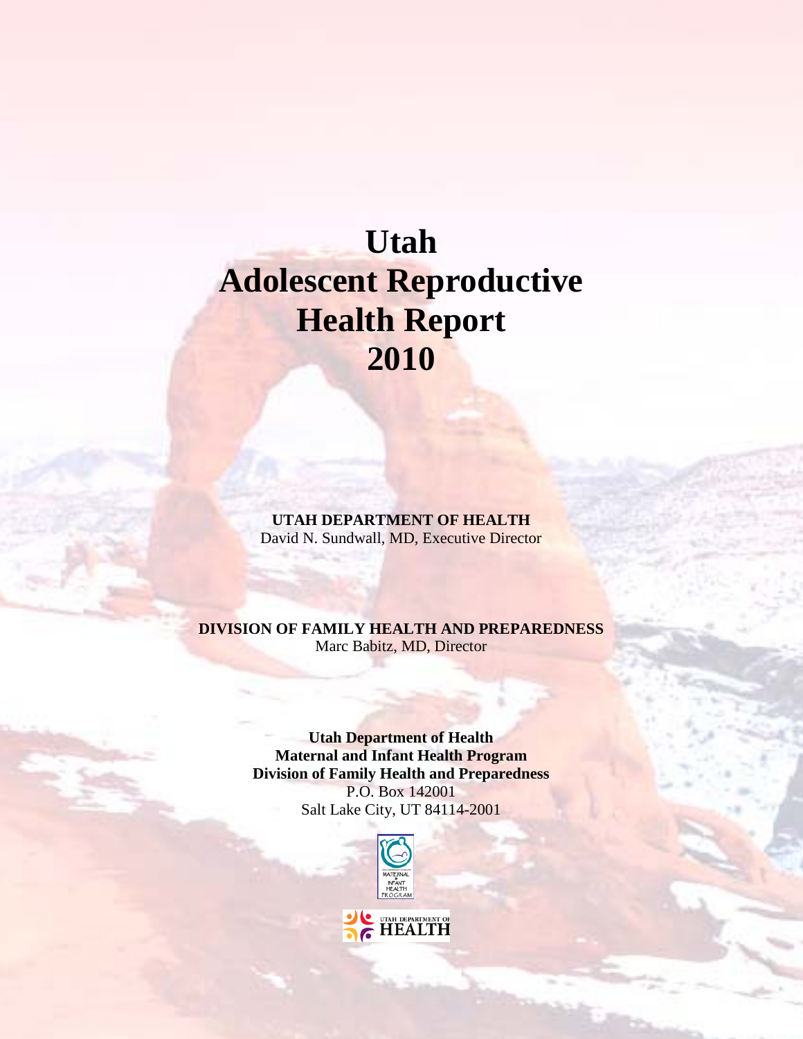# Utah Adolescent Reproductive Health Report 2010

**UTAH DEPARTMENT OF HEALTH**
David N. Sundwall, MD, Executive Director

**DIVISION OF FAMILY HEALTH AND PREPAREDNESS**
Marc Babitz, MD, Director

**Utah Department of Health**
**Maternal and Infant Health Program**
**Division of Family Health and Preparedness**
P.O. Box 142001
Salt Lake City, UT 84114-2001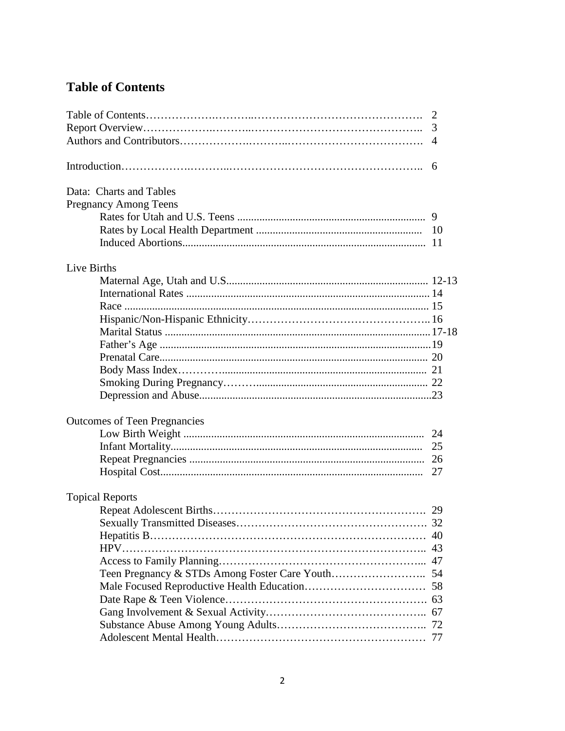# Table of Contents

| | |
|---|---|
| Table of Contents | 2 |
| Report Overview | 3 |
| Authors and Contributors | 4 |
| | |
| Introduction | 6 |
| | |
| Data: Charts and Tables | |
| Pregnancy Among Teens | |
| Rates for Utah and U.S. Teens | 9 |
| Rates by Local Health Department | 10 |
| Induced Abortions | 11 |
| | |
| Live Births | |
| Maternal Age, Utah and U.S. | 12-13 |
| International Rates | 14 |
| Race | 15 |
| Hispanic/Non-Hispanic Ethnicity | 16 |
| Marital Status | 17-18 |
| Father's Age | 19 |
| Prenatal Care | 20 |
| Body Mass Index | 21 |
| Smoking During Pregnancy | 22 |
| Depression and Abuse | 23 |
| | |
| Outcomes of Teen Pregnancies | |
| Low Birth Weight | 24 |
| Infant Mortality | 25 |
| Repeat Pregnancies | 26 |
| Hospital Cost | 27 |
| | |
| Topical Reports | |
| Repeat Adolescent Births | 29 |
| Sexually Transmitted Diseases | 32 |
| Hepatitis B | 40 |
| HPV | 43 |
| Access to Family Planning | 47 |
| Teen Pregnancy & STDs Among Foster Care Youth | 54 |
| Male Focused Reproductive Health Education | 58 |
| Date Rape & Teen Violence | 63 |
| Gang Involvement & Sexual Activity | 67 |
| Substance Abuse Among Young Adults | 72 |
| Adolescent Mental Health | 77 |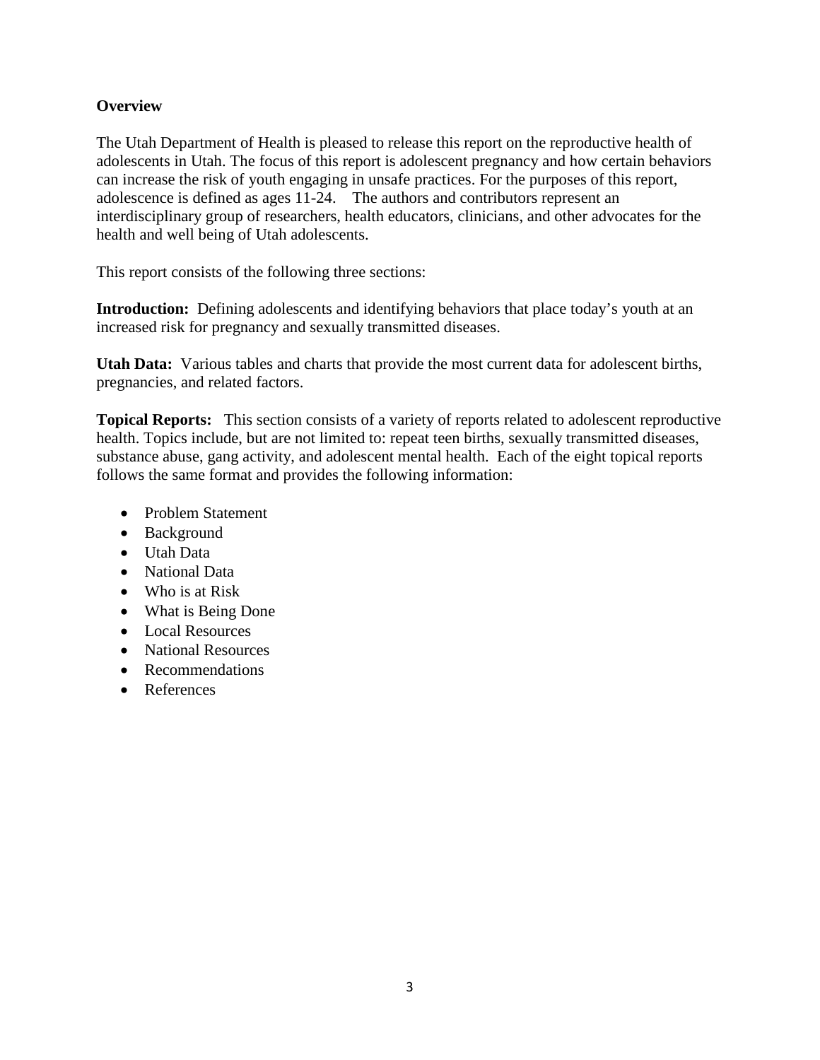**Overview**

The Utah Department of Health is pleased to release this report on the reproductive health of adolescents in Utah. The focus of this report is adolescent pregnancy and how certain behaviors can increase the risk of youth engaging in unsafe practices. For the purposes of this report, adolescence is defined as ages 11-24. The authors and contributors represent an interdisciplinary group of researchers, health educators, clinicians, and other advocates for the health and well being of Utah adolescents.

This report consists of the following three sections:

**Introduction:** Defining adolescents and identifying behaviors that place today's youth at an increased risk for pregnancy and sexually transmitted diseases.

**Utah Data:** Various tables and charts that provide the most current data for adolescent births, pregnancies, and related factors.

**Topical Reports:** This section consists of a variety of reports related to adolescent reproductive health. Topics include, but are not limited to: repeat teen births, sexually transmitted diseases, substance abuse, gang activity, and adolescent mental health. Each of the eight topical reports follows the same format and provides the following information:

- Problem Statement
- Background
- Utah Data
- National Data
- Who is at Risk
- What is Being Done
- Local Resources
- National Resources
- Recommendations
- References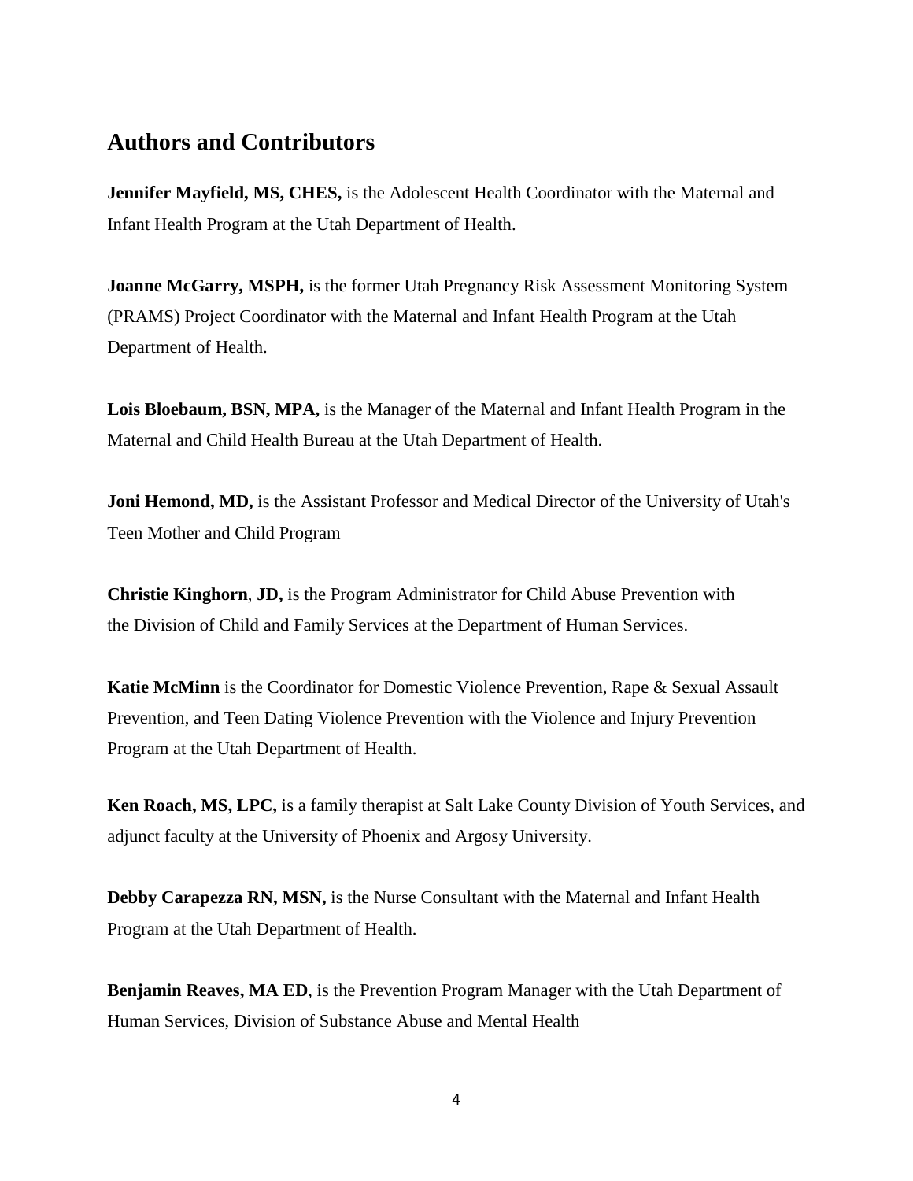## Authors and Contributors

**Jennifer Mayfield, MS, CHES,** is the Adolescent Health Coordinator with the Maternal and Infant Health Program at the Utah Department of Health.

**Joanne McGarry, MSPH,** is the former Utah Pregnancy Risk Assessment Monitoring System (PRAMS) Project Coordinator with the Maternal and Infant Health Program at the Utah Department of Health.

**Lois Bloebaum, BSN, MPA,** is the Manager of the Maternal and Infant Health Program in the Maternal and Child Health Bureau at the Utah Department of Health.

**Joni Hemond, MD,** is the Assistant Professor and Medical Director of the University of Utah's Teen Mother and Child Program

**Christie Kinghorn**, **JD,** is the Program Administrator for Child Abuse Prevention with the Division of Child and Family Services at the Department of Human Services.

**Katie McMinn** is the Coordinator for Domestic Violence Prevention, Rape & Sexual Assault Prevention, and Teen Dating Violence Prevention with the Violence and Injury Prevention Program at the Utah Department of Health.

**Ken Roach, MS, LPC,** is a family therapist at Salt Lake County Division of Youth Services, and adjunct faculty at the University of Phoenix and Argosy University.

**Debby Carapezza RN, MSN,** is the Nurse Consultant with the Maternal and Infant Health Program at the Utah Department of Health.

**Benjamin Reaves, MA ED**, is the Prevention Program Manager with the Utah Department of Human Services, Division of Substance Abuse and Mental Health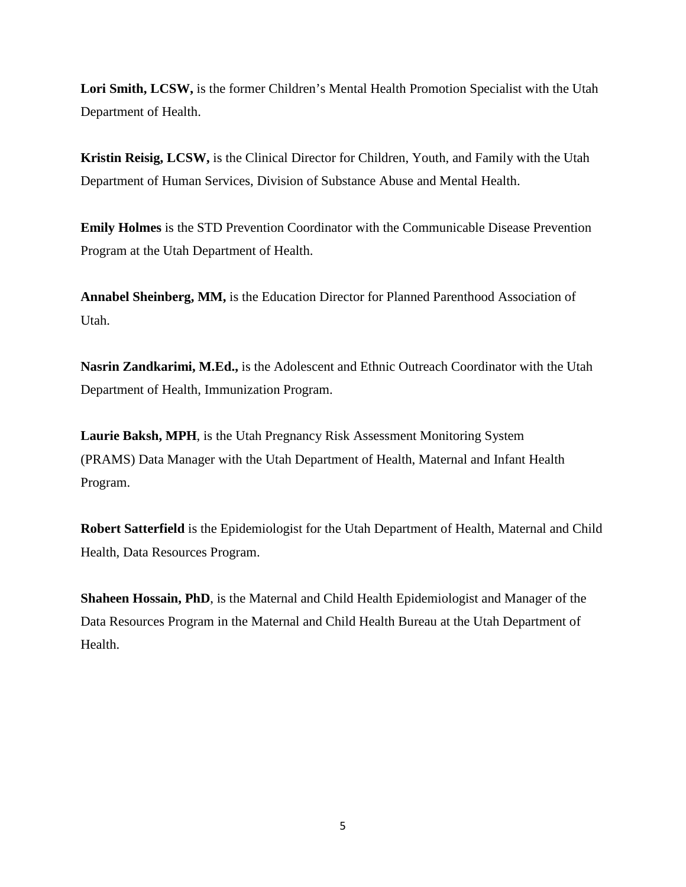**Lori Smith, LCSW,** is the former Children's Mental Health Promotion Specialist with the Utah Department of Health.

**Kristin Reisig, LCSW,** is the Clinical Director for Children, Youth, and Family with the Utah Department of Human Services, Division of Substance Abuse and Mental Health.

**Emily Holmes** is the STD Prevention Coordinator with the Communicable Disease Prevention Program at the Utah Department of Health.

**Annabel Sheinberg, MM,** is the Education Director for Planned Parenthood Association of Utah.

**Nasrin Zandkarimi, M.Ed.,** is the Adolescent and Ethnic Outreach Coordinator with the Utah Department of Health, Immunization Program.

**Laurie Baksh, MPH**, is the Utah Pregnancy Risk Assessment Monitoring System (PRAMS) Data Manager with the Utah Department of Health, Maternal and Infant Health Program.

**Robert Satterfield** is the Epidemiologist for the Utah Department of Health, Maternal and Child Health, Data Resources Program.

**Shaheen Hossain, PhD**, is the Maternal and Child Health Epidemiologist and Manager of the Data Resources Program in the Maternal and Child Health Bureau at the Utah Department of Health.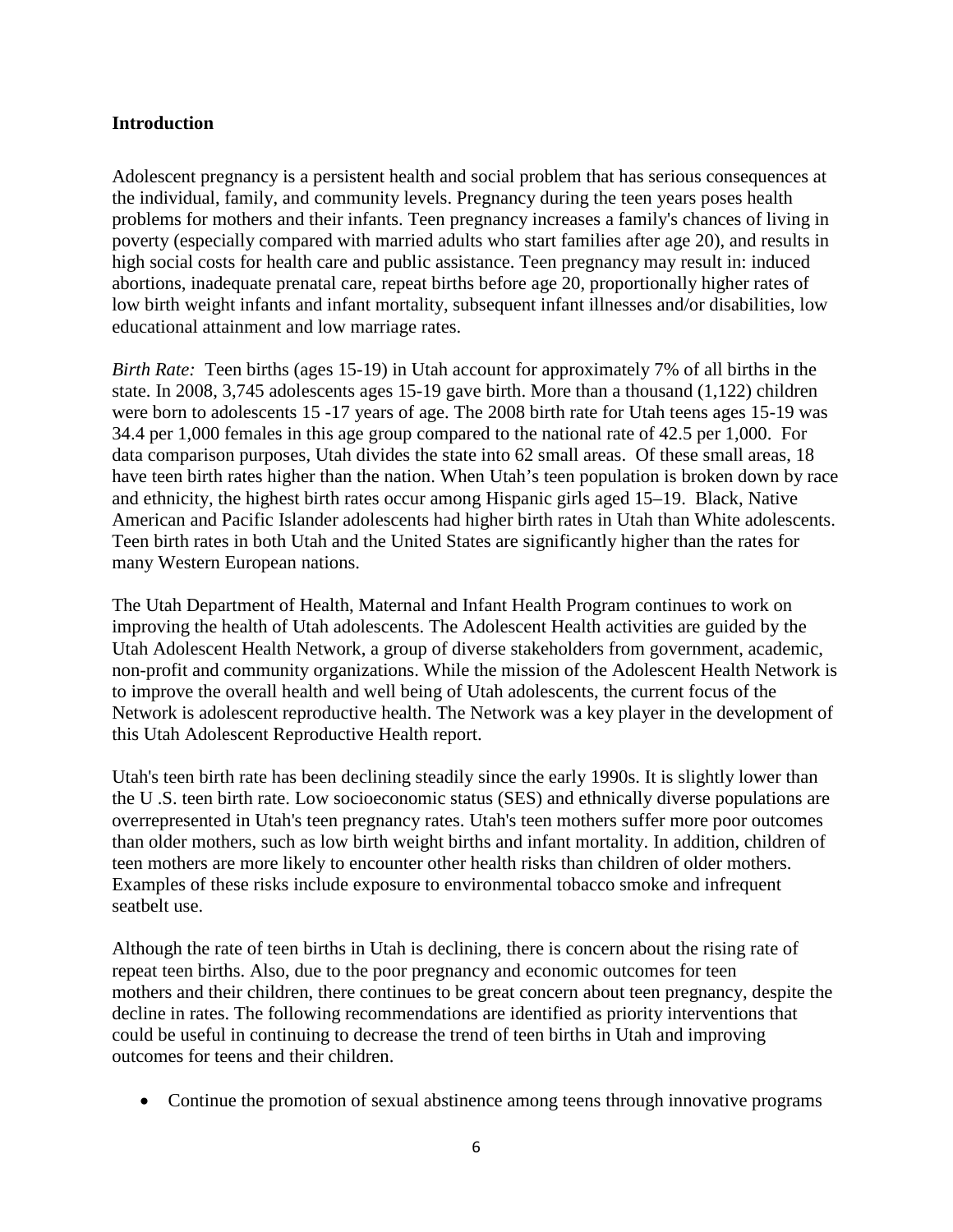**Introduction**

Adolescent pregnancy is a persistent health and social problem that has serious consequences at the individual, family, and community levels. Pregnancy during the teen years poses health problems for mothers and their infants. Teen pregnancy increases a family's chances of living in poverty (especially compared with married adults who start families after age 20), and results in high social costs for health care and public assistance. Teen pregnancy may result in: induced abortions, inadequate prenatal care, repeat births before age 20, proportionally higher rates of low birth weight infants and infant mortality, subsequent infant illnesses and/or disabilities, low educational attainment and low marriage rates.

*Birth Rate:* Teen births (ages 15-19) in Utah account for approximately 7% of all births in the state. In 2008, 3,745 adolescents ages 15-19 gave birth. More than a thousand (1,122) children were born to adolescents 15 -17 years of age. The 2008 birth rate for Utah teens ages 15-19 was 34.4 per 1,000 females in this age group compared to the national rate of 42.5 per 1,000. For data comparison purposes, Utah divides the state into 62 small areas. Of these small areas, 18 have teen birth rates higher than the nation. When Utah's teen population is broken down by race and ethnicity, the highest birth rates occur among Hispanic girls aged 15–19. Black, Native American and Pacific Islander adolescents had higher birth rates in Utah than White adolescents. Teen birth rates in both Utah and the United States are significantly higher than the rates for many Western European nations.

The Utah Department of Health, Maternal and Infant Health Program continues to work on improving the health of Utah adolescents. The Adolescent Health activities are guided by the Utah Adolescent Health Network, a group of diverse stakeholders from government, academic, non-profit and community organizations. While the mission of the Adolescent Health Network is to improve the overall health and well being of Utah adolescents, the current focus of the Network is adolescent reproductive health. The Network was a key player in the development of this Utah Adolescent Reproductive Health report.

Utah's teen birth rate has been declining steadily since the early 1990s. It is slightly lower than the U .S. teen birth rate. Low socioeconomic status (SES) and ethnically diverse populations are overrepresented in Utah's teen pregnancy rates. Utah's teen mothers suffer more poor outcomes than older mothers, such as low birth weight births and infant mortality. In addition, children of teen mothers are more likely to encounter other health risks than children of older mothers. Examples of these risks include exposure to environmental tobacco smoke and infrequent seatbelt use.

Although the rate of teen births in Utah is declining, there is concern about the rising rate of repeat teen births. Also, due to the poor pregnancy and economic outcomes for teen mothers and their children, there continues to be great concern about teen pregnancy, despite the decline in rates. The following recommendations are identified as priority interventions that could be useful in continuing to decrease the trend of teen births in Utah and improving outcomes for teens and their children.

- Continue the promotion of sexual abstinence among teens through innovative programs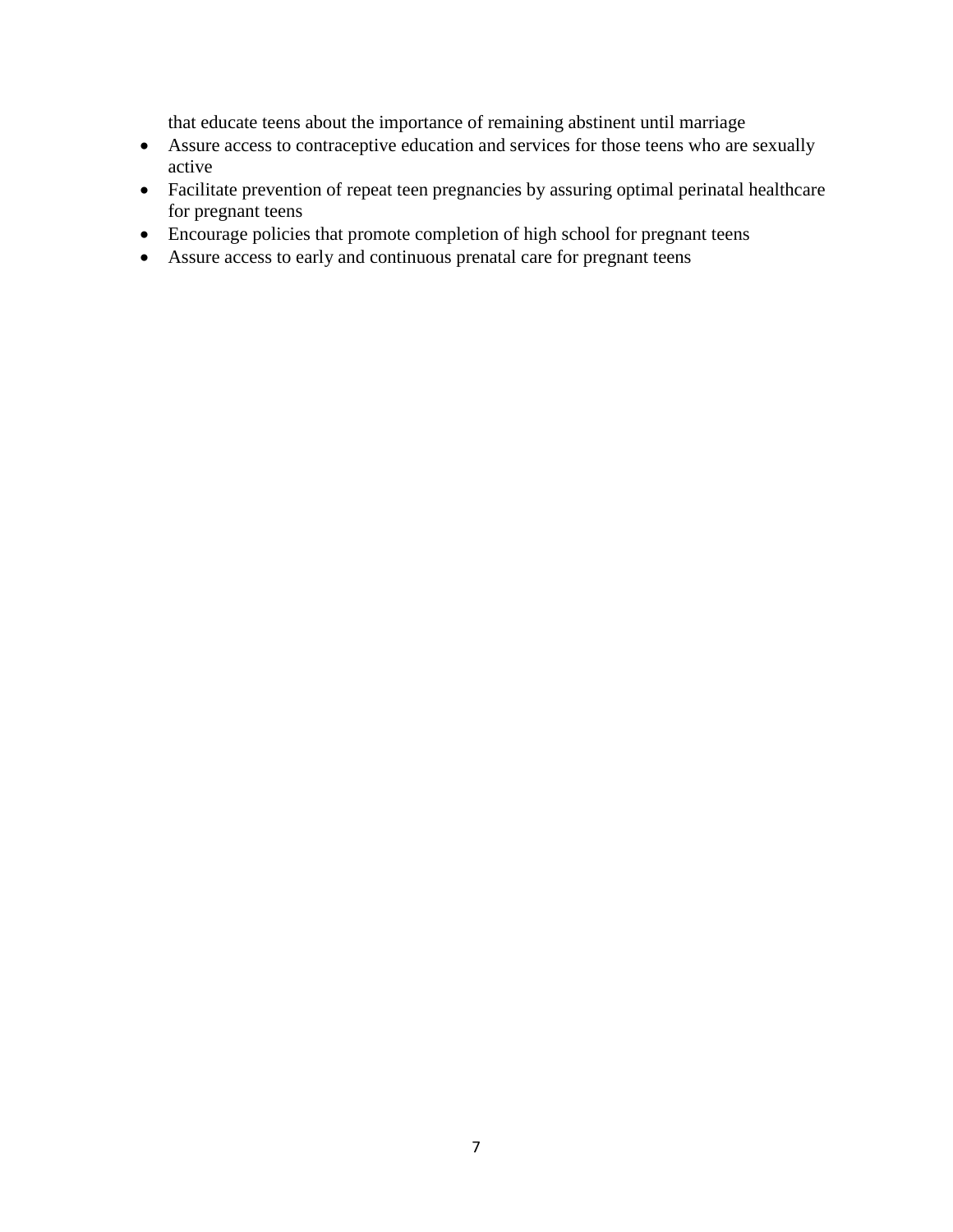that educate teens about the importance of remaining abstinent until marriage

- Assure access to contraceptive education and services for those teens who are sexually active
- Facilitate prevention of repeat teen pregnancies by assuring optimal perinatal healthcare for pregnant teens
- Encourage policies that promote completion of high school for pregnant teens
- Assure access to early and continuous prenatal care for pregnant teens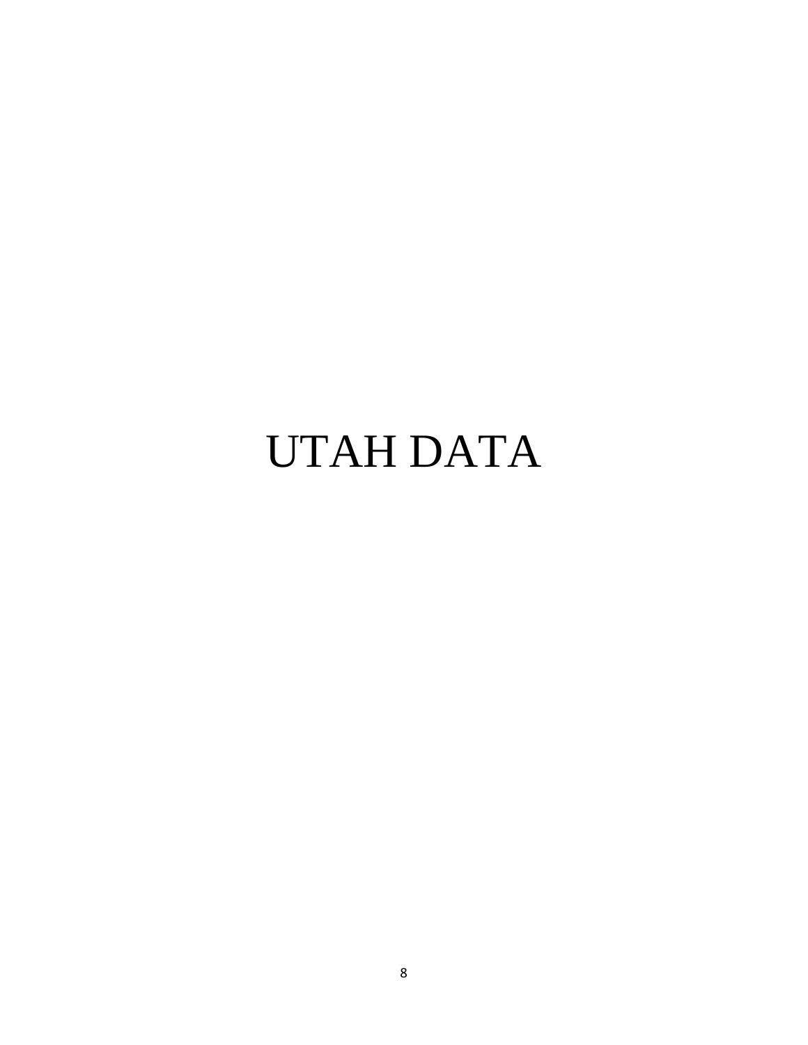# UTAH DATA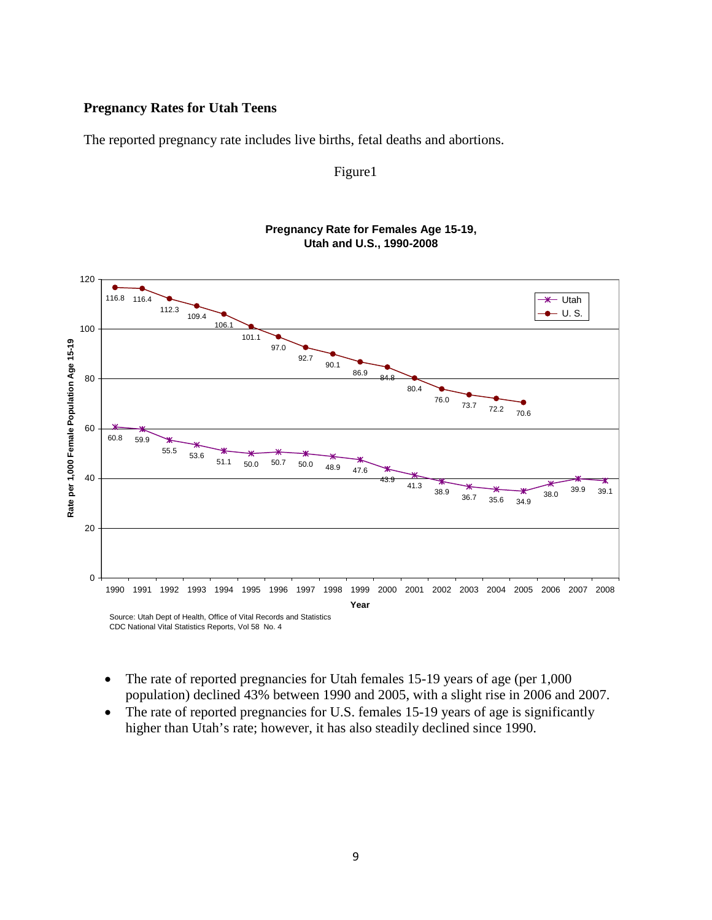## Pregnancy Rates for Utah Teens

The reported pregnancy rate includes live births, fetal deaths and abortions.

Figure1

**Pregnancy Rate for Females Age 15-19, Utah and U.S., 1990-2008**

| Year | Utah | U. S. |
|---|---|---|
| 1990 | 60.8 | 116.8 |
| 1991 | 59.9 | 116.4 |
| 1992 | 55.5 | 112.3 |
| 1993 | 53.6 | 109.4 |
| 1994 | 51.1 | 106.1 |
| 1995 | 50.0 | 101.1 |
| 1996 | 50.7 | 97.0 |
| 1997 | 50.0 | 92.7 |
| 1998 | 48.9 | 90.1 |
| 1999 | 47.6 | 86.9 |
| 2000 | 43.9 | 84.8 |
| 2001 | 41.3 | 80.4 |
| 2002 | 38.9 | 76.0 |
| 2003 | 36.7 | 73.7 |
| 2004 | 35.6 | 72.2 |
| 2005 | 34.9 | 70.6 |
| 2006 | 38.0 | |
| 2007 | 39.9 | |
| 2008 | 39.1 | |

Source: Utah Dept of Health, Office of Vital Records and Statistics
CDC National Vital Statistics Reports, Vol 58 No. 4

- The rate of reported pregnancies for Utah females 15-19 years of age (per 1,000 population) declined 43% between 1990 and 2005, with a slight rise in 2006 and 2007.
- The rate of reported pregnancies for U.S. females 15-19 years of age is significantly higher than Utah's rate; however, it has also steadily declined since 1990.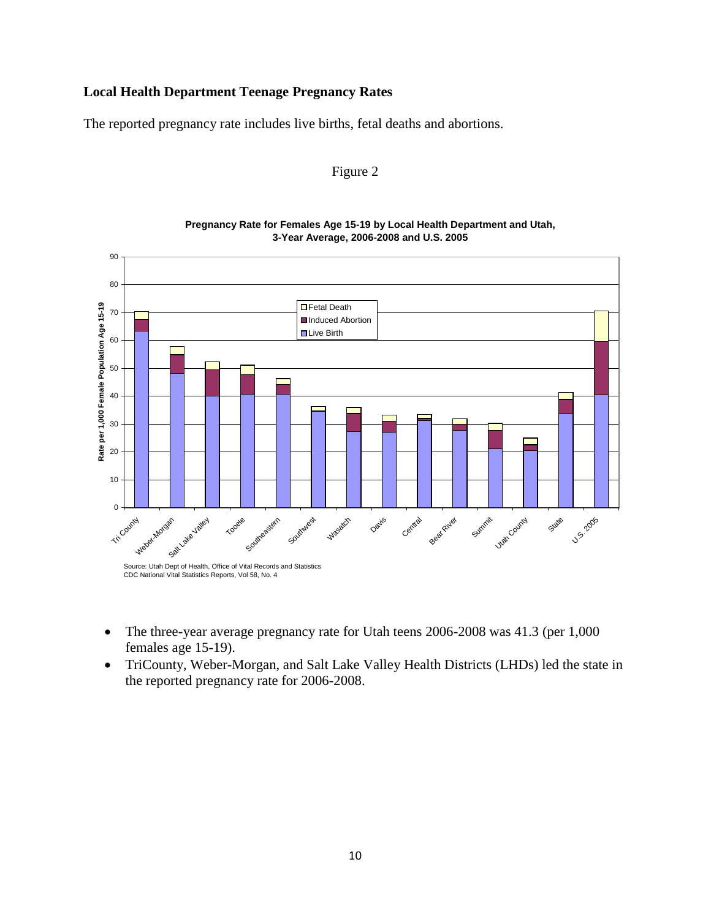## Local Health Department Teenage Pregnancy Rates

The reported pregnancy rate includes live births, fetal deaths and abortions.

Figure 2

**Pregnancy Rate for Females Age 15-19 by Local Health Department and Utah, 3-Year Average, 2006-2008 and U.S. 2005**

Source: Utah Dept of Health, Office of Vital Records and Statistics
CDC National Vital Statistics Reports, Vol 58, No. 4

- The three-year average pregnancy rate for Utah teens 2006-2008 was 41.3 (per 1,000 females age 15-19).
- TriCounty, Weber-Morgan, and Salt Lake Valley Health Districts (LHDs) led the state in the reported pregnancy rate for 2006-2008.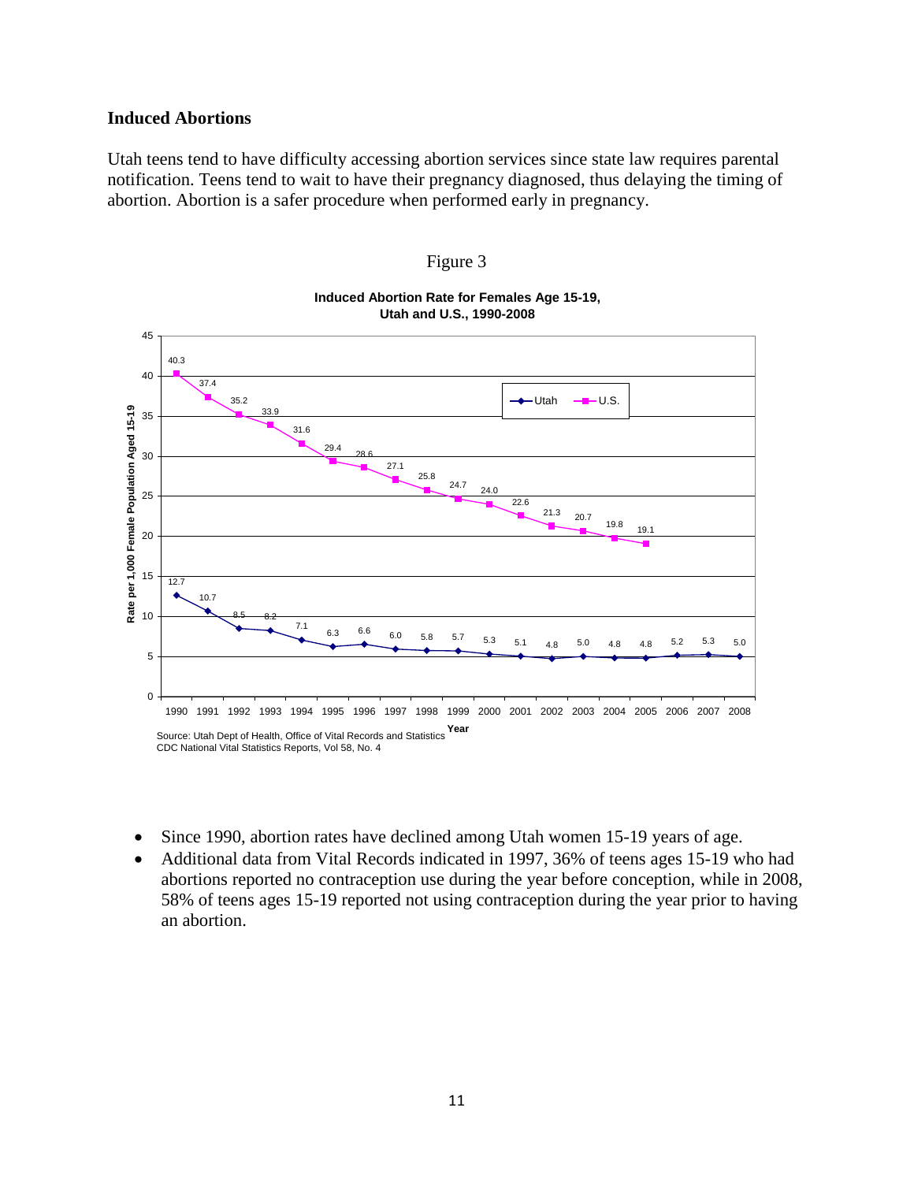### Induced Abortions

Utah teens tend to have difficulty accessing abortion services since state law requires parental notification. Teens tend to wait to have their pregnancy diagnosed, thus delaying the timing of abortion. Abortion is a safer procedure when performed early in pregnancy.

Figure 3

**Induced Abortion Rate for Females Age 15-19, Utah and U.S., 1990-2008**

Rate per 1,000 Female Population Aged 15-19

| Year | Utah | U.S. |
|---|---|---|
| 1990 | 12.7 | 40.3 |
| 1991 | 10.7 | 37.4 |
| 1992 | 8.5 | 35.2 |
| 1993 | 8.2 | 33.9 |
| 1994 | 7.1 | 31.6 |
| 1995 | 6.3 | 29.4 |
| 1996 | 6.6 | 28.6 |
| 1997 | 6.0 | 27.1 |
| 1998 | 5.8 | 25.8 |
| 1999 | 5.7 | 24.7 |
| 2000 | 5.3 | 24.0 |
| 2001 | 5.1 | 22.6 |
| 2002 | 4.8 | 21.3 |
| 2003 | 5.0 | 20.7 |
| 2004 | 4.8 | 19.8 |
| 2005 | 4.8 | 19.1 |
| 2006 | 5.2 | |
| 2007 | 5.3 | |
| 2008 | 5.0 | |

Source: Utah Dept of Health, Office of Vital Records and Statistics
CDC National Vital Statistics Reports, Vol 58, No. 4

- Since 1990, abortion rates have declined among Utah women 15-19 years of age.
- Additional data from Vital Records indicated in 1997, 36% of teens ages 15-19 who had abortions reported no contraception use during the year before conception, while in 2008, 58% of teens ages 15-19 reported not using contraception during the year prior to having an abortion.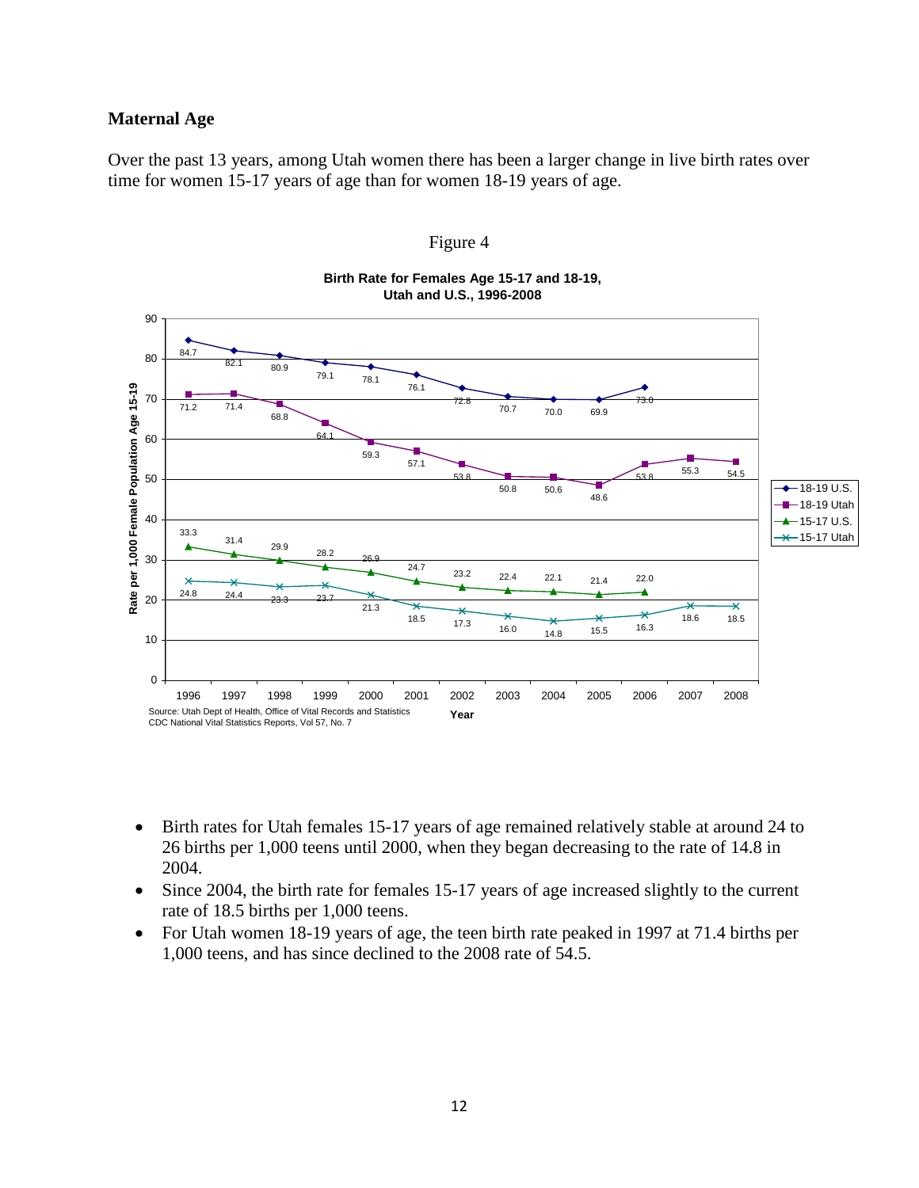## Maternal Age

Over the past 13 years, among Utah women there has been a larger change in live birth rates over time for women 15-17 years of age than for women 18-19 years of age.

Figure 4

**Birth Rate for Females Age 15-17 and 18-19, Utah and U.S., 1996-2008**

| Year | 18-19 U.S. | 18-19 Utah | 15-17 U.S. | 15-17 Utah |
|---|---|---|---|---|
| 1996 | 84.7 | 71.2 | 33.3 | 24.8 |
| 1997 | 82.1 | 71.4 | 31.4 | 24.4 |
| 1998 | 80.9 | 68.8 | 29.9 | 23.3 |
| 1999 | 79.1 | 64.1 | 28.2 | 23.7 |
| 2000 | 78.1 | 59.3 | 26.9 | 21.3 |
| 2001 | 76.1 | 57.1 | 24.7 | 18.5 |
| 2002 | 72.8 | 53.8 | 23.2 | 17.3 |
| 2003 | 70.7 | 50.8 | 22.4 | 16.0 |
| 2004 | 70.0 | 50.6 | 22.1 | 14.8 |
| 2005 | 69.9 | 48.6 | 21.4 | 15.5 |
| 2006 | 73.0 | 53.8 | 22.0 | 16.3 |
| 2007 | | 55.3 | | 18.6 |
| 2008 | | 54.5 | | 18.5 |

Rate per 1,000 Female Population Age 15-19

Source: Utah Dept of Health, Office of Vital Records and Statistics
CDC National Vital Statistics Reports, Vol 57, No. 7

- Birth rates for Utah females 15-17 years of age remained relatively stable at around 24 to 26 births per 1,000 teens until 2000, when they began decreasing to the rate of 14.8 in 2004.
- Since 2004, the birth rate for females 15-17 years of age increased slightly to the current rate of 18.5 births per 1,000 teens.
- For Utah women 18-19 years of age, the teen birth rate peaked in 1997 at 71.4 births per 1,000 teens, and has since declined to the 2008 rate of 54.5.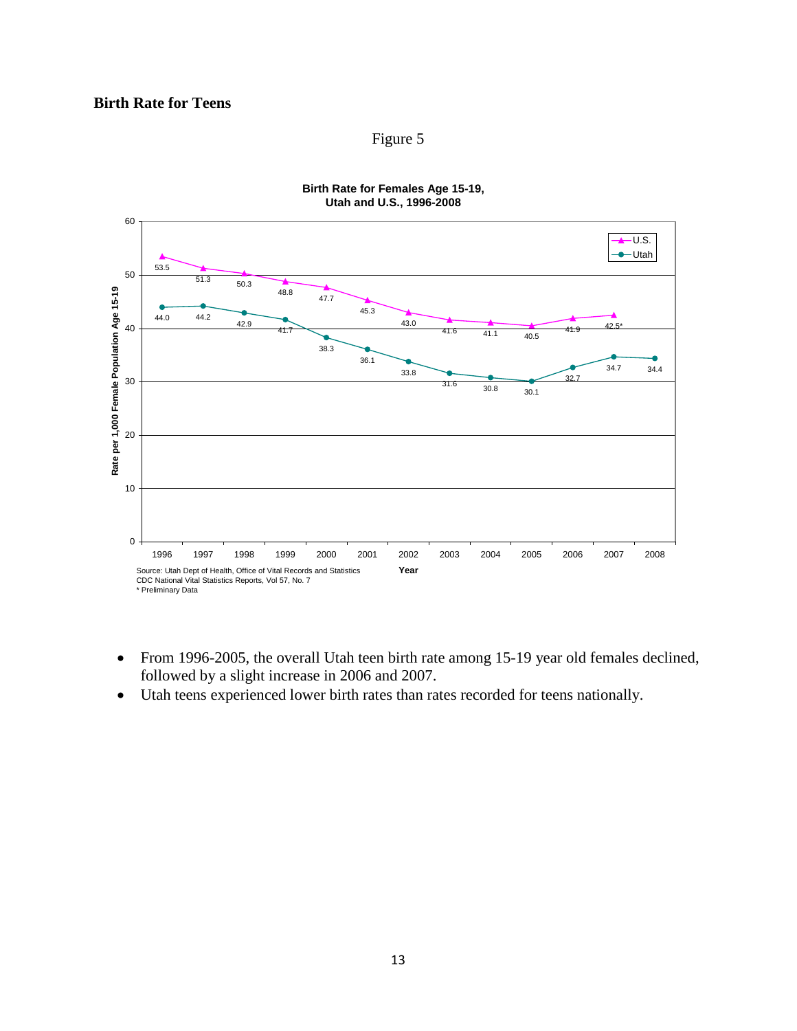## Birth Rate for Teens

Figure 5

**Birth Rate for Females Age 15-19, Utah and U.S., 1996-2008**

| Year | U.S. | Utah |
|---|---|---|
| 1996 | 53.5 | 44.0 |
| 1997 | 51.3 | 44.2 |
| 1998 | 50.3 | 42.9 |
| 1999 | 48.8 | 41.7 |
| 2000 | 47.7 | 38.3 |
| 2001 | 45.3 | 36.1 |
| 2002 | 43.0 | 33.8 |
| 2003 | 41.6 | 31.6 |
| 2004 | 41.1 | 30.8 |
| 2005 | 40.5 | 30.1 |
| 2006 | 41.9 | 32.7 |
| 2007 | 42.5* | 34.7 |
| 2008 | | 34.4 |

Rate per 1,000 Female Population Age 15-19

Source: Utah Dept of Health, Office of Vital Records and Statistics
CDC National Vital Statistics Reports, Vol 57, No. 7
* Preliminary Data

- From 1996-2005, the overall Utah teen birth rate among 15-19 year old females declined, followed by a slight increase in 2006 and 2007.
- Utah teens experienced lower birth rates than rates recorded for teens nationally.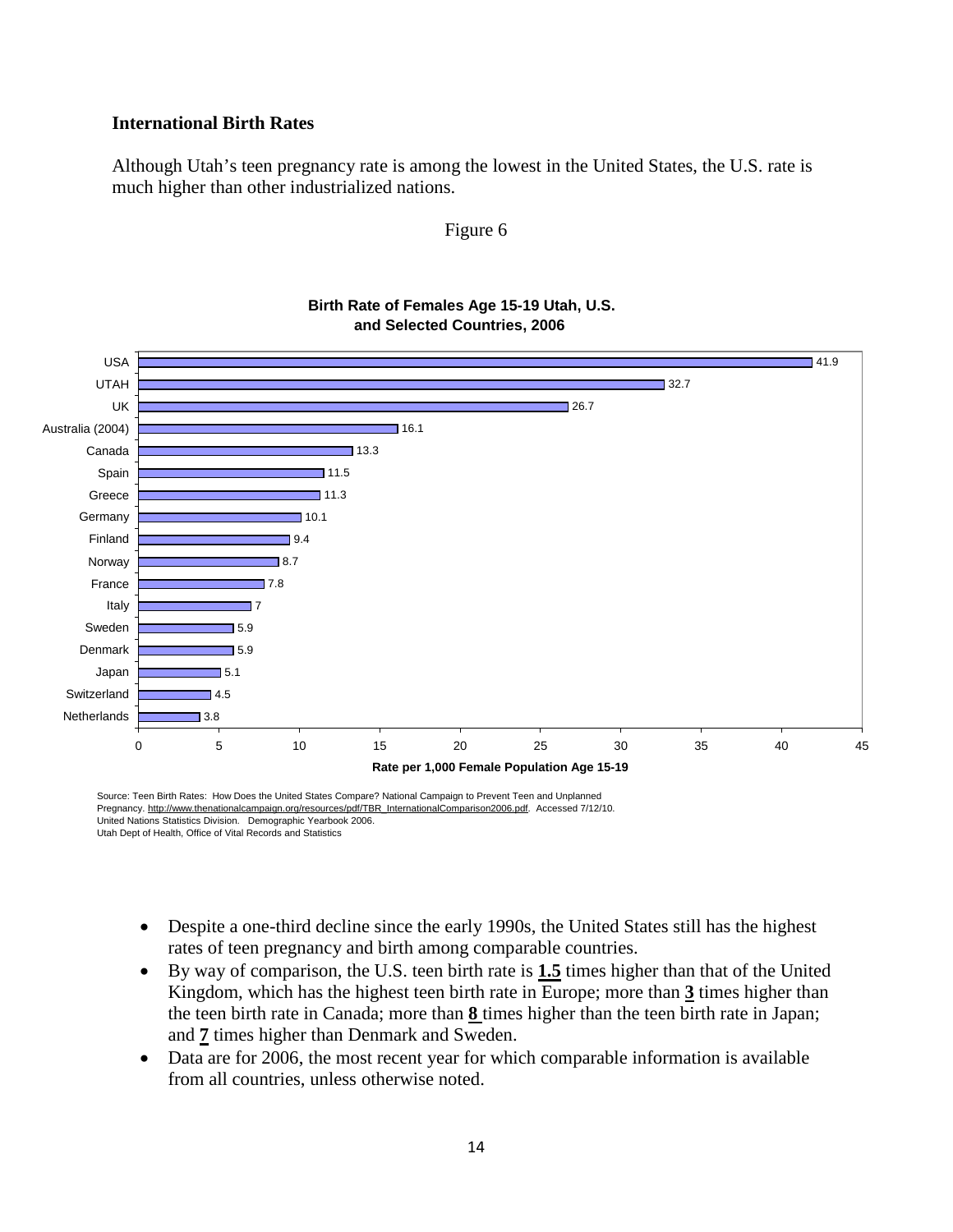### International Birth Rates

Although Utah's teen pregnancy rate is among the lowest in the United States, the U.S. rate is much higher than other industrialized nations.

Figure 6

**Birth Rate of Females Age 15-19 Utah, U.S. and Selected Countries, 2006**

| Country | Rate per 1,000 Female Population Age 15-19 |
| --- | --- |
| USA | 41.9 |
| UTAH | 32.7 |
| UK | 26.7 |
| Australia (2004) | 16.1 |
| Canada | 13.3 |
| Spain | 11.5 |
| Greece | 11.3 |
| Germany | 10.1 |
| Finland | 9.4 |
| Norway | 8.7 |
| France | 7.8 |
| Italy | 7 |
| Sweden | 5.9 |
| Denmark | 5.9 |
| Japan | 5.1 |
| Switzerland | 4.5 |
| Netherlands | 3.8 |

Source: Teen Birth Rates: How Does the United States Compare? National Campaign to Prevent Teen and Unplanned Pregnancy. http://www.thenationalcampaign.org/resources/pdf/TBR_InternationalComparison2006.pdf. Accessed 7/12/10.
United Nations Statistics Division. Demographic Yearbook 2006.
Utah Dept of Health, Office of Vital Records and Statistics

- Despite a one-third decline since the early 1990s, the United States still has the highest rates of teen pregnancy and birth among comparable countries.
- By way of comparison, the U.S. teen birth rate is **1.5** times higher than that of the United Kingdom, which has the highest teen birth rate in Europe; more than **3** times higher than the teen birth rate in Canada; more than **8** times higher than the teen birth rate in Japan; and **7** times higher than Denmark and Sweden.
- Data are for 2006, the most recent year for which comparable information is available from all countries, unless otherwise noted.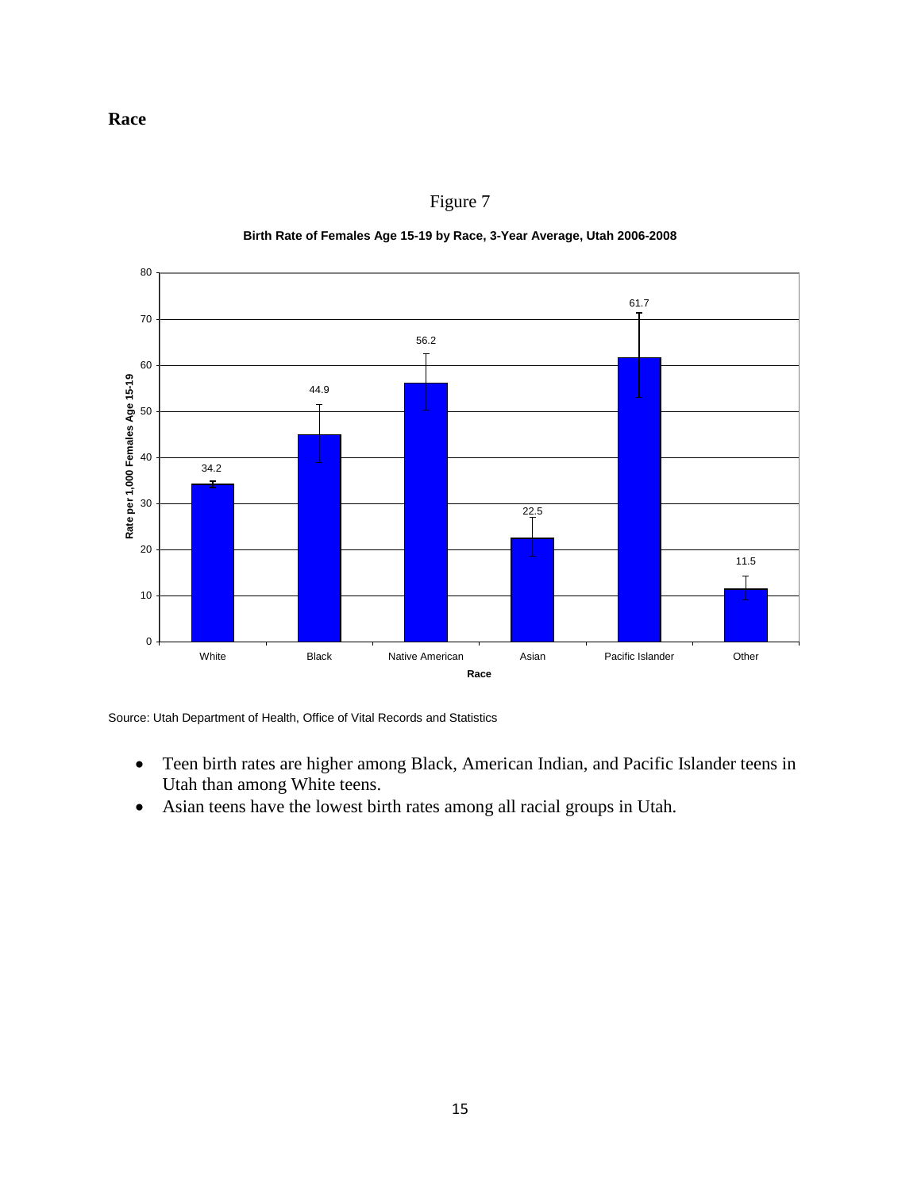**Race**

Figure 7

**Birth Rate of Females Age 15-19 by Race, 3-Year Average, Utah 2006-2008**

| Race | Rate per 1,000 Females Age 15-19 |
| --- | --- |
| White | 34.2 |
| Black | 44.9 |
| Native American | 56.2 |
| Asian | 22.5 |
| Pacific Islander | 61.7 |
| Other | 11.5 |

Source: Utah Department of Health, Office of Vital Records and Statistics

- Teen birth rates are higher among Black, American Indian, and Pacific Islander teens in Utah than among White teens.
- Asian teens have the lowest birth rates among all racial groups in Utah.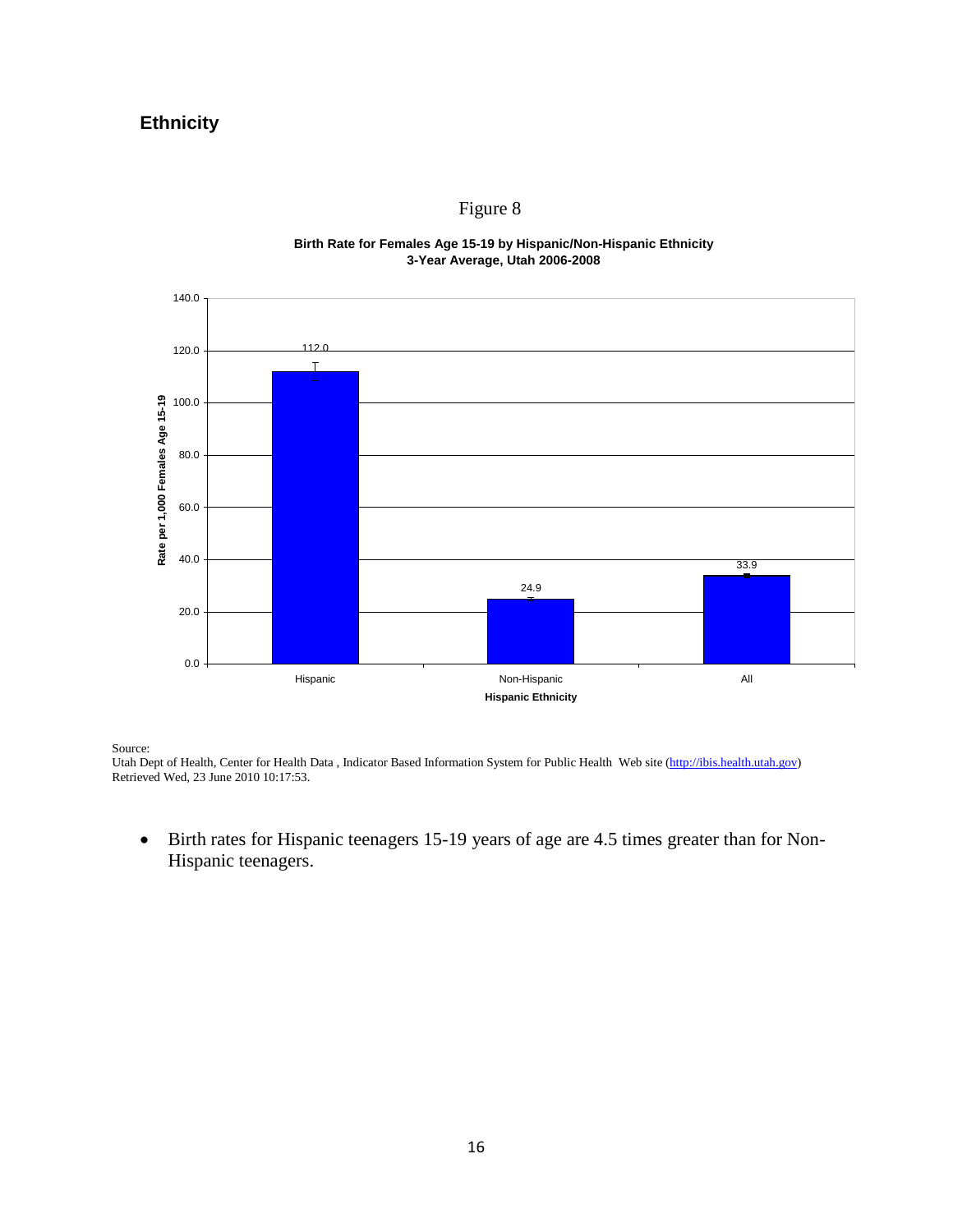## Ethnicity

Figure 8

**Birth Rate for Females Age 15-19 by Hispanic/Non-Hispanic Ethnicity 3-Year Average, Utah 2006-2008**

| Hispanic Ethnicity | Rate per 1,000 Females Age 15-19 |
|---|---|
| Hispanic | 112.0 |
| Non-Hispanic | 24.9 |
| All | 33.9 |

Source:
Utah Dept of Health, Center for Health Data , Indicator Based Information System for Public Health Web site (http://ibis.health.utah.gov)
Retrieved Wed, 23 June 2010 10:17:53.

- Birth rates for Hispanic teenagers 15-19 years of age are 4.5 times greater than for Non-Hispanic teenagers.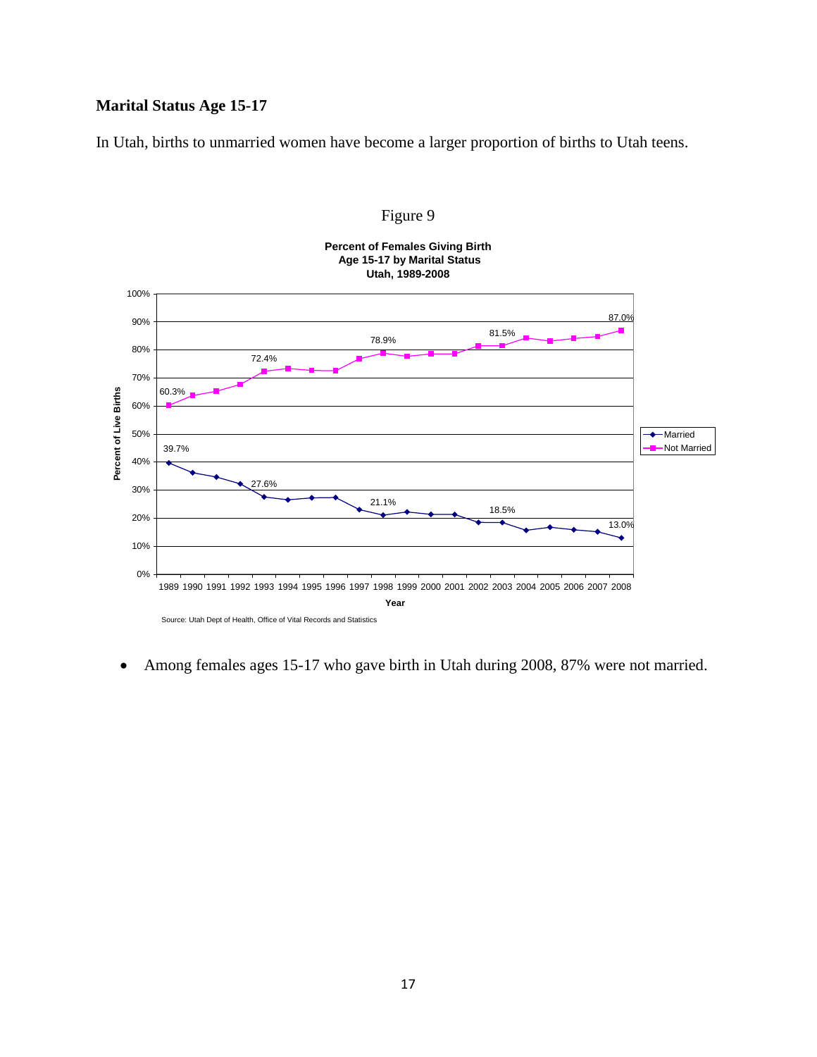### Marital Status Age 15-17

In Utah, births to unmarried women have become a larger proportion of births to Utah teens.

Figure 9

**Percent of Females Giving Birth Age 15-17 by Marital Status Utah, 1989-2008**

Source: Utah Dept of Health, Office of Vital Records and Statistics

- Among females ages 15-17 who gave birth in Utah during 2008, 87% were not married.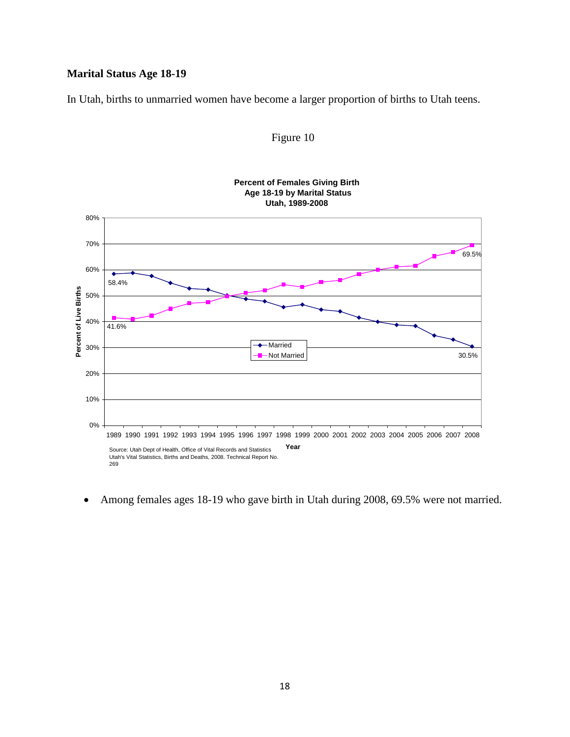## Marital Status Age 18-19

In Utah, births to unmarried women have become a larger proportion of births to Utah teens.

Figure 10

**Percent of Females Giving Birth Age 18-19 by Marital Status Utah, 1989-2008**

Source: Utah Dept of Health, Office of Vital Records and Statistics Utah's Vital Statistics, Births and Deaths, 2008. Technical Report No. 269

- Among females ages 18-19 who gave birth in Utah during 2008, 69.5% were not married.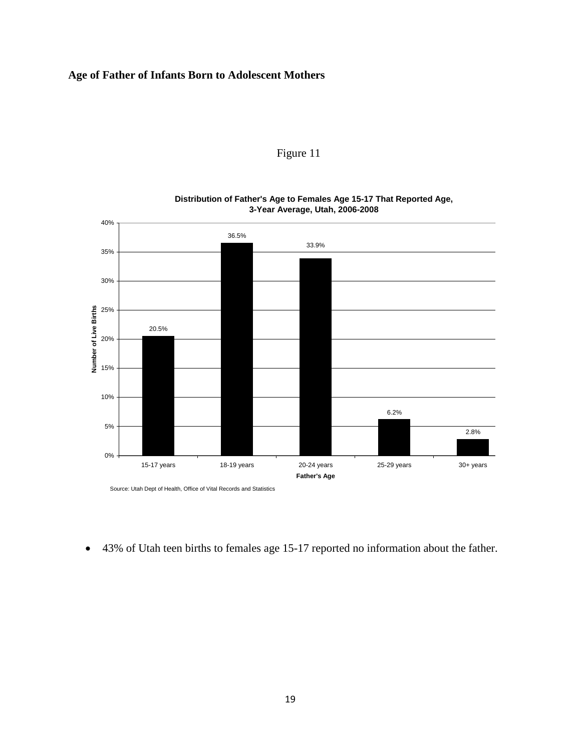## Age of Father of Infants Born to Adolescent Mothers

Figure 11

**Distribution of Father's Age to Females Age 15-17 That Reported Age, 3-Year Average, Utah, 2006-2008**

| Father's Age | Number of Live Births |
|---|---|
| 15-17 years | 20.5% |
| 18-19 years | 36.5% |
| 20-24 years | 33.9% |
| 25-29 years | 6.2% |
| 30+ years | 2.8% |

Source: Utah Dept of Health, Office of Vital Records and Statistics

- 43% of Utah teen births to females age 15-17 reported no information about the father.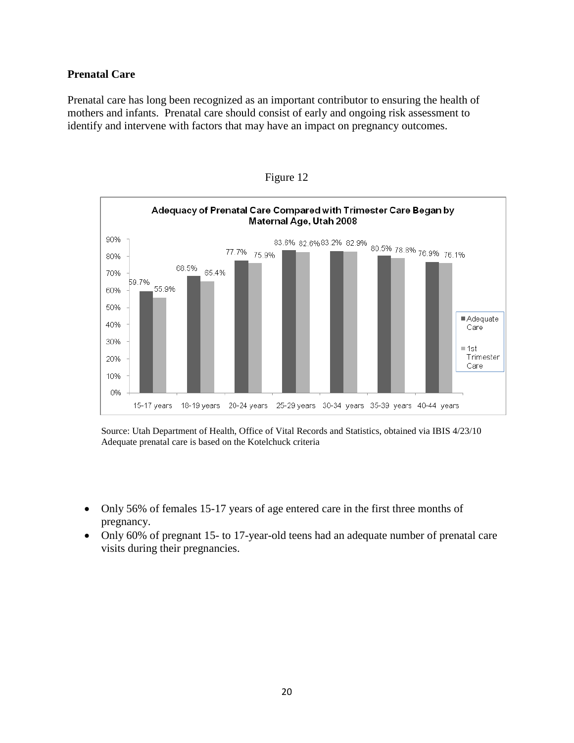**Prenatal Care**

Prenatal care has long been recognized as an important contributor to ensuring the health of mothers and infants. Prenatal care should consist of early and ongoing risk assessment to identify and intervene with factors that may have an impact on pregnancy outcomes.

Figure 12

**Adequacy of Prenatal Care Compared with Trimester Care Began by Maternal Age, Utah 2008**

| Maternal Age | Adequate Care | 1st Trimester Care |
|---|---|---|
| 15-17 years | 59.7% | 55.9% |
| 18-19 years | 68.5% | 65.4% |
| 20-24 years | 77.7% | 75.9% |
| 25-29 years | 83.6% | 82.6% |
| 30-34 years | 83.2% | 82.9% |
| 35-39 years | 80.5% | 78.8% |
| 40-44 years | 76.9% | 76.1% |

Source: Utah Department of Health, Office of Vital Records and Statistics, obtained via IBIS 4/23/10
Adequate prenatal care is based on the Kotelchuck criteria

- Only 56% of females 15-17 years of age entered care in the first three months of pregnancy.
- Only 60% of pregnant 15- to 17-year-old teens had an adequate number of prenatal care visits during their pregnancies.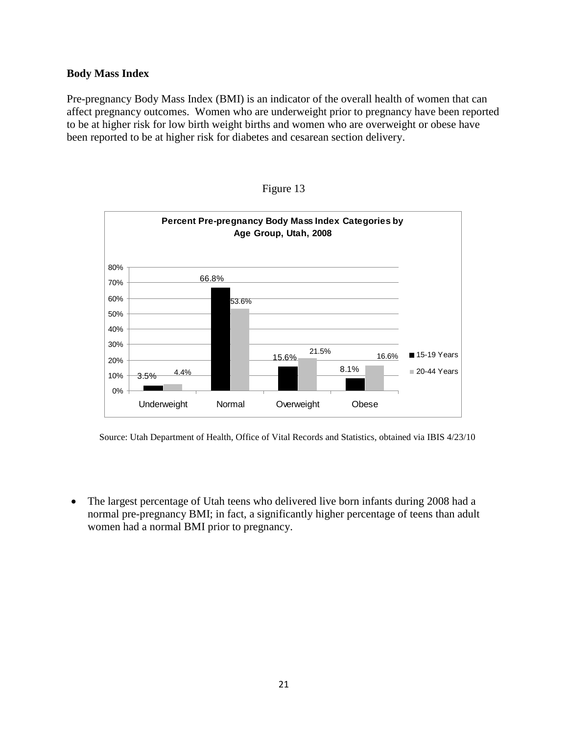## Body Mass Index

Pre-pregnancy Body Mass Index (BMI) is an indicator of the overall health of women that can affect pregnancy outcomes. Women who are underweight prior to pregnancy have been reported to be at higher risk for low birth weight births and women who are overweight or obese have been reported to be at higher risk for diabetes and cesarean section delivery.

Figure 13

**Percent Pre-pregnancy Body Mass Index Categories by Age Group, Utah, 2008**

| | Underweight | Normal | Overweight | Obese |
|---|---|---|---|---|
| 15-19 Years | 3.5% | 66.8% | 15.6% | 8.1% |
| 20-44 Years | 4.4% | 53.6% | 21.5% | 16.6% |

Source: Utah Department of Health, Office of Vital Records and Statistics, obtained via IBIS 4/23/10

- The largest percentage of Utah teens who delivered live born infants during 2008 had a normal pre-pregnancy BMI; in fact, a significantly higher percentage of teens than adult women had a normal BMI prior to pregnancy.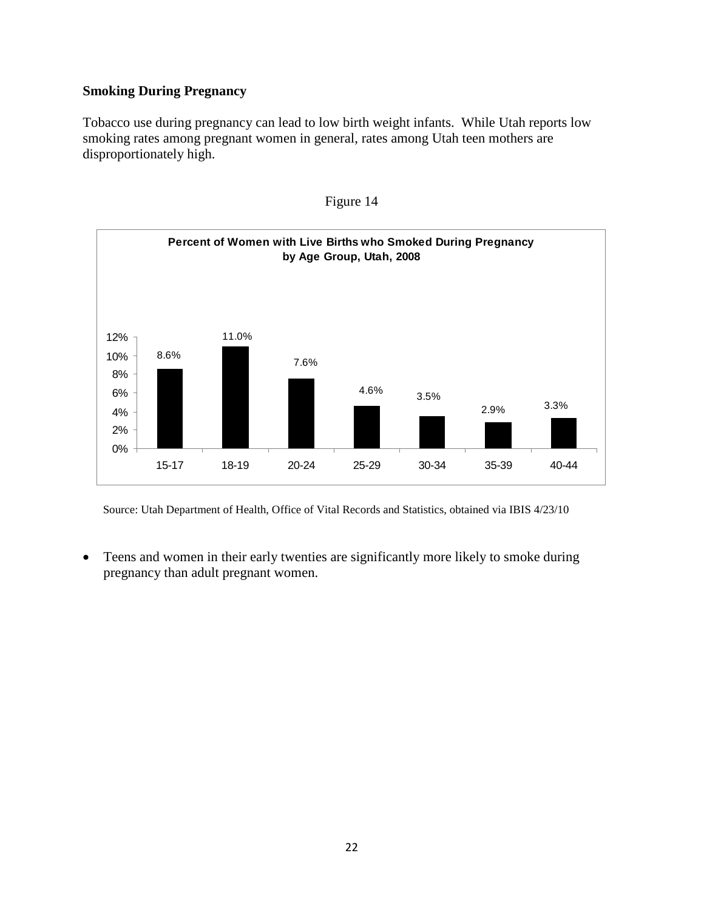**Smoking During Pregnancy**

Tobacco use during pregnancy can lead to low birth weight infants. While Utah reports low smoking rates among pregnant women in general, rates among Utah teen mothers are disproportionately high.

Figure 14

**Percent of Women with Live Births who Smoked During Pregnancy by Age Group, Utah, 2008**

| Age Group | Percent |
| --- | --- |
| 15-17 | 8.6% |
| 18-19 | 11.0% |
| 20-24 | 7.6% |
| 25-29 | 4.6% |
| 30-34 | 3.5% |
| 35-39 | 2.9% |
| 40-44 | 3.3% |

Source: Utah Department of Health, Office of Vital Records and Statistics, obtained via IBIS 4/23/10

- Teens and women in their early twenties are significantly more likely to smoke during pregnancy than adult pregnant women.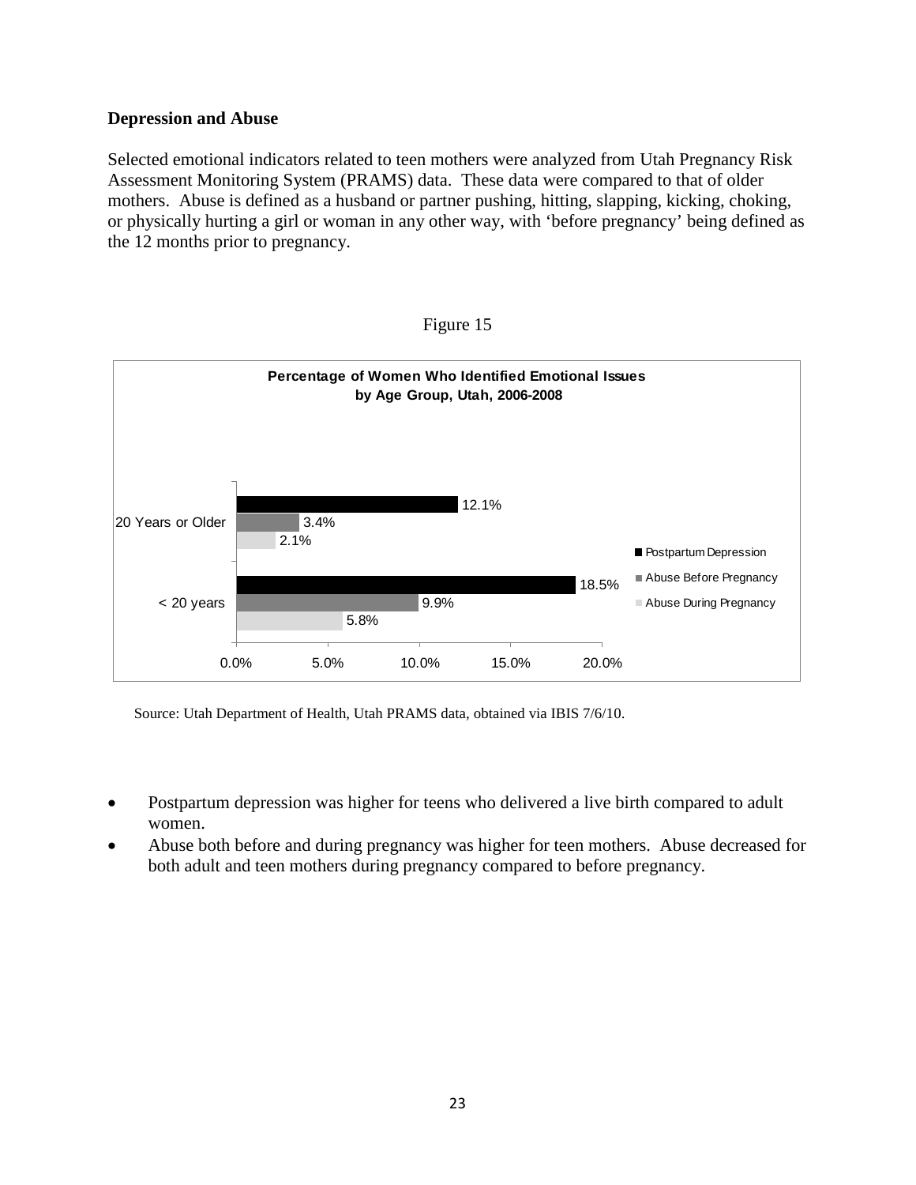**Depression and Abuse**

Selected emotional indicators related to teen mothers were analyzed from Utah Pregnancy Risk Assessment Monitoring System (PRAMS) data. These data were compared to that of older mothers. Abuse is defined as a husband or partner pushing, hitting, slapping, kicking, choking, or physically hurting a girl or woman in any other way, with 'before pregnancy' being defined as the 12 months prior to pregnancy.

Figure 15

**Percentage of Women Who Identified Emotional Issues by Age Group, Utah, 2006-2008**

| Age Group | Postpartum Depression | Abuse Before Pregnancy | Abuse During Pregnancy |
|---|---|---|---|
| 20 Years or Older | 12.1% | 3.4% | 2.1% |
| < 20 years | 18.5% | 9.9% | 5.8% |

Source: Utah Department of Health, Utah PRAMS data, obtained via IBIS 7/6/10.

- Postpartum depression was higher for teens who delivered a live birth compared to adult women.
- Abuse both before and during pregnancy was higher for teen mothers. Abuse decreased for both adult and teen mothers during pregnancy compared to before pregnancy.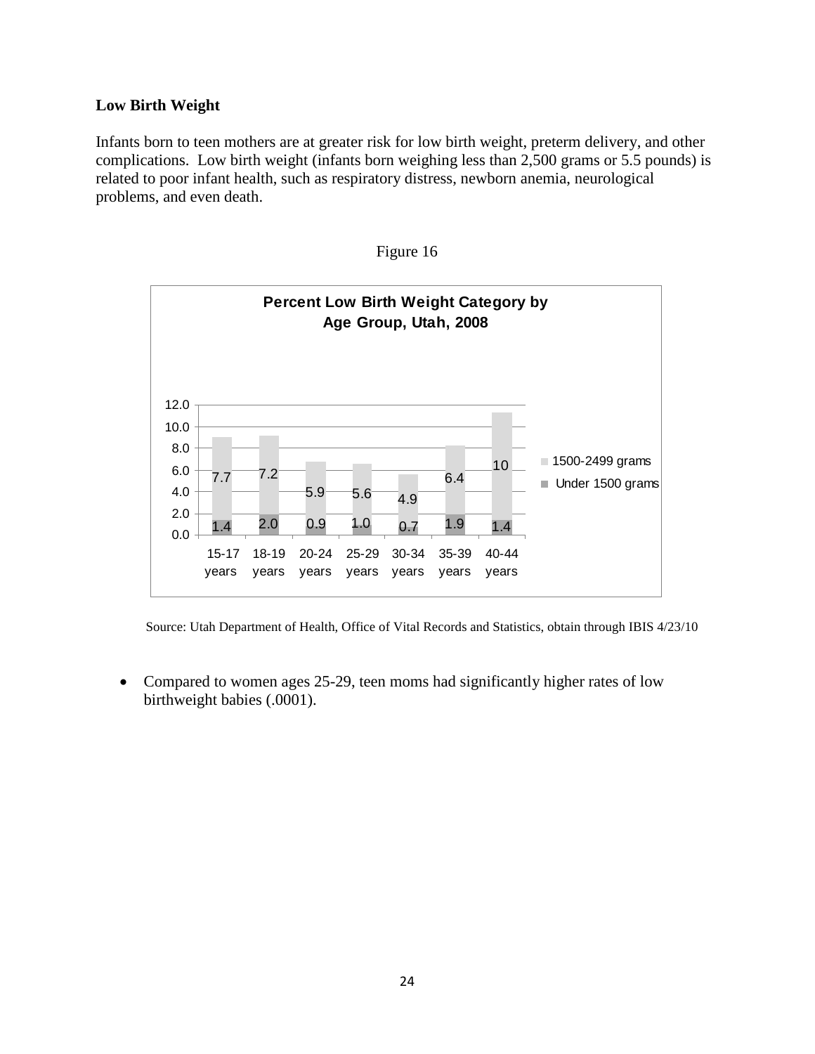**Low Birth Weight**

Infants born to teen mothers are at greater risk for low birth weight, preterm delivery, and other complications. Low birth weight (infants born weighing less than 2,500 grams or 5.5 pounds) is related to poor infant health, such as respiratory distress, newborn anemia, neurological problems, and even death.

Figure 16

**Percent Low Birth Weight Category by Age Group, Utah, 2008**

| Age Group | Under 1500 grams | 1500-2499 grams |
|---|---|---|
| 15-17 years | 1.4 | 7.7 |
| 18-19 years | 2.0 | 7.2 |
| 20-24 years | 0.9 | 5.9 |
| 25-29 years | 1.0 | 5.6 |
| 30-34 years | 0.7 | 4.9 |
| 35-39 years | 1.9 | 6.4 |
| 40-44 years | 1.4 | 10 |

Source: Utah Department of Health, Office of Vital Records and Statistics, obtain through IBIS 4/23/10

- Compared to women ages 25-29, teen moms had significantly higher rates of low birthweight babies (.0001).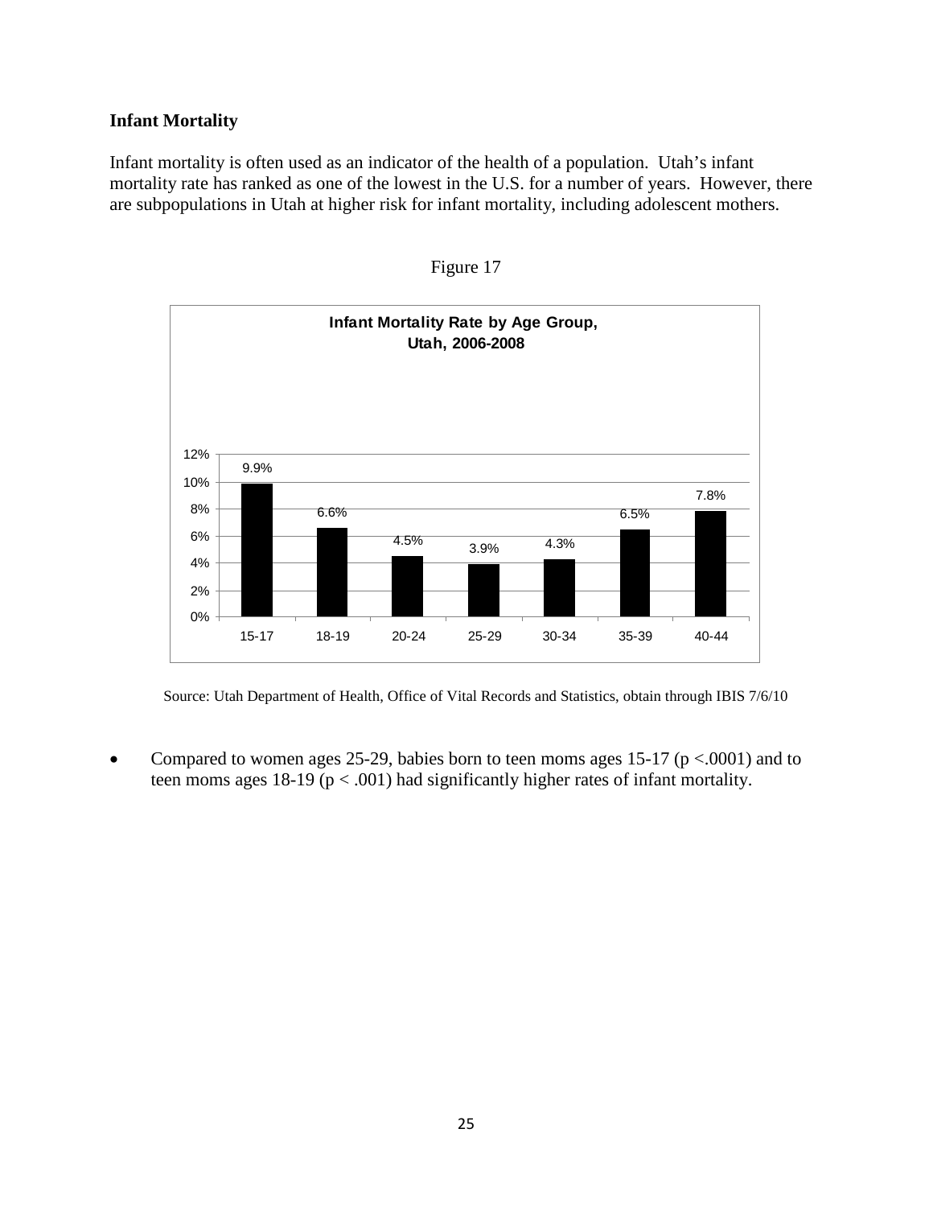## Infant Mortality

Infant mortality is often used as an indicator of the health of a population. Utah's infant mortality rate has ranked as one of the lowest in the U.S. for a number of years. However, there are subpopulations in Utah at higher risk for infant mortality, including adolescent mothers.

Figure 17

**Infant Mortality Rate by Age Group, Utah, 2006-2008**

| Age Group | Rate |
|---|---|
| 15-17 | 9.9% |
| 18-19 | 6.6% |
| 20-24 | 4.5% |
| 25-29 | 3.9% |
| 30-34 | 4.3% |
| 35-39 | 6.5% |
| 40-44 | 7.8% |

Source: Utah Department of Health, Office of Vital Records and Statistics, obtain through IBIS 7/6/10

- Compared to women ages 25-29, babies born to teen moms ages 15-17 ($p < .0001$) and to teen moms ages 18-19 ($p < .001$) had significantly higher rates of infant mortality.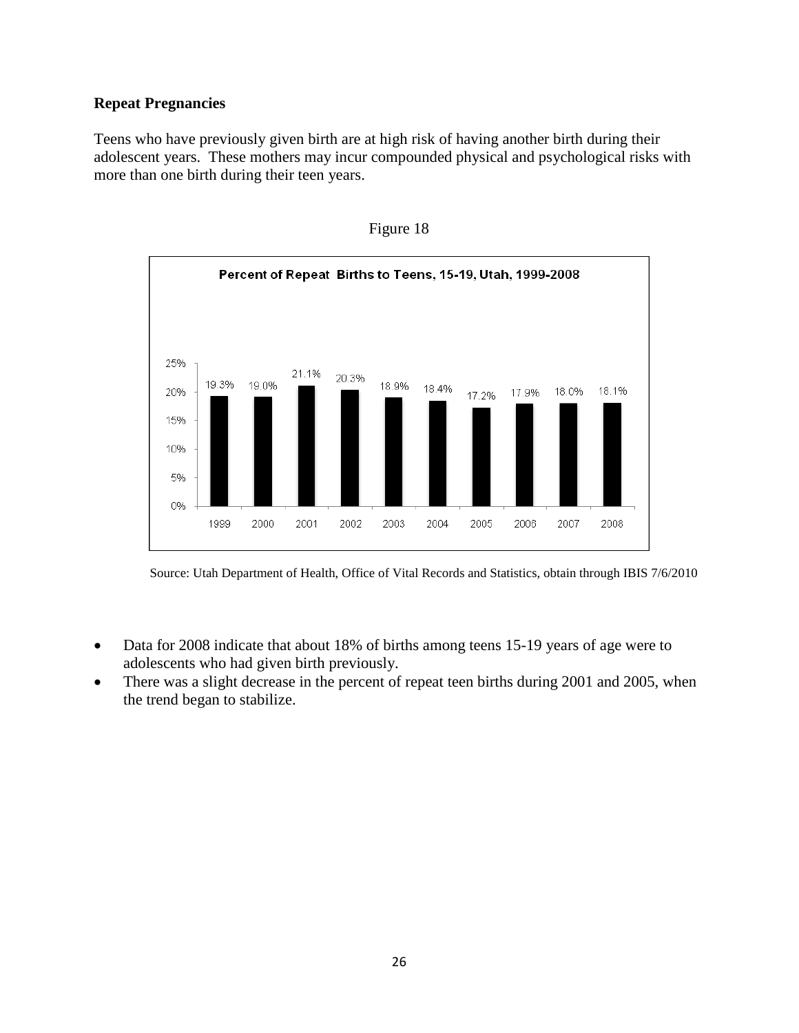**Repeat Pregnancies**

Teens who have previously given birth are at high risk of having another birth during their adolescent years. These mothers may incur compounded physical and psychological risks with more than one birth during their teen years.

Figure 18

**Percent of Repeat Births to Teens, 15-19, Utah, 1999-2008**

| Year | Percent |
|---|---|
| 1999 | 19.3% |
| 2000 | 19.0% |
| 2001 | 21.1% |
| 2002 | 20.3% |
| 2003 | 18.9% |
| 2004 | 18.4% |
| 2005 | 17.2% |
| 2006 | 17.9% |
| 2007 | 18.0% |
| 2008 | 18.1% |

Source: Utah Department of Health, Office of Vital Records and Statistics, obtain through IBIS 7/6/2010

- Data for 2008 indicate that about 18% of births among teens 15-19 years of age were to adolescents who had given birth previously.
- There was a slight decrease in the percent of repeat teen births during 2001 and 2005, when the trend began to stabilize.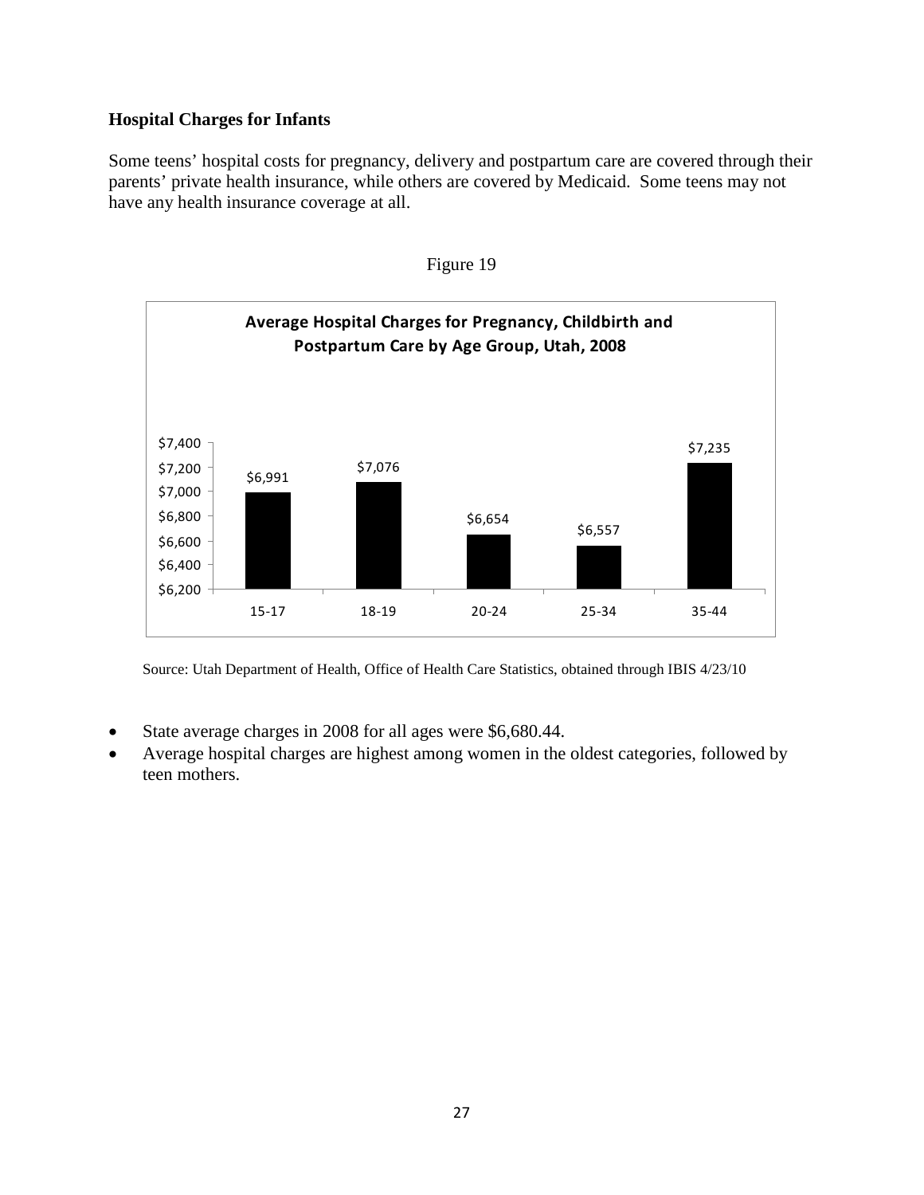### Hospital Charges for Infants

Some teens' hospital costs for pregnancy, delivery and postpartum care are covered through their parents' private health insurance, while others are covered by Medicaid. Some teens may not have any health insurance coverage at all.

Figure 19

**Average Hospital Charges for Pregnancy, Childbirth and Postpartum Care by Age Group, Utah, 2008**

| Age Group | Average Charges |
|---|---|
| 15-17 | $6,991 |
| 18-19 | $7,076 |
| 20-24 | $6,654 |
| 25-34 | $6,557 |
| 35-44 | $7,235 |

Source: Utah Department of Health, Office of Health Care Statistics, obtained through IBIS 4/23/10

- State average charges in 2008 for all ages were $6,680.44.
- Average hospital charges are highest among women in the oldest categories, followed by teen mothers.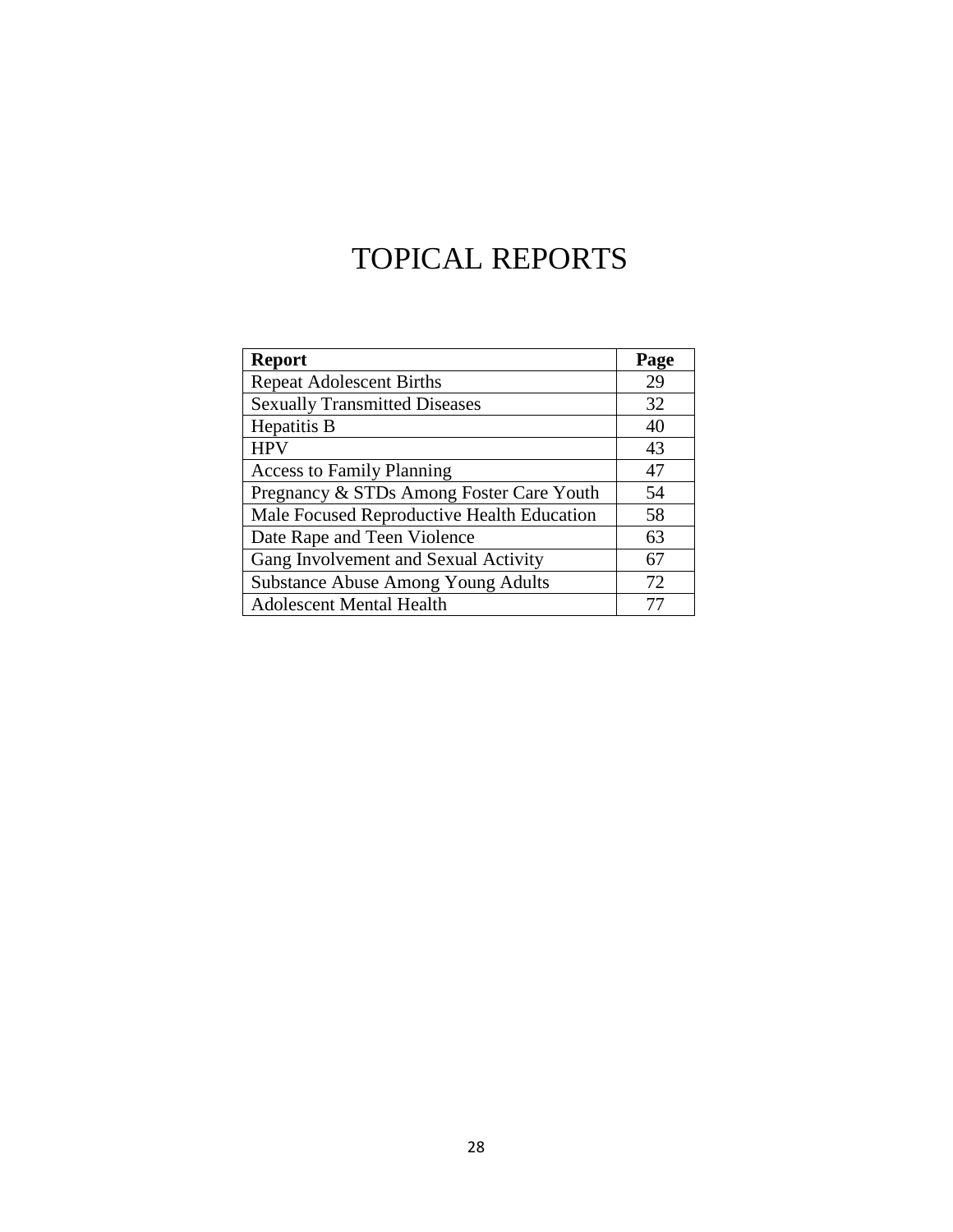# TOPICAL REPORTS

| Report | Page |
|---|---|
| Repeat Adolescent Births | 29 |
| Sexually Transmitted Diseases | 32 |
| Hepatitis B | 40 |
| HPV | 43 |
| Access to Family Planning | 47 |
| Pregnancy & STDs Among Foster Care Youth | 54 |
| Male Focused Reproductive Health Education | 58 |
| Date Rape and Teen Violence | 63 |
| Gang Involvement and Sexual Activity | 67 |
| Substance Abuse Among Young Adults | 72 |
| Adolescent Mental Health | 77 |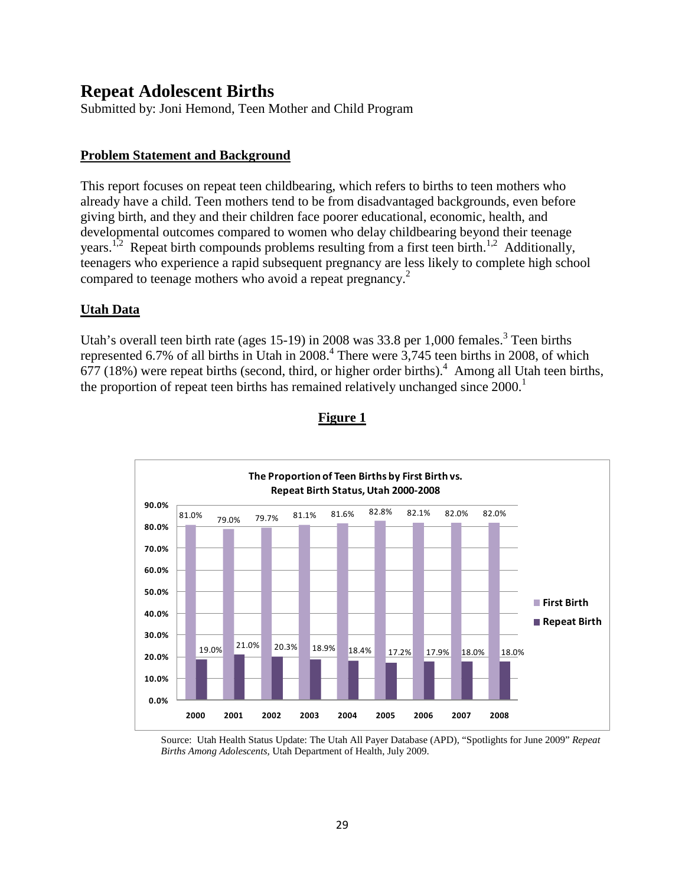# Repeat Adolescent Births

Submitted by: Joni Hemond, Teen Mother and Child Program

## Problem Statement and Background

This report focuses on repeat teen childbearing, which refers to births to teen mothers who already have a child. Teen mothers tend to be from disadvantaged backgrounds, even before giving birth, and they and their children face poorer educational, economic, health, and developmental outcomes compared to women who delay childbearing beyond their teenage years.[1,2] Repeat birth compounds problems resulting from a first teen birth.[1,2] Additionally, teenagers who experience a rapid subsequent pregnancy are less likely to complete high school compared to teenage mothers who avoid a repeat pregnancy.[2]

## Utah Data

Utah's overall teen birth rate (ages 15-19) in 2008 was 33.8 per 1,000 females.[3] Teen births represented 6.7% of all births in Utah in 2008.[4] There were 3,745 teen births in 2008, of which 677 (18%) were repeat births (second, third, or higher order births).[4] Among all Utah teen births, the proportion of repeat teen births has remained relatively unchanged since 2000.[1]

**Figure 1**

**The Proportion of Teen Births by First Birth vs. Repeat Birth Status, Utah 2000-2008**

| Year | First Birth | Repeat Birth |
|---|---|---|
| 2000 | 81.0% | 19.0% |
| 2001 | 79.0% | 21.0% |
| 2002 | 79.7% | 20.3% |
| 2003 | 81.1% | 18.9% |
| 2004 | 81.6% | 18.4% |
| 2005 | 82.8% | 17.2% |
| 2006 | 82.1% | 17.9% |
| 2007 | 82.0% | 18.0% |
| 2008 | 82.0% | 18.0% |

Source: Utah Health Status Update: The Utah All Payer Database (APD), "Spotlights for June 2009" *Repeat Births Among Adolescents,* Utah Department of Health, July 2009.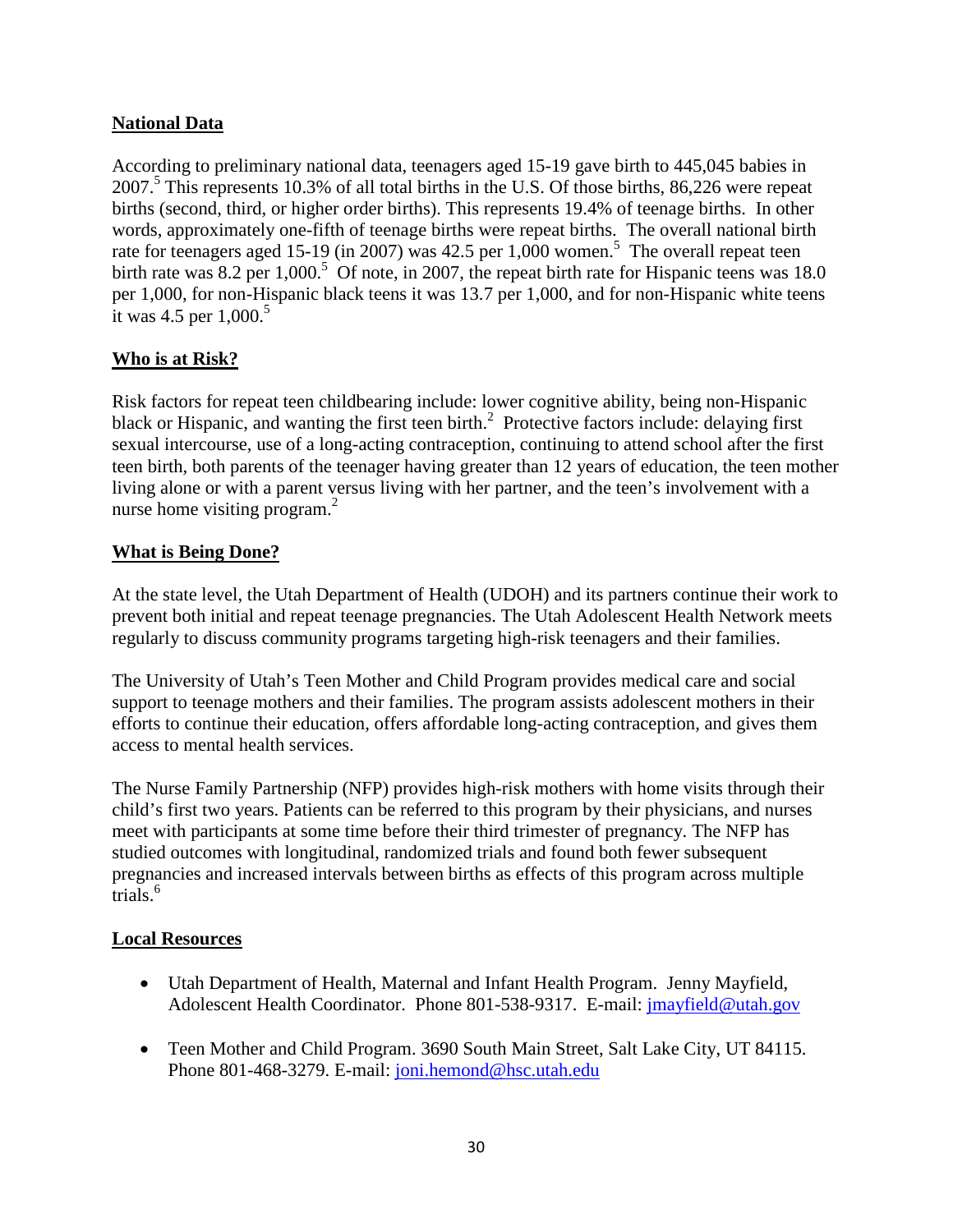## National Data

According to preliminary national data, teenagers aged 15-19 gave birth to 445,045 babies in 2007.[5] This represents 10.3% of all total births in the U.S. Of those births, 86,226 were repeat births (second, third, or higher order births). This represents 19.4% of teenage births. In other words, approximately one-fifth of teenage births were repeat births. The overall national birth rate for teenagers aged 15-19 (in 2007) was 42.5 per 1,000 women.[5] The overall repeat teen birth rate was 8.2 per 1,000.[5] Of note, in 2007, the repeat birth rate for Hispanic teens was 18.0 per 1,000, for non-Hispanic black teens it was 13.7 per 1,000, and for non-Hispanic white teens it was 4.5 per 1,000.[5]

## Who is at Risk?

Risk factors for repeat teen childbearing include: lower cognitive ability, being non-Hispanic black or Hispanic, and wanting the first teen birth.[2] Protective factors include: delaying first sexual intercourse, use of a long-acting contraception, continuing to attend school after the first teen birth, both parents of the teenager having greater than 12 years of education, the teen mother living alone or with a parent versus living with her partner, and the teen's involvement with a nurse home visiting program.[2]

## What is Being Done?

At the state level, the Utah Department of Health (UDOH) and its partners continue their work to prevent both initial and repeat teenage pregnancies. The Utah Adolescent Health Network meets regularly to discuss community programs targeting high-risk teenagers and their families.

The University of Utah's Teen Mother and Child Program provides medical care and social support to teenage mothers and their families. The program assists adolescent mothers in their efforts to continue their education, offers affordable long-acting contraception, and gives them access to mental health services.

The Nurse Family Partnership (NFP) provides high-risk mothers with home visits through their child's first two years. Patients can be referred to this program by their physicians, and nurses meet with participants at some time before their third trimester of pregnancy. The NFP has studied outcomes with longitudinal, randomized trials and found both fewer subsequent pregnancies and increased intervals between births as effects of this program across multiple trials.[6]

## Local Resources

- Utah Department of Health, Maternal and Infant Health Program. Jenny Mayfield, Adolescent Health Coordinator. Phone 801-538-9317. E-mail: jmayfield@utah.gov
- Teen Mother and Child Program. 3690 South Main Street, Salt Lake City, UT 84115. Phone 801-468-3279. E-mail: joni.hemond@hsc.utah.edu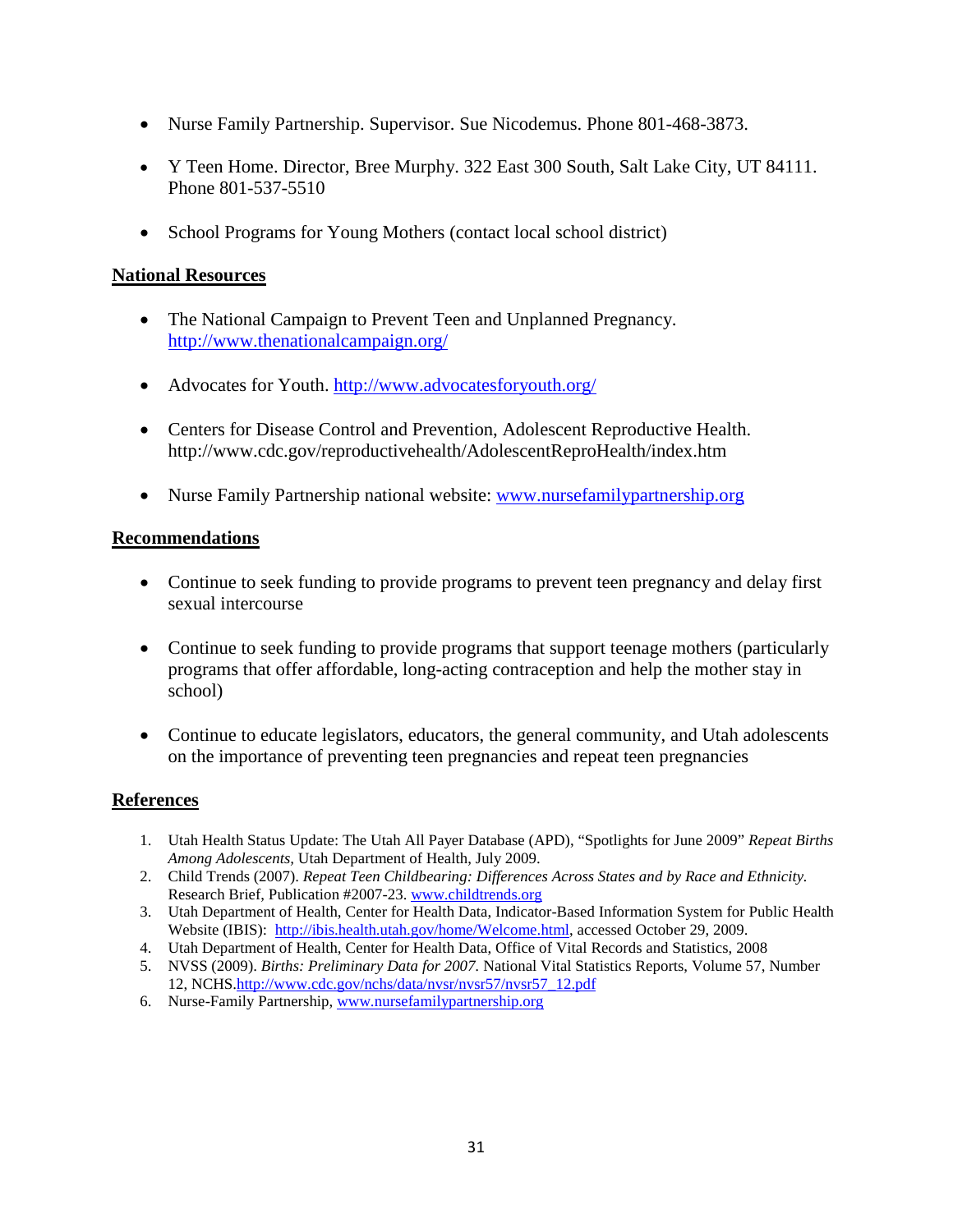- Nurse Family Partnership. Supervisor. Sue Nicodemus. Phone 801-468-3873.

- Y Teen Home. Director, Bree Murphy. 322 East 300 South, Salt Lake City, UT 84111. Phone 801-537-5510

- School Programs for Young Mothers (contact local school district)

## National Resources

- The National Campaign to Prevent Teen and Unplanned Pregnancy. http://www.thenationalcampaign.org/

- Advocates for Youth. http://www.advocatesforyouth.org/

- Centers for Disease Control and Prevention, Adolescent Reproductive Health. http://www.cdc.gov/reproductivehealth/AdolescentReproHealth/index.htm

- Nurse Family Partnership national website: www.nursefamilypartnership.org

## Recommendations

- Continue to seek funding to provide programs to prevent teen pregnancy and delay first sexual intercourse

- Continue to seek funding to provide programs that support teenage mothers (particularly programs that offer affordable, long-acting contraception and help the mother stay in school)

- Continue to educate legislators, educators, the general community, and Utah adolescents on the importance of preventing teen pregnancies and repeat teen pregnancies

## References

1. Utah Health Status Update: The Utah All Payer Database (APD), "Spotlights for June 2009" *Repeat Births Among Adolescents*, Utah Department of Health, July 2009.
2. Child Trends (2007). *Repeat Teen Childbearing: Differences Across States and by Race and Ethnicity.* Research Brief, Publication #2007-23. www.childtrends.org
3. Utah Department of Health, Center for Health Data, Indicator-Based Information System for Public Health Website (IBIS): http://ibis.health.utah.gov/home/Welcome.html, accessed October 29, 2009.
4. Utah Department of Health, Center for Health Data, Office of Vital Records and Statistics, 2008
5. NVSS (2009). *Births: Preliminary Data for 2007.* National Vital Statistics Reports, Volume 57, Number 12, NCHS.http://www.cdc.gov/nchs/data/nvsr/nvsr57/nvsr57_12.pdf
6. Nurse-Family Partnership, www.nursefamilypartnership.org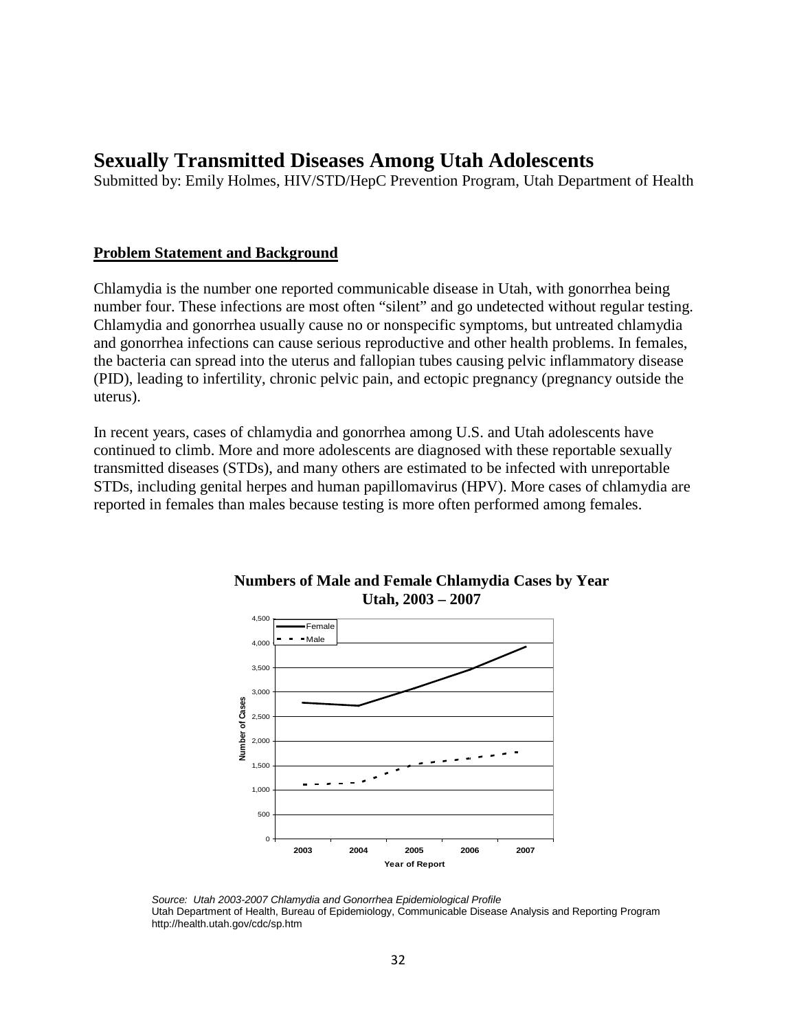# Sexually Transmitted Diseases Among Utah Adolescents

Submitted by: Emily Holmes, HIV/STD/HepC Prevention Program, Utah Department of Health

## Problem Statement and Background

Chlamydia is the number one reported communicable disease in Utah, with gonorrhea being number four. These infections are most often "silent" and go undetected without regular testing. Chlamydia and gonorrhea usually cause no or nonspecific symptoms, but untreated chlamydia and gonorrhea infections can cause serious reproductive and other health problems. In females, the bacteria can spread into the uterus and fallopian tubes causing pelvic inflammatory disease (PID), leading to infertility, chronic pelvic pain, and ectopic pregnancy (pregnancy outside the uterus).

In recent years, cases of chlamydia and gonorrhea among U.S. and Utah adolescents have continued to climb. More and more adolescents are diagnosed with these reportable sexually transmitted diseases (STDs), and many others are estimated to be infected with unreportable STDs, including genital herpes and human papillomavirus (HPV). More cases of chlamydia are reported in females than males because testing is more often performed among females.

**Numbers of Male and Female Chlamydia Cases by Year**
**Utah, 2003 – 2007**

*Source: Utah 2003-2007 Chlamydia and Gonorrhea Epidemiological Profile*
Utah Department of Health, Bureau of Epidemiology, Communicable Disease Analysis and Reporting Program
http://health.utah.gov/cdc/sp.htm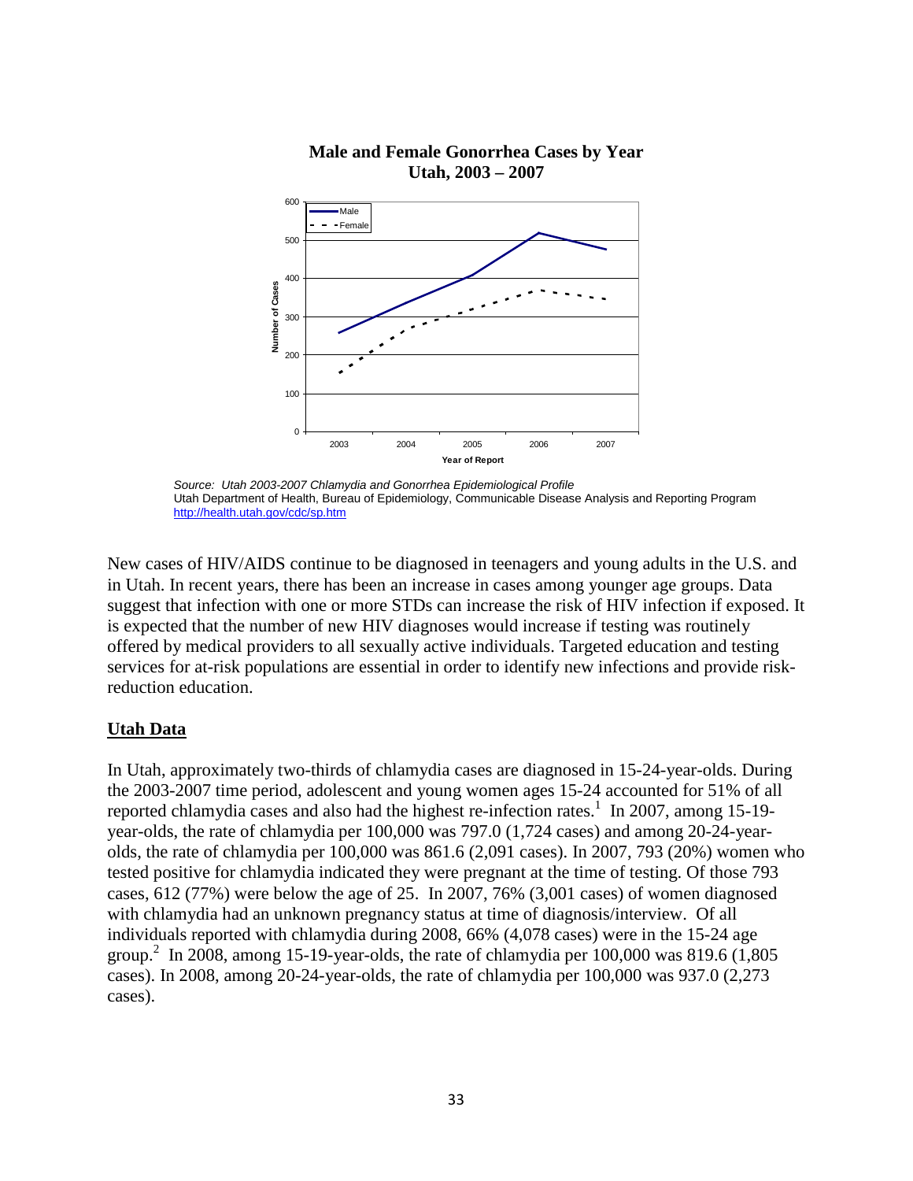**Male and Female Gonorrhea Cases by Year**
**Utah, 2003 – 2007**

*Source: Utah 2003-2007 Chlamydia and Gonorrhea Epidemiological Profile*
Utah Department of Health, Bureau of Epidemiology, Communicable Disease Analysis and Reporting Program
http://health.utah.gov/cdc/sp.htm

New cases of HIV/AIDS continue to be diagnosed in teenagers and young adults in the U.S. and in Utah. In recent years, there has been an increase in cases among younger age groups. Data suggest that infection with one or more STDs can increase the risk of HIV infection if exposed. It is expected that the number of new HIV diagnoses would increase if testing was routinely offered by medical providers to all sexually active individuals. Targeted education and testing services for at-risk populations are essential in order to identify new infections and provide risk-reduction education.

## Utah Data

In Utah, approximately two-thirds of chlamydia cases are diagnosed in 15-24-year-olds. During the 2003-2007 time period, adolescent and young women ages 15-24 accounted for 51% of all reported chlamydia cases and also had the highest re-infection rates.[1] In 2007, among 15-19-year-olds, the rate of chlamydia per 100,000 was 797.0 (1,724 cases) and among 20-24-year-olds, the rate of chlamydia per 100,000 was 861.6 (2,091 cases). In 2007, 793 (20%) women who tested positive for chlamydia indicated they were pregnant at the time of testing. Of those 793 cases, 612 (77%) were below the age of 25. In 2007, 76% (3,001 cases) of women diagnosed with chlamydia had an unknown pregnancy status at time of diagnosis/interview. Of all individuals reported with chlamydia during 2008, 66% (4,078 cases) were in the 15-24 age group.[2] In 2008, among 15-19-year-olds, the rate of chlamydia per 100,000 was 819.6 (1,805 cases). In 2008, among 20-24-year-olds, the rate of chlamydia per 100,000 was 937.0 (2,273 cases).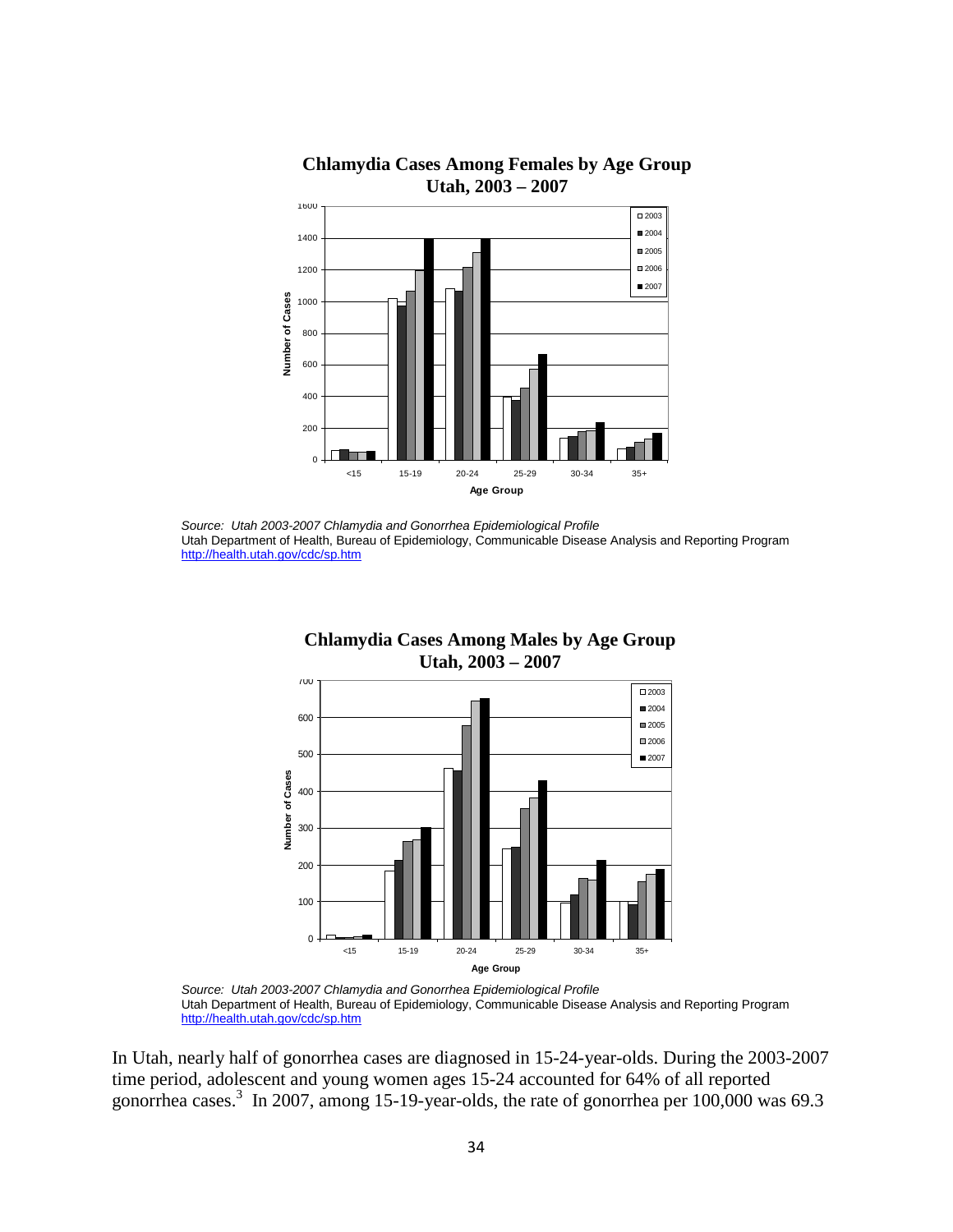**Chlamydia Cases Among Females by Age Group**
**Utah, 2003 – 2007**

*Source: Utah 2003-2007 Chlamydia and Gonorrhea Epidemiological Profile*
Utah Department of Health, Bureau of Epidemiology, Communicable Disease Analysis and Reporting Program
http://health.utah.gov/cdc/sp.htm

**Chlamydia Cases Among Males by Age Group**
**Utah, 2003 – 2007**

*Source: Utah 2003-2007 Chlamydia and Gonorrhea Epidemiological Profile*
Utah Department of Health, Bureau of Epidemiology, Communicable Disease Analysis and Reporting Program
http://health.utah.gov/cdc/sp.htm

In Utah, nearly half of gonorrhea cases are diagnosed in 15-24-year-olds. During the 2003-2007 time period, adolescent and young women ages 15-24 accounted for 64% of all reported gonorrhea cases.[3] In 2007, among 15-19-year-olds, the rate of gonorrhea per 100,000 was 69.3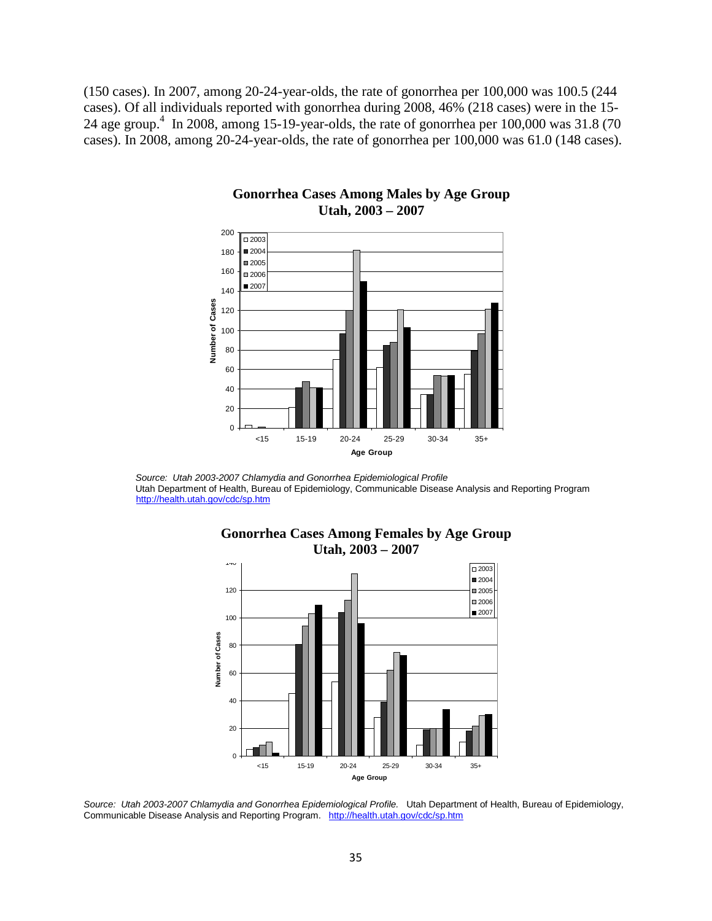(150 cases). In 2007, among 20-24-year-olds, the rate of gonorrhea per 100,000 was 100.5 (244 cases). Of all individuals reported with gonorrhea during 2008, 46% (218 cases) were in the 15-24 age group.[4] In 2008, among 15-19-year-olds, the rate of gonorrhea per 100,000 was 31.8 (70 cases). In 2008, among 20-24-year-olds, the rate of gonorrhea per 100,000 was 61.0 (148 cases).

**Gonorrhea Cases Among Males by Age Group Utah, 2003 – 2007**

*Source: Utah 2003-2007 Chlamydia and Gonorrhea Epidemiological Profile*
Utah Department of Health, Bureau of Epidemiology, Communicable Disease Analysis and Reporting Program
http://health.utah.gov/cdc/sp.htm

**Gonorrhea Cases Among Females by Age Group Utah, 2003 – 2007**

*Source: Utah 2003-2007 Chlamydia and Gonorrhea Epidemiological Profile.* Utah Department of Health, Bureau of Epidemiology, Communicable Disease Analysis and Reporting Program. http://health.utah.gov/cdc/sp.htm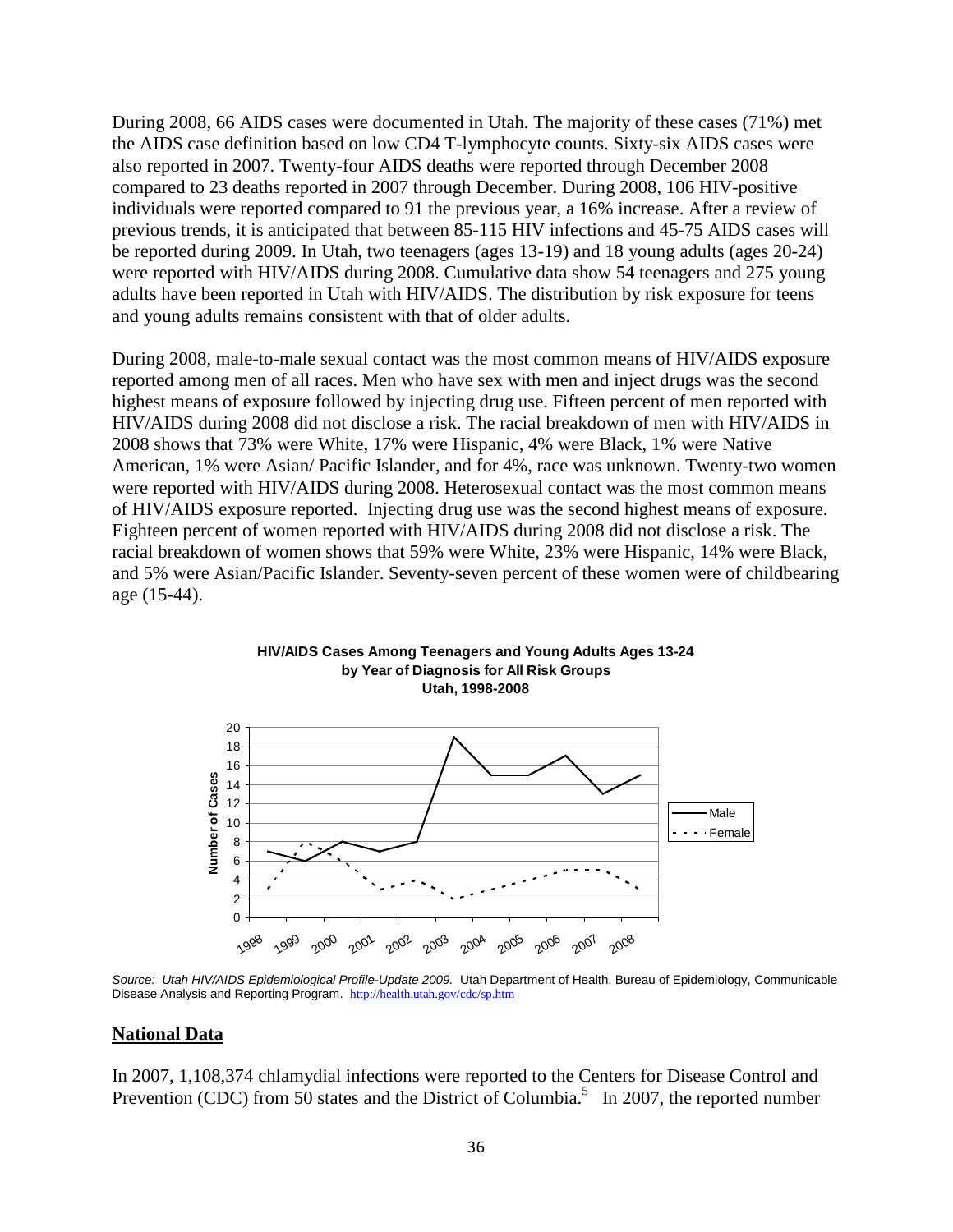During 2008, 66 AIDS cases were documented in Utah. The majority of these cases (71%) met the AIDS case definition based on low CD4 T-lymphocyte counts. Sixty-six AIDS cases were also reported in 2007. Twenty-four AIDS deaths were reported through December 2008 compared to 23 deaths reported in 2007 through December. During 2008, 106 HIV-positive individuals were reported compared to 91 the previous year, a 16% increase. After a review of previous trends, it is anticipated that between 85-115 HIV infections and 45-75 AIDS cases will be reported during 2009. In Utah, two teenagers (ages 13-19) and 18 young adults (ages 20-24) were reported with HIV/AIDS during 2008. Cumulative data show 54 teenagers and 275 young adults have been reported in Utah with HIV/AIDS. The distribution by risk exposure for teens and young adults remains consistent with that of older adults.

During 2008, male-to-male sexual contact was the most common means of HIV/AIDS exposure reported among men of all races. Men who have sex with men and inject drugs was the second highest means of exposure followed by injecting drug use. Fifteen percent of men reported with HIV/AIDS during 2008 did not disclose a risk. The racial breakdown of men with HIV/AIDS in 2008 shows that 73% were White, 17% were Hispanic, 4% were Black, 1% were Native American, 1% were Asian/ Pacific Islander, and for 4%, race was unknown. Twenty-two women were reported with HIV/AIDS during 2008. Heterosexual contact was the most common means of HIV/AIDS exposure reported. Injecting drug use was the second highest means of exposure. Eighteen percent of women reported with HIV/AIDS during 2008 did not disclose a risk. The racial breakdown of women shows that 59% were White, 23% were Hispanic, 14% were Black, and 5% were Asian/Pacific Islander. Seventy-seven percent of these women were of childbearing age (15-44).

**HIV/AIDS Cases Among Teenagers and Young Adults Ages 13-24 by Year of Diagnosis for All Risk Groups Utah, 1998-2008**

| Year | Male | Female |
|---|---|---|
| 1998 | 7 | 3 |
| 1999 | 6 | 8 |
| 2000 | 8 | 6 |
| 2001 | 7 | 3 |
| 2002 | 8 | 4 |
| 2003 | 19 | 2 |
| 2004 | 15 | 3 |
| 2005 | 15 | 4 |
| 2006 | 17 | 5 |
| 2007 | 13 | 5 |
| 2008 | 15 | 3 |

*Source: Utah HIV/AIDS Epidemiological Profile-Update 2009.* Utah Department of Health, Bureau of Epidemiology, Communicable Disease Analysis and Reporting Program. http://health.utah.gov/cdc/sp.htm

## National Data

In 2007, 1,108,374 chlamydial infections were reported to the Centers for Disease Control and Prevention (CDC) from 50 states and the District of Columbia.[5] In 2007, the reported number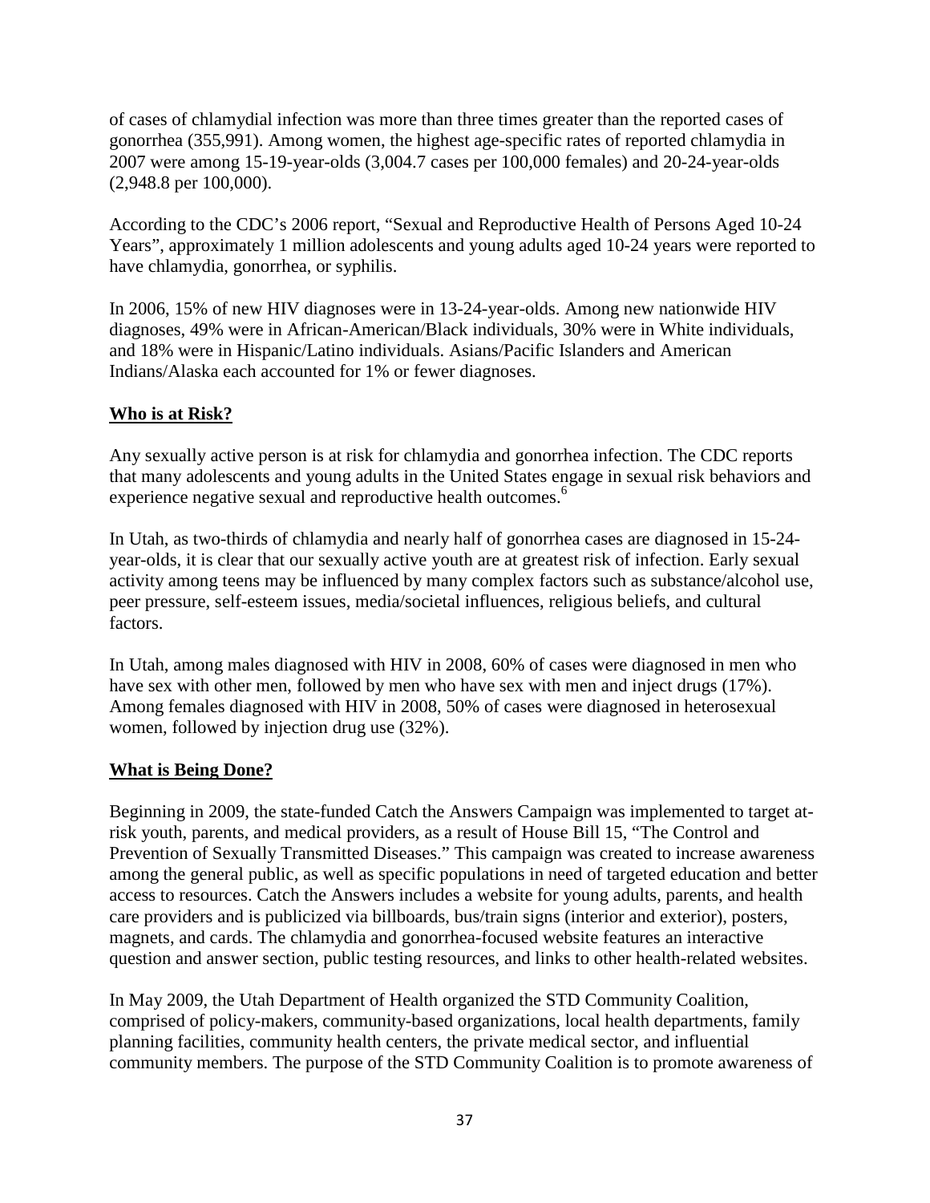of cases of chlamydial infection was more than three times greater than the reported cases of gonorrhea (355,991). Among women, the highest age-specific rates of reported chlamydia in 2007 were among 15-19-year-olds (3,004.7 cases per 100,000 females) and 20-24-year-olds (2,948.8 per 100,000).

According to the CDC's 2006 report, "Sexual and Reproductive Health of Persons Aged 10-24 Years", approximately 1 million adolescents and young adults aged 10-24 years were reported to have chlamydia, gonorrhea, or syphilis.

In 2006, 15% of new HIV diagnoses were in 13-24-year-olds. Among new nationwide HIV diagnoses, 49% were in African-American/Black individuals, 30% were in White individuals, and 18% were in Hispanic/Latino individuals. Asians/Pacific Islanders and American Indians/Alaska each accounted for 1% or fewer diagnoses.

## **Who is at Risk?**

Any sexually active person is at risk for chlamydia and gonorrhea infection. The CDC reports that many adolescents and young adults in the United States engage in sexual risk behaviors and experience negative sexual and reproductive health outcomes.[6]

In Utah, as two-thirds of chlamydia and nearly half of gonorrhea cases are diagnosed in 15-24-year-olds, it is clear that our sexually active youth are at greatest risk of infection. Early sexual activity among teens may be influenced by many complex factors such as substance/alcohol use, peer pressure, self-esteem issues, media/societal influences, religious beliefs, and cultural factors.

In Utah, among males diagnosed with HIV in 2008, 60% of cases were diagnosed in men who have sex with other men, followed by men who have sex with men and inject drugs (17%). Among females diagnosed with HIV in 2008, 50% of cases were diagnosed in heterosexual women, followed by injection drug use (32%).

## **What is Being Done?**

Beginning in 2009, the state-funded Catch the Answers Campaign was implemented to target at-risk youth, parents, and medical providers, as a result of House Bill 15, "The Control and Prevention of Sexually Transmitted Diseases." This campaign was created to increase awareness among the general public, as well as specific populations in need of targeted education and better access to resources. Catch the Answers includes a website for young adults, parents, and health care providers and is publicized via billboards, bus/train signs (interior and exterior), posters, magnets, and cards. The chlamydia and gonorrhea-focused website features an interactive question and answer section, public testing resources, and links to other health-related websites.

In May 2009, the Utah Department of Health organized the STD Community Coalition, comprised of policy-makers, community-based organizations, local health departments, family planning facilities, community health centers, the private medical sector, and influential community members. The purpose of the STD Community Coalition is to promote awareness of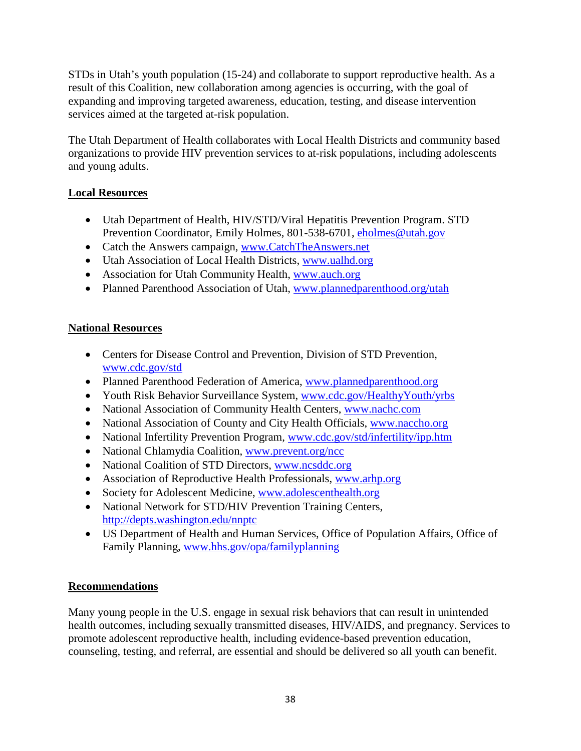STDs in Utah's youth population (15-24) and collaborate to support reproductive health. As a result of this Coalition, new collaboration among agencies is occurring, with the goal of expanding and improving targeted awareness, education, testing, and disease intervention services aimed at the targeted at-risk population.

The Utah Department of Health collaborates with Local Health Districts and community based organizations to provide HIV prevention services to at-risk populations, including adolescents and young adults.

## Local Resources

- Utah Department of Health, HIV/STD/Viral Hepatitis Prevention Program. STD Prevention Coordinator, Emily Holmes, 801-538-6701, eholmes@utah.gov
- Catch the Answers campaign, www.CatchTheAnswers.net
- Utah Association of Local Health Districts, www.ualhd.org
- Association for Utah Community Health, www.auch.org
- Planned Parenthood Association of Utah, www.plannedparenthood.org/utah

## National Resources

- Centers for Disease Control and Prevention, Division of STD Prevention, www.cdc.gov/std
- Planned Parenthood Federation of America, www.plannedparenthood.org
- Youth Risk Behavior Surveillance System, www.cdc.gov/HealthyYouth/yrbs
- National Association of Community Health Centers, www.nachc.com
- National Association of County and City Health Officials, www.naccho.org
- National Infertility Prevention Program, www.cdc.gov/std/infertility/ipp.htm
- National Chlamydia Coalition, www.prevent.org/ncc
- National Coalition of STD Directors, www.ncsddc.org
- Association of Reproductive Health Professionals, www.arhp.org
- Society for Adolescent Medicine, www.adolescenthealth.org
- National Network for STD/HIV Prevention Training Centers, http://depts.washington.edu/nnptc
- US Department of Health and Human Services, Office of Population Affairs, Office of Family Planning, www.hhs.gov/opa/familyplanning

## Recommendations

Many young people in the U.S. engage in sexual risk behaviors that can result in unintended health outcomes, including sexually transmitted diseases, HIV/AIDS, and pregnancy. Services to promote adolescent reproductive health, including evidence-based prevention education, counseling, testing, and referral, are essential and should be delivered so all youth can benefit.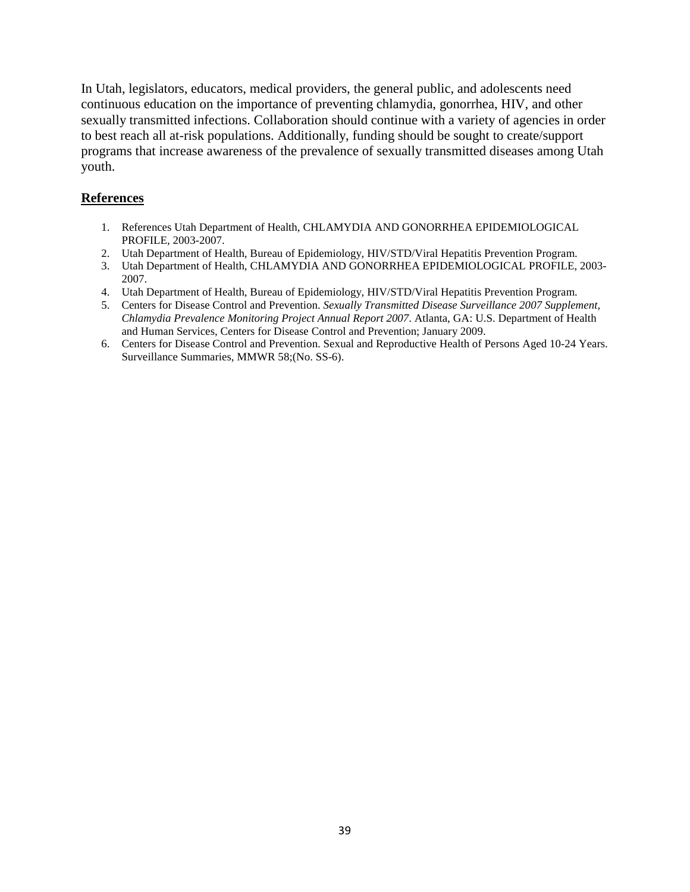In Utah, legislators, educators, medical providers, the general public, and adolescents need continuous education on the importance of preventing chlamydia, gonorrhea, HIV, and other sexually transmitted infections. Collaboration should continue with a variety of agencies in order to best reach all at-risk populations. Additionally, funding should be sought to create/support programs that increase awareness of the prevalence of sexually transmitted diseases among Utah youth.

## References

1. References Utah Department of Health, CHLAMYDIA AND GONORRHEA EPIDEMIOLOGICAL PROFILE, 2003-2007.
2. Utah Department of Health, Bureau of Epidemiology, HIV/STD/Viral Hepatitis Prevention Program.
3. Utah Department of Health, CHLAMYDIA AND GONORRHEA EPIDEMIOLOGICAL PROFILE, 2003-2007.
4. Utah Department of Health, Bureau of Epidemiology, HIV/STD/Viral Hepatitis Prevention Program.
5. Centers for Disease Control and Prevention. *Sexually Transmitted Disease Surveillance 2007 Supplement, Chlamydia Prevalence Monitoring Project Annual Report 2007*. Atlanta, GA: U.S. Department of Health and Human Services, Centers for Disease Control and Prevention; January 2009.
6. Centers for Disease Control and Prevention. Sexual and Reproductive Health of Persons Aged 10-24 Years. Surveillance Summaries, MMWR 58;(No. SS-6).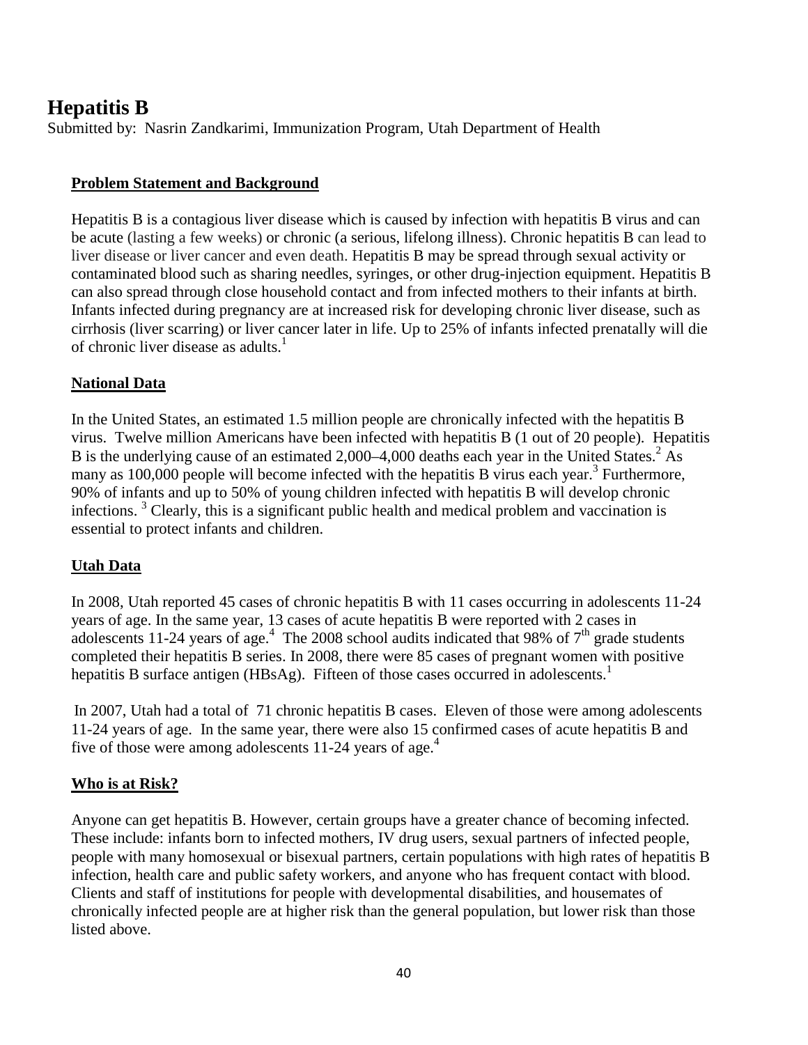# Hepatitis B

Submitted by: Nasrin Zandkarimi, Immunization Program, Utah Department of Health

## Problem Statement and Background

Hepatitis B is a contagious liver disease which is caused by infection with hepatitis B virus and can be acute (lasting a few weeks) or chronic (a serious, lifelong illness). Chronic hepatitis B can lead to liver disease or liver cancer and even death. Hepatitis B may be spread through sexual activity or contaminated blood such as sharing needles, syringes, or other drug-injection equipment. Hepatitis B can also spread through close household contact and from infected mothers to their infants at birth. Infants infected during pregnancy are at increased risk for developing chronic liver disease, such as cirrhosis (liver scarring) or liver cancer later in life. Up to 25% of infants infected prenatally will die of chronic liver disease as adults.[1]

## National Data

In the United States, an estimated 1.5 million people are chronically infected with the hepatitis B virus. Twelve million Americans have been infected with hepatitis B (1 out of 20 people). Hepatitis B is the underlying cause of an estimated 2,000–4,000 deaths each year in the United States.[2] As many as 100,000 people will become infected with the hepatitis B virus each year.[3] Furthermore, 90% of infants and up to 50% of young children infected with hepatitis B will develop chronic infections.[3] Clearly, this is a significant public health and medical problem and vaccination is essential to protect infants and children.

## Utah Data

In 2008, Utah reported 45 cases of chronic hepatitis B with 11 cases occurring in adolescents 11-24 years of age. In the same year, 13 cases of acute hepatitis B were reported with 2 cases in adolescents 11-24 years of age.[4] The 2008 school audits indicated that 98% of 7$^{th}$ grade students completed their hepatitis B series. In 2008, there were 85 cases of pregnant women with positive hepatitis B surface antigen (HBsAg). Fifteen of those cases occurred in adolescents.[1]

In 2007, Utah had a total of 71 chronic hepatitis B cases. Eleven of those were among adolescents 11-24 years of age. In the same year, there were also 15 confirmed cases of acute hepatitis B and five of those were among adolescents 11-24 years of age.[4]

## Who is at Risk?

Anyone can get hepatitis B. However, certain groups have a greater chance of becoming infected. These include: infants born to infected mothers, IV drug users, sexual partners of infected people, people with many homosexual or bisexual partners, certain populations with high rates of hepatitis B infection, health care and public safety workers, and anyone who has frequent contact with blood. Clients and staff of institutions for people with developmental disabilities, and housemates of chronically infected people are at higher risk than the general population, but lower risk than those listed above.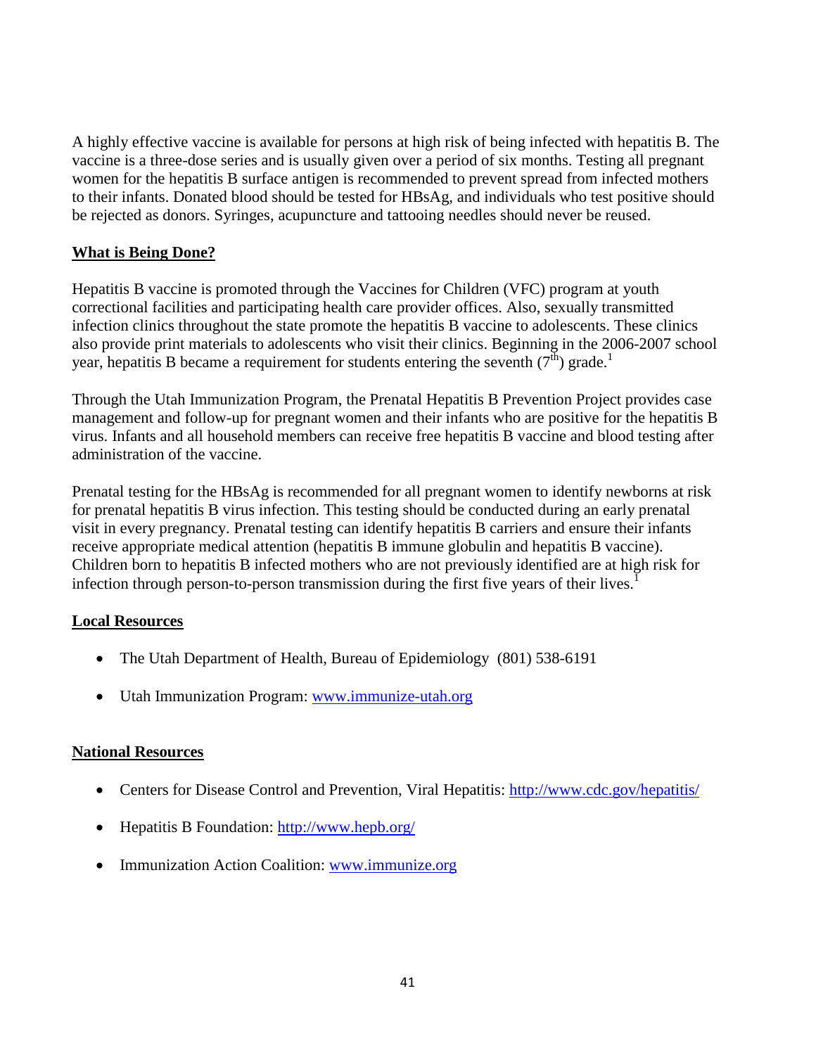A highly effective vaccine is available for persons at high risk of being infected with hepatitis B. The vaccine is a three-dose series and is usually given over a period of six months. Testing all pregnant women for the hepatitis B surface antigen is recommended to prevent spread from infected mothers to their infants. Donated blood should be tested for HBsAg, and individuals who test positive should be rejected as donors. Syringes, acupuncture and tattooing needles should never be reused.

**What is Being Done?**

Hepatitis B vaccine is promoted through the Vaccines for Children (VFC) program at youth correctional facilities and participating health care provider offices. Also, sexually transmitted infection clinics throughout the state promote the hepatitis B vaccine to adolescents. These clinics also provide print materials to adolescents who visit their clinics. Beginning in the 2006-2007 school year, hepatitis B became a requirement for students entering the seventh (7$^{th}$) grade.[1]

Through the Utah Immunization Program, the Prenatal Hepatitis B Prevention Project provides case management and follow-up for pregnant women and their infants who are positive for the hepatitis B virus. Infants and all household members can receive free hepatitis B vaccine and blood testing after administration of the vaccine.

Prenatal testing for the HBsAg is recommended for all pregnant women to identify newborns at risk for prenatal hepatitis B virus infection. This testing should be conducted during an early prenatal visit in every pregnancy. Prenatal testing can identify hepatitis B carriers and ensure their infants receive appropriate medical attention (hepatitis B immune globulin and hepatitis B vaccine). Children born to hepatitis B infected mothers who are not previously identified are at high risk for infection through person-to-person transmission during the first five years of their lives.[1]

**Local Resources**

- The Utah Department of Health, Bureau of Epidemiology (801) 538-6191
- Utah Immunization Program: www.immunize-utah.org

**National Resources**

- Centers for Disease Control and Prevention, Viral Hepatitis: http://www.cdc.gov/hepatitis/
- Hepatitis B Foundation: http://www.hepb.org/
- Immunization Action Coalition: www.immunize.org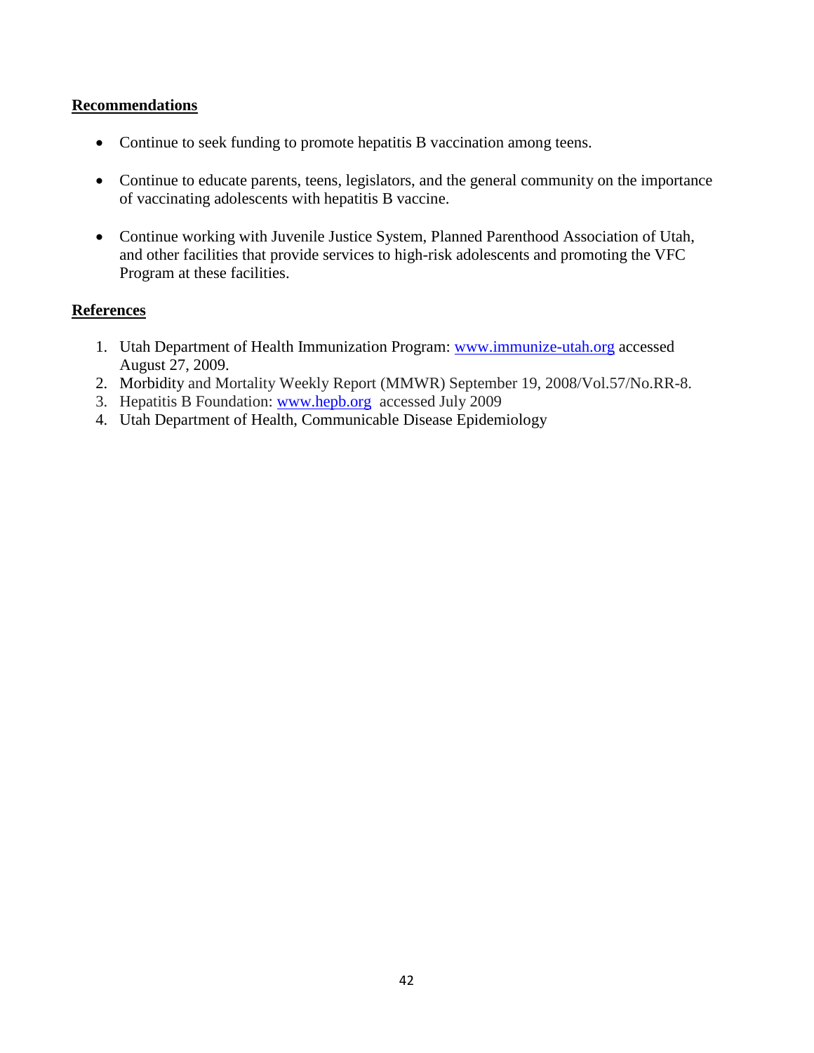## Recommendations

- Continue to seek funding to promote hepatitis B vaccination among teens.
- Continue to educate parents, teens, legislators, and the general community on the importance of vaccinating adolescents with hepatitis B vaccine.
- Continue working with Juvenile Justice System, Planned Parenthood Association of Utah, and other facilities that provide services to high-risk adolescents and promoting the VFC Program at these facilities.

## References

1. Utah Department of Health Immunization Program: www.immunize-utah.org accessed August 27, 2009.
2. Morbidity and Mortality Weekly Report (MMWR) September 19, 2008/Vol.57/No.RR-8.
3. Hepatitis B Foundation: www.hepb.org accessed July 2009
4. Utah Department of Health, Communicable Disease Epidemiology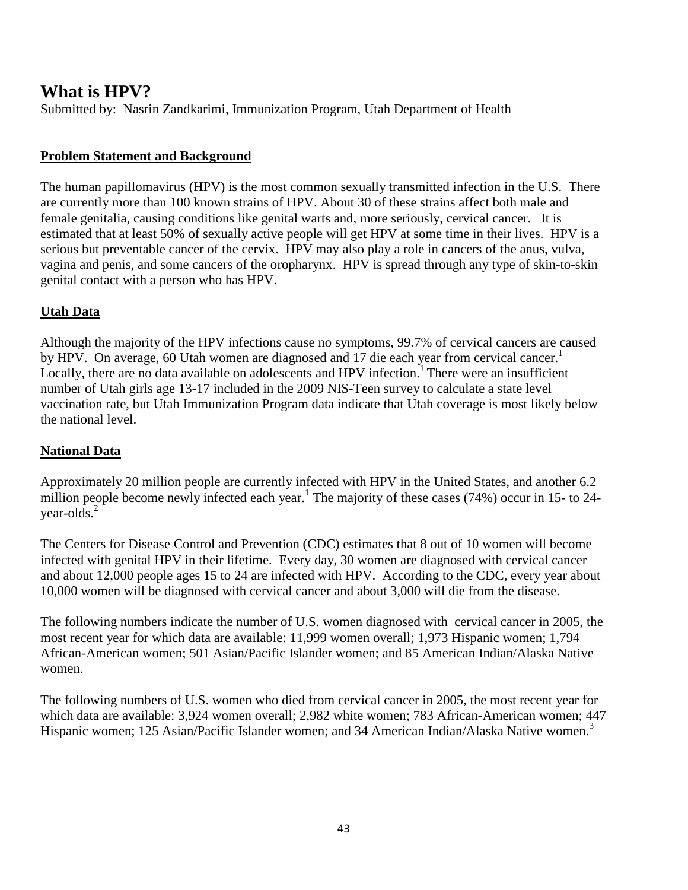# What is HPV?

Submitted by: Nasrin Zandkarimi, Immunization Program, Utah Department of Health

## Problem Statement and Background

The human papillomavirus (HPV) is the most common sexually transmitted infection in the U.S. There are currently more than 100 known strains of HPV. About 30 of these strains affect both male and female genitalia, causing conditions like genital warts and, more seriously, cervical cancer. It is estimated that at least 50% of sexually active people will get HPV at some time in their lives. HPV is a serious but preventable cancer of the cervix. HPV may also play a role in cancers of the anus, vulva, vagina and penis, and some cancers of the oropharynx. HPV is spread through any type of skin-to-skin genital contact with a person who has HPV.

## Utah Data

Although the majority of the HPV infections cause no symptoms, 99.7% of cervical cancers are caused by HPV. On average, 60 Utah women are diagnosed and 17 die each year from cervical cancer.[1] Locally, there are no data available on adolescents and HPV infection.[1] There were an insufficient number of Utah girls age 13-17 included in the 2009 NIS-Teen survey to calculate a state level vaccination rate, but Utah Immunization Program data indicate that Utah coverage is most likely below the national level.

## National Data

Approximately 20 million people are currently infected with HPV in the United States, and another 6.2 million people become newly infected each year.[1] The majority of these cases (74%) occur in 15- to 24-year-olds.[2]

The Centers for Disease Control and Prevention (CDC) estimates that 8 out of 10 women will become infected with genital HPV in their lifetime. Every day, 30 women are diagnosed with cervical cancer and about 12,000 people ages 15 to 24 are infected with HPV. According to the CDC, every year about 10,000 women will be diagnosed with cervical cancer and about 3,000 will die from the disease.

The following numbers indicate the number of U.S. women diagnosed with cervical cancer in 2005, the most recent year for which data are available: 11,999 women overall; 1,973 Hispanic women; 1,794 African-American women; 501 Asian/Pacific Islander women; and 85 American Indian/Alaska Native women.

The following numbers of U.S. women who died from cervical cancer in 2005, the most recent year for which data are available: 3,924 women overall; 2,982 white women; 783 African-American women; 447 Hispanic women; 125 Asian/Pacific Islander women; and 34 American Indian/Alaska Native women.[3]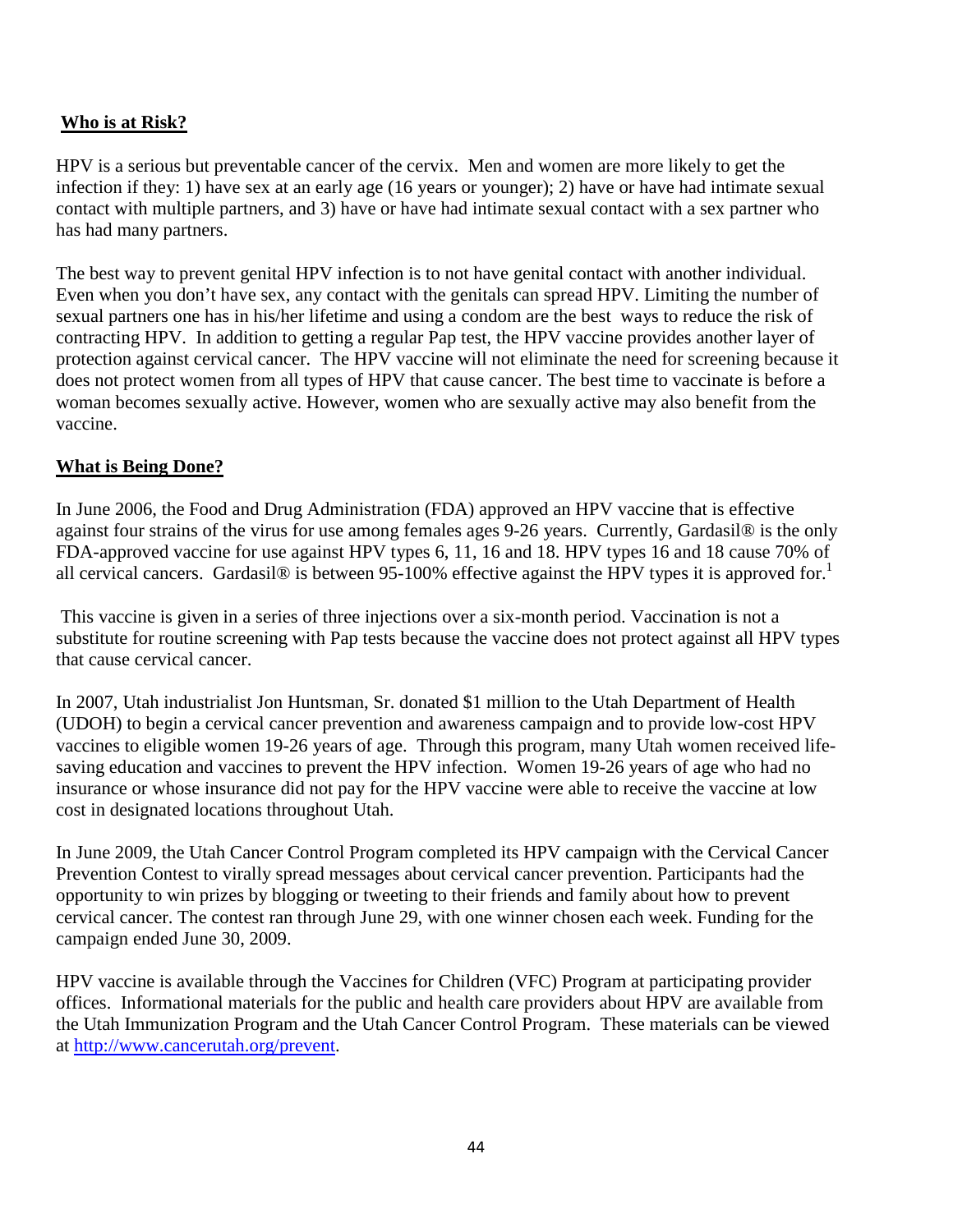## Who is at Risk?

HPV is a serious but preventable cancer of the cervix. Men and women are more likely to get the infection if they: 1) have sex at an early age (16 years or younger); 2) have or have had intimate sexual contact with multiple partners, and 3) have or have had intimate sexual contact with a sex partner who has had many partners.

The best way to prevent genital HPV infection is to not have genital contact with another individual. Even when you don't have sex, any contact with the genitals can spread HPV. Limiting the number of sexual partners one has in his/her lifetime and using a condom are the best ways to reduce the risk of contracting HPV. In addition to getting a regular Pap test, the HPV vaccine provides another layer of protection against cervical cancer. The HPV vaccine will not eliminate the need for screening because it does not protect women from all types of HPV that cause cancer. The best time to vaccinate is before a woman becomes sexually active. However, women who are sexually active may also benefit from the vaccine.

## What is Being Done?

In June 2006, the Food and Drug Administration (FDA) approved an HPV vaccine that is effective against four strains of the virus for use among females ages 9-26 years. Currently, Gardasil® is the only FDA-approved vaccine for use against HPV types 6, 11, 16 and 18. HPV types 16 and 18 cause 70% of all cervical cancers. Gardasil® is between 95-100% effective against the HPV types it is approved for.[1]

This vaccine is given in a series of three injections over a six-month period. Vaccination is not a substitute for routine screening with Pap tests because the vaccine does not protect against all HPV types that cause cervical cancer.

In 2007, Utah industrialist Jon Huntsman, Sr. donated $1 million to the Utah Department of Health (UDOH) to begin a cervical cancer prevention and awareness campaign and to provide low-cost HPV vaccines to eligible women 19-26 years of age. Through this program, many Utah women received life-saving education and vaccines to prevent the HPV infection. Women 19-26 years of age who had no insurance or whose insurance did not pay for the HPV vaccine were able to receive the vaccine at low cost in designated locations throughout Utah.

In June 2009, the Utah Cancer Control Program completed its HPV campaign with the Cervical Cancer Prevention Contest to virally spread messages about cervical cancer prevention. Participants had the opportunity to win prizes by blogging or tweeting to their friends and family about how to prevent cervical cancer. The contest ran through June 29, with one winner chosen each week. Funding for the campaign ended June 30, 2009.

HPV vaccine is available through the Vaccines for Children (VFC) Program at participating provider offices. Informational materials for the public and health care providers about HPV are available from the Utah Immunization Program and the Utah Cancer Control Program. These materials can be viewed at http://www.cancerutah.org/prevent.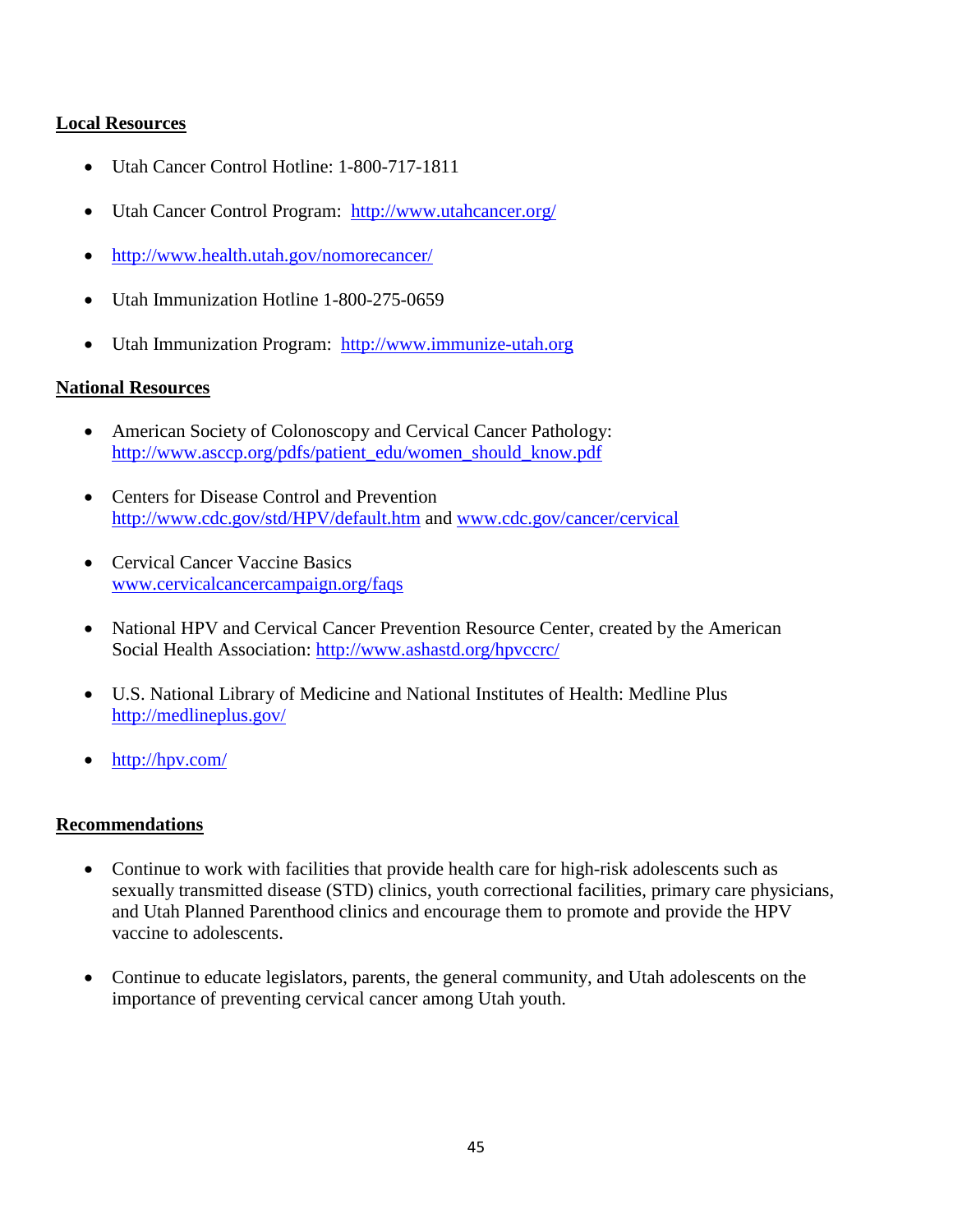**Local Resources**

- Utah Cancer Control Hotline: 1-800-717-1811
- Utah Cancer Control Program: http://www.utahcancer.org/
- http://www.health.utah.gov/nomorecancer/
- Utah Immunization Hotline 1-800-275-0659
- Utah Immunization Program: http://www.immunize-utah.org

**National Resources**

- American Society of Colonoscopy and Cervical Cancer Pathology: http://www.asccp.org/pdfs/patient_edu/women_should_know.pdf
- Centers for Disease Control and Prevention http://www.cdc.gov/std/HPV/default.htm and www.cdc.gov/cancer/cervical
- Cervical Cancer Vaccine Basics www.cervicalcancercampaign.org/faqs
- National HPV and Cervical Cancer Prevention Resource Center, created by the American Social Health Association: http://www.ashastd.org/hpvccrc/
- U.S. National Library of Medicine and National Institutes of Health: Medline Plus http://medlineplus.gov/
- http://hpv.com/

**Recommendations**

- Continue to work with facilities that provide health care for high-risk adolescents such as sexually transmitted disease (STD) clinics, youth correctional facilities, primary care physicians, and Utah Planned Parenthood clinics and encourage them to promote and provide the HPV vaccine to adolescents.
- Continue to educate legislators, parents, the general community, and Utah adolescents on the importance of preventing cervical cancer among Utah youth.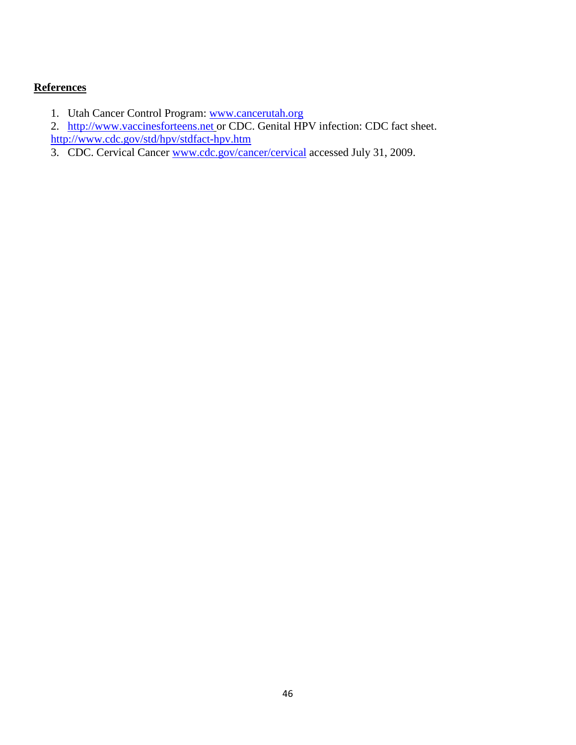**References**

1. Utah Cancer Control Program: www.cancerutah.org
2. http://www.vaccinesforteens.net or CDC. Genital HPV infection: CDC fact sheet. http://www.cdc.gov/std/hpv/stdfact-hpv.htm
3. CDC. Cervical Cancer www.cdc.gov/cancer/cervical accessed July 31, 2009.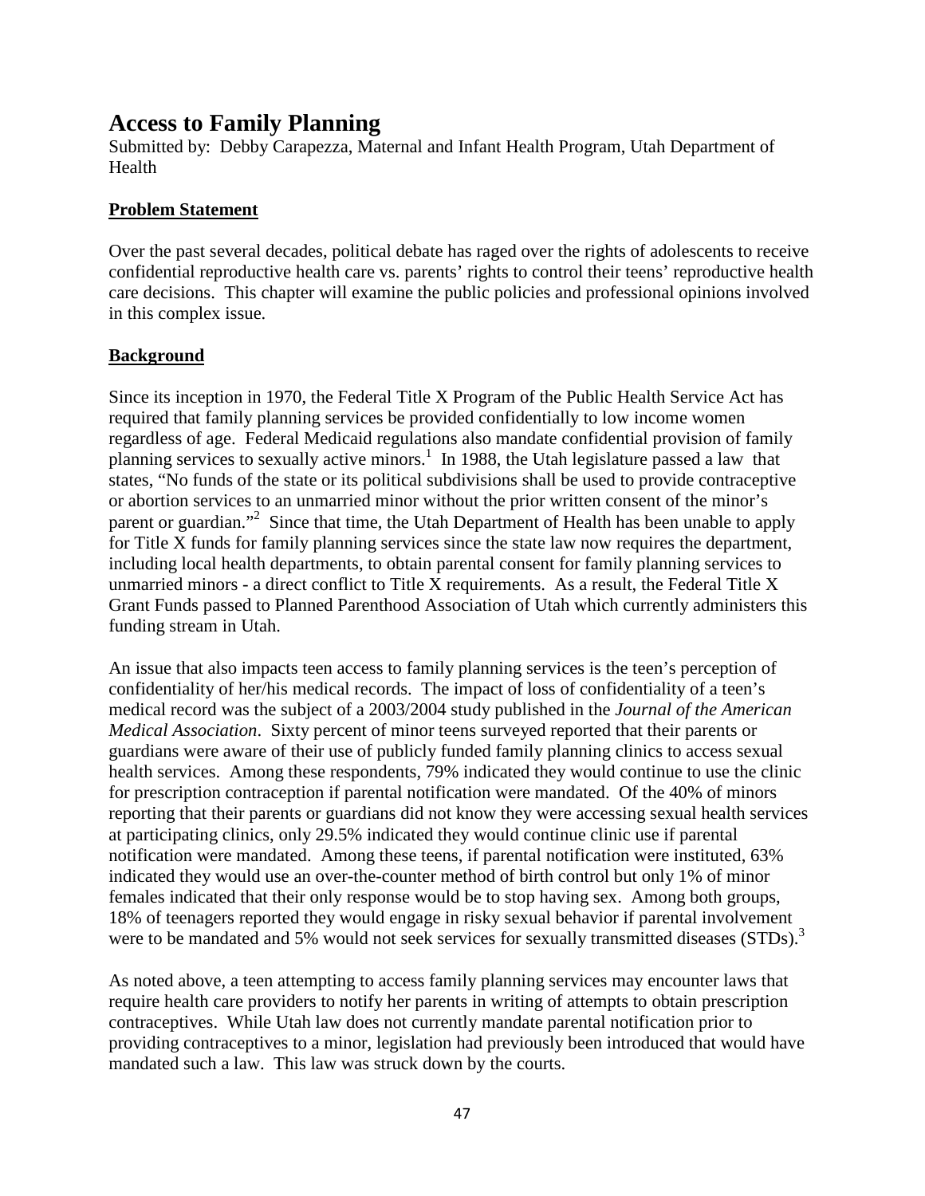# Access to Family Planning

Submitted by: Debby Carapezza, Maternal and Infant Health Program, Utah Department of Health

## Problem Statement

Over the past several decades, political debate has raged over the rights of adolescents to receive confidential reproductive health care vs. parents' rights to control their teens' reproductive health care decisions. This chapter will examine the public policies and professional opinions involved in this complex issue.

## Background

Since its inception in 1970, the Federal Title X Program of the Public Health Service Act has required that family planning services be provided confidentially to low income women regardless of age. Federal Medicaid regulations also mandate confidential provision of family planning services to sexually active minors.[1] In 1988, the Utah legislature passed a law that states, "No funds of the state or its political subdivisions shall be used to provide contraceptive or abortion services to an unmarried minor without the prior written consent of the minor's parent or guardian."[2] Since that time, the Utah Department of Health has been unable to apply for Title X funds for family planning services since the state law now requires the department, including local health departments, to obtain parental consent for family planning services to unmarried minors - a direct conflict to Title X requirements. As a result, the Federal Title X Grant Funds passed to Planned Parenthood Association of Utah which currently administers this funding stream in Utah.

An issue that also impacts teen access to family planning services is the teen's perception of confidentiality of her/his medical records. The impact of loss of confidentiality of a teen's medical record was the subject of a 2003/2004 study published in the *Journal of the American Medical Association*. Sixty percent of minor teens surveyed reported that their parents or guardians were aware of their use of publicly funded family planning clinics to access sexual health services. Among these respondents, 79% indicated they would continue to use the clinic for prescription contraception if parental notification were mandated. Of the 40% of minors reporting that their parents or guardians did not know they were accessing sexual health services at participating clinics, only 29.5% indicated they would continue clinic use if parental notification were mandated. Among these teens, if parental notification were instituted, 63% indicated they would use an over-the-counter method of birth control but only 1% of minor females indicated that their only response would be to stop having sex. Among both groups, 18% of teenagers reported they would engage in risky sexual behavior if parental involvement were to be mandated and 5% would not seek services for sexually transmitted diseases (STDs).[3]

As noted above, a teen attempting to access family planning services may encounter laws that require health care providers to notify her parents in writing of attempts to obtain prescription contraceptives. While Utah law does not currently mandate parental notification prior to providing contraceptives to a minor, legislation had previously been introduced that would have mandated such a law. This law was struck down by the courts.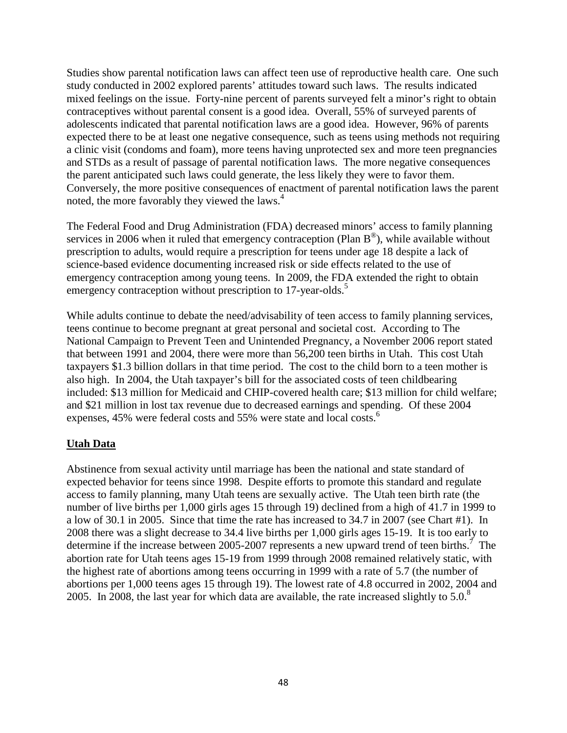Studies show parental notification laws can affect teen use of reproductive health care. One such study conducted in 2002 explored parents' attitudes toward such laws. The results indicated mixed feelings on the issue. Forty-nine percent of parents surveyed felt a minor's right to obtain contraceptives without parental consent is a good idea. Overall, 55% of surveyed parents of adolescents indicated that parental notification laws are a good idea. However, 96% of parents expected there to be at least one negative consequence, such as teens using methods not requiring a clinic visit (condoms and foam), more teens having unprotected sex and more teen pregnancies and STDs as a result of passage of parental notification laws. The more negative consequences the parent anticipated such laws could generate, the less likely they were to favor them. Conversely, the more positive consequences of enactment of parental notification laws the parent noted, the more favorably they viewed the laws.[4]

The Federal Food and Drug Administration (FDA) decreased minors' access to family planning services in 2006 when it ruled that emergency contraception (Plan B®), while available without prescription to adults, would require a prescription for teens under age 18 despite a lack of science-based evidence documenting increased risk or side effects related to the use of emergency contraception among young teens. In 2009, the FDA extended the right to obtain emergency contraception without prescription to 17-year-olds.[5]

While adults continue to debate the need/advisability of teen access to family planning services, teens continue to become pregnant at great personal and societal cost. According to The National Campaign to Prevent Teen and Unintended Pregnancy, a November 2006 report stated that between 1991 and 2004, there were more than 56,200 teen births in Utah. This cost Utah taxpayers $1.3 billion dollars in that time period. The cost to the child born to a teen mother is also high. In 2004, the Utah taxpayer's bill for the associated costs of teen childbearing included: $13 million for Medicaid and CHIP-covered health care; $13 million for child welfare; and $21 million in lost tax revenue due to decreased earnings and spending. Of these 2004 expenses, 45% were federal costs and 55% were state and local costs.[6]

## Utah Data

Abstinence from sexual activity until marriage has been the national and state standard of expected behavior for teens since 1998. Despite efforts to promote this standard and regulate access to family planning, many Utah teens are sexually active. The Utah teen birth rate (the number of live births per 1,000 girls ages 15 through 19) declined from a high of 41.7 in 1999 to a low of 30.1 in 2005. Since that time the rate has increased to 34.7 in 2007 (see Chart #1). In 2008 there was a slight decrease to 34.4 live births per 1,000 girls ages 15-19. It is too early to determine if the increase between 2005-2007 represents a new upward trend of teen births.[7] The abortion rate for Utah teens ages 15-19 from 1999 through 2008 remained relatively static, with the highest rate of abortions among teens occurring in 1999 with a rate of 5.7 (the number of abortions per 1,000 teens ages 15 through 19). The lowest rate of 4.8 occurred in 2002, 2004 and 2005. In 2008, the last year for which data are available, the rate increased slightly to 5.0.[8]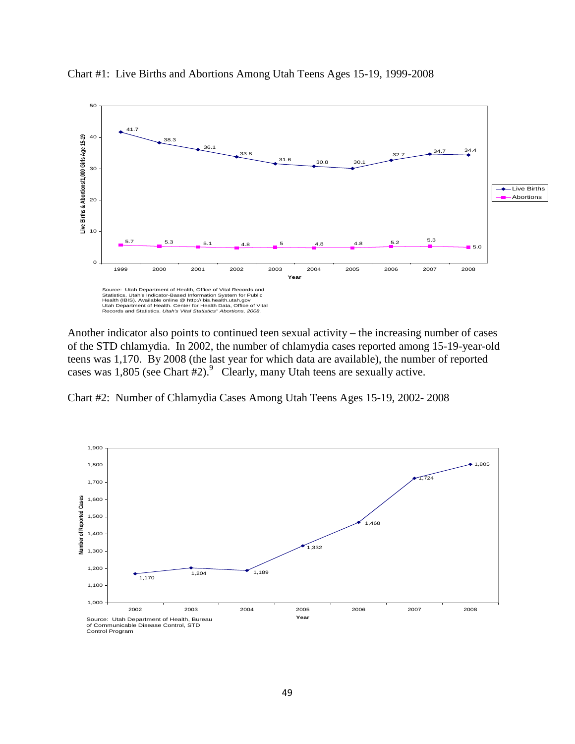Chart #1: Live Births and Abortions Among Utah Teens Ages 15-19, 1999-2008

| Year | Live Births | Abortions |
|---|---|---|
| 1999 | 41.7 | 5.7 |
| 2000 | 38.3 | 5.3 |
| 2001 | 36.1 | 5.1 |
| 2002 | 33.8 | 4.8 |
| 2003 | 31.6 | 5 |
| 2004 | 30.8 | 4.8 |
| 2005 | 30.1 | 4.8 |
| 2006 | 32.7 | 5.2 |
| 2007 | 34.7 | 5.3 |
| 2008 | 34.4 | 5.0 |

Source: Utah Department of Health, Office of Vital Records and Statistics, Utah's Indicator-Based Information System for Public Health (IBIS). Available online @ http://ibis.health.utah.gov
Utah Department of Health. Center for Health Data, Office of Vital Records and Statistics. *Utah's Vital Statistics" Abortions, 2008.*

Another indicator also points to continued teen sexual activity – the increasing number of cases of the STD chlamydia. In 2002, the number of chlamydia cases reported among 15-19-year-old teens was 1,170. By 2008 (the last year for which data are available), the number of reported cases was 1,805 (see Chart #2).[9] Clearly, many Utah teens are sexually active.

Chart #2: Number of Chlamydia Cases Among Utah Teens Ages 15-19, 2002- 2008

| Year | Number of Reported Cases |
|---|---|
| 2002 | 1,170 |
| 2003 | 1,204 |
| 2004 | 1,189 |
| 2005 | 1,332 |
| 2006 | 1,468 |
| 2007 | 1,724 |
| 2008 | 1,805 |

Source: Utah Department of Health, Bureau of Communicable Disease Control, STD Control Program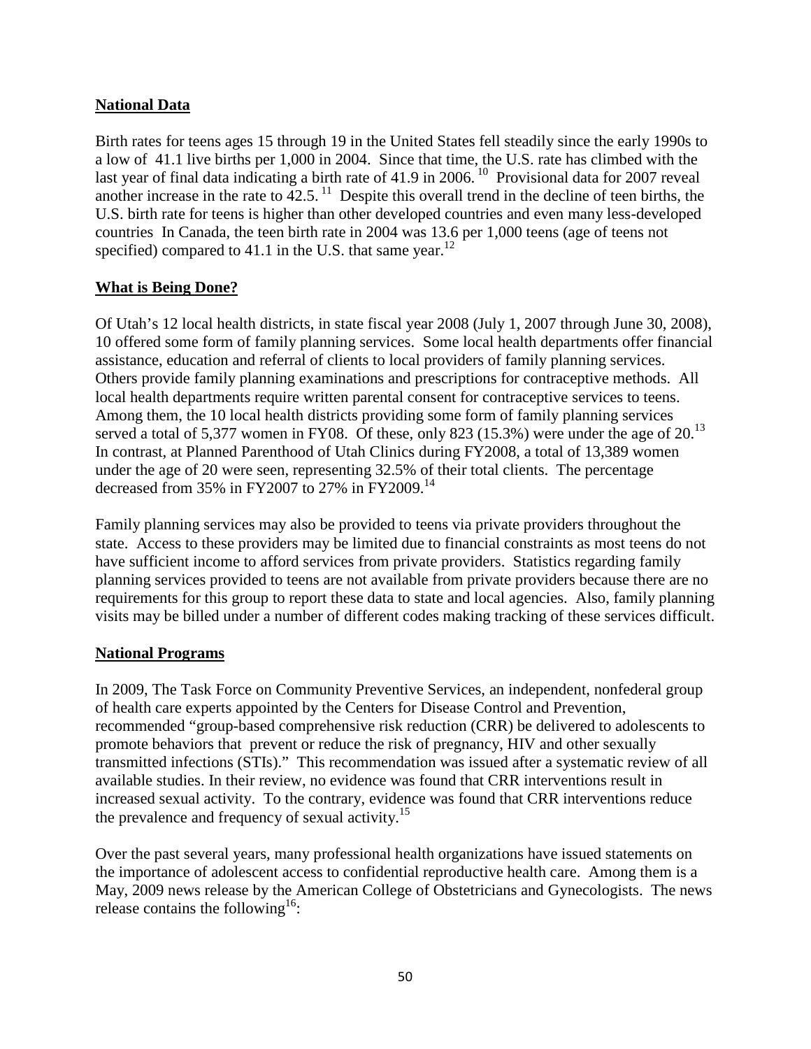**National Data**

Birth rates for teens ages 15 through 19 in the United States fell steadily since the early 1990s to a low of 41.1 live births per 1,000 in 2004. Since that time, the U.S. rate has climbed with the last year of final data indicating a birth rate of 41.9 in 2006. [10] Provisional data for 2007 reveal another increase in the rate to 42.5. [11] Despite this overall trend in the decline of teen births, the U.S. birth rate for teens is higher than other developed countries and even many less-developed countries In Canada, the teen birth rate in 2004 was 13.6 per 1,000 teens (age of teens not specified) compared to 41.1 in the U.S. that same year.[12]

**What is Being Done?**

Of Utah's 12 local health districts, in state fiscal year 2008 (July 1, 2007 through June 30, 2008), 10 offered some form of family planning services. Some local health departments offer financial assistance, education and referral of clients to local providers of family planning services. Others provide family planning examinations and prescriptions for contraceptive methods. All local health departments require written parental consent for contraceptive services to teens. Among them, the 10 local health districts providing some form of family planning services served a total of 5,377 women in FY08. Of these, only 823 (15.3%) were under the age of 20.[13] In contrast, at Planned Parenthood of Utah Clinics during FY2008, a total of 13,389 women under the age of 20 were seen, representing 32.5% of their total clients. The percentage decreased from 35% in FY2007 to 27% in FY2009.[14]

Family planning services may also be provided to teens via private providers throughout the state. Access to these providers may be limited due to financial constraints as most teens do not have sufficient income to afford services from private providers. Statistics regarding family planning services provided to teens are not available from private providers because there are no requirements for this group to report these data to state and local agencies. Also, family planning visits may be billed under a number of different codes making tracking of these services difficult.

**National Programs**

In 2009, The Task Force on Community Preventive Services, an independent, nonfederal group of health care experts appointed by the Centers for Disease Control and Prevention, recommended "group-based comprehensive risk reduction (CRR) be delivered to adolescents to promote behaviors that prevent or reduce the risk of pregnancy, HIV and other sexually transmitted infections (STIs)." This recommendation was issued after a systematic review of all available studies. In their review, no evidence was found that CRR interventions result in increased sexual activity. To the contrary, evidence was found that CRR interventions reduce the prevalence and frequency of sexual activity.[15]

Over the past several years, many professional health organizations have issued statements on the importance of adolescent access to confidential reproductive health care. Among them is a May, 2009 news release by the American College of Obstetricians and Gynecologists. The news release contains the following[16]: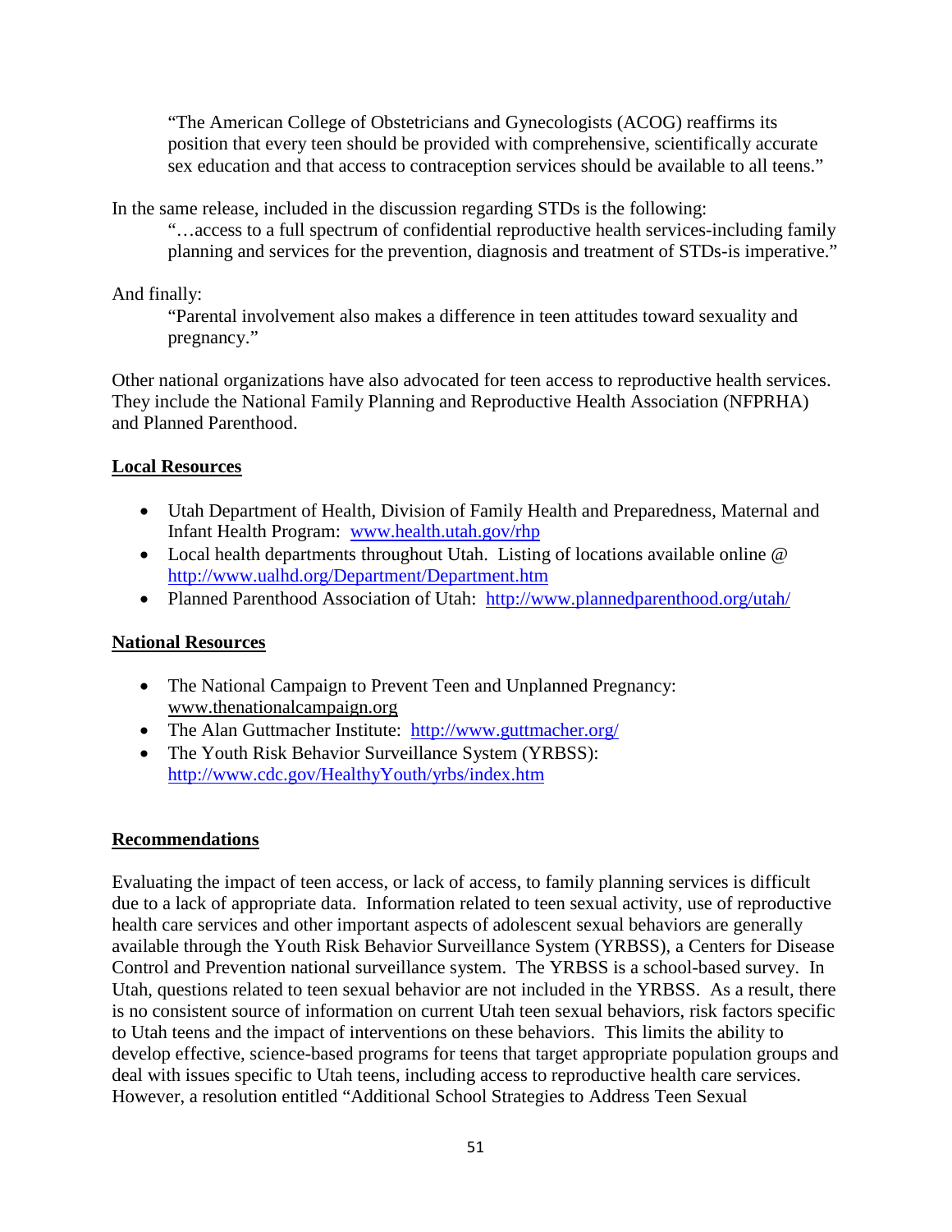> "The American College of Obstetricians and Gynecologists (ACOG) reaffirms its position that every teen should be provided with comprehensive, scientifically accurate sex education and that access to contraception services should be available to all teens."

In the same release, included in the discussion regarding STDs is the following:

> "…access to a full spectrum of confidential reproductive health services-including family planning and services for the prevention, diagnosis and treatment of STDs-is imperative."

And finally:

> "Parental involvement also makes a difference in teen attitudes toward sexuality and pregnancy."

Other national organizations have also advocated for teen access to reproductive health services. They include the National Family Planning and Reproductive Health Association (NFPRHA) and Planned Parenthood.

**Local Resources**

- Utah Department of Health, Division of Family Health and Preparedness, Maternal and Infant Health Program: www.health.utah.gov/rhp
- Local health departments throughout Utah. Listing of locations available online @ http://www.ualhd.org/Department/Department.htm
- Planned Parenthood Association of Utah: http://www.plannedparenthood.org/utah/

**National Resources**

- The National Campaign to Prevent Teen and Unplanned Pregnancy: www.thenationalcampaign.org
- The Alan Guttmacher Institute: http://www.guttmacher.org/
- The Youth Risk Behavior Surveillance System (YRBSS): http://www.cdc.gov/HealthyYouth/yrbs/index.htm

**Recommendations**

Evaluating the impact of teen access, or lack of access, to family planning services is difficult due to a lack of appropriate data. Information related to teen sexual activity, use of reproductive health care services and other important aspects of adolescent sexual behaviors are generally available through the Youth Risk Behavior Surveillance System (YRBSS), a Centers for Disease Control and Prevention national surveillance system. The YRBSS is a school-based survey. In Utah, questions related to teen sexual behavior are not included in the YRBSS. As a result, there is no consistent source of information on current Utah teen sexual behaviors, risk factors specific to Utah teens and the impact of interventions on these behaviors. This limits the ability to develop effective, science-based programs for teens that target appropriate population groups and deal with issues specific to Utah teens, including access to reproductive health care services. However, a resolution entitled "Additional School Strategies to Address Teen Sexual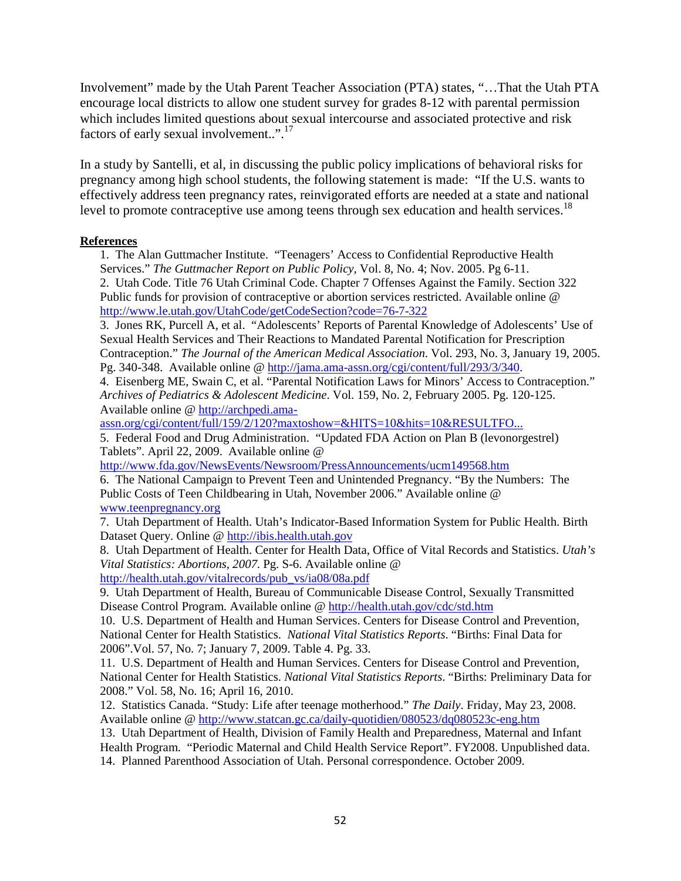Involvement" made by the Utah Parent Teacher Association (PTA) states, "…That the Utah PTA encourage local districts to allow one student survey for grades 8-12 with parental permission which includes limited questions about sexual intercourse and associated protective and risk factors of early sexual involvement..".[17]

In a study by Santelli, et al, in discussing the public policy implications of behavioral risks for pregnancy among high school students, the following statement is made: "If the U.S. wants to effectively address teen pregnancy rates, reinvigorated efforts are needed at a state and national level to promote contraceptive use among teens through sex education and health services.[18]

**References**

1. The Alan Guttmacher Institute. "Teenagers' Access to Confidential Reproductive Health Services." *The Guttmacher Report on Public Policy*, Vol. 8, No. 4; Nov. 2005. Pg 6-11.
2. Utah Code. Title 76 Utah Criminal Code. Chapter 7 Offenses Against the Family. Section 322 Public funds for provision of contraceptive or abortion services restricted. Available online @ http://www.le.utah.gov/UtahCode/getCodeSection?code=76-7-322
3. Jones RK, Purcell A, et al. "Adolescents' Reports of Parental Knowledge of Adolescents' Use of Sexual Health Services and Their Reactions to Mandated Parental Notification for Prescription Contraception." *The Journal of the American Medical Association*. Vol. 293, No. 3, January 19, 2005. Pg. 340-348. Available online @ http://jama.ama-assn.org/cgi/content/full/293/3/340.
4. Eisenberg ME, Swain C, et al. "Parental Notification Laws for Minors' Access to Contraception." *Archives of Pediatrics & Adolescent Medicine*. Vol. 159, No. 2, February 2005. Pg. 120-125. Available online @ http://archpedi.ama-assn.org/cgi/content/full/159/2/120?maxtoshow=&HITS=10&hits=10&RESULTFO...
5. Federal Food and Drug Administration. "Updated FDA Action on Plan B (levonorgestrel) Tablets". April 22, 2009. Available online @ http://www.fda.gov/NewsEvents/Newsroom/PressAnnouncements/ucm149568.htm
6. The National Campaign to Prevent Teen and Unintended Pregnancy. "By the Numbers: The Public Costs of Teen Childbearing in Utah, November 2006." Available online @ www.teenpregnancy.org
7. Utah Department of Health. Utah's Indicator-Based Information System for Public Health. Birth Dataset Query. Online @ http://ibis.health.utah.gov
8. Utah Department of Health. Center for Health Data, Office of Vital Records and Statistics. *Utah's Vital Statistics: Abortions, 2007.* Pg. S-6. Available online @ http://health.utah.gov/vitalrecords/pub_vs/ia08/08a.pdf
9. Utah Department of Health, Bureau of Communicable Disease Control, Sexually Transmitted Disease Control Program. Available online @ http://health.utah.gov/cdc/std.htm
10. U.S. Department of Health and Human Services. Centers for Disease Control and Prevention, National Center for Health Statistics. *National Vital Statistics Reports*. "Births: Final Data for 2006".Vol. 57, No. 7; January 7, 2009. Table 4. Pg. 33.
11. U.S. Department of Health and Human Services. Centers for Disease Control and Prevention, National Center for Health Statistics. *National Vital Statistics Reports*. "Births: Preliminary Data for 2008." Vol. 58, No. 16; April 16, 2010.
12. Statistics Canada. "Study: Life after teenage motherhood." *The Daily*. Friday, May 23, 2008. Available online @ http://www.statcan.gc.ca/daily-quotidien/080523/dq080523c-eng.htm
13. Utah Department of Health, Division of Family Health and Preparedness, Maternal and Infant Health Program. "Periodic Maternal and Child Health Service Report". FY2008. Unpublished data.
14. Planned Parenthood Association of Utah. Personal correspondence. October 2009.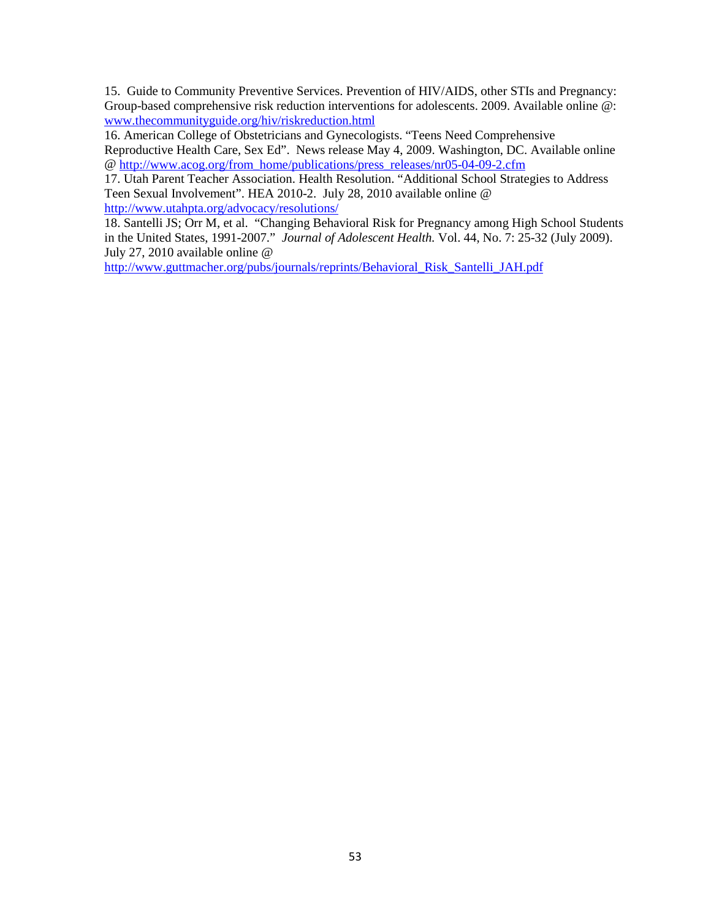15. Guide to Community Preventive Services. Prevention of HIV/AIDS, other STIs and Pregnancy: Group-based comprehensive risk reduction interventions for adolescents. 2009. Available online @: www.thecommunityguide.org/hiv/riskreduction.html

16. American College of Obstetricians and Gynecologists. "Teens Need Comprehensive Reproductive Health Care, Sex Ed". News release May 4, 2009. Washington, DC. Available online @ http://www.acog.org/from_home/publications/press_releases/nr05-04-09-2.cfm

17. Utah Parent Teacher Association. Health Resolution. "Additional School Strategies to Address Teen Sexual Involvement". HEA 2010-2. July 28, 2010 available online @ http://www.utahpta.org/advocacy/resolutions/

18. Santelli JS; Orr M, et al. "Changing Behavioral Risk for Pregnancy among High School Students in the United States, 1991-2007." *Journal of Adolescent Health.* Vol. 44, No. 7: 25-32 (July 2009). July 27, 2010 available online @ http://www.guttmacher.org/pubs/journals/reprints/Behavioral_Risk_Santelli_JAH.pdf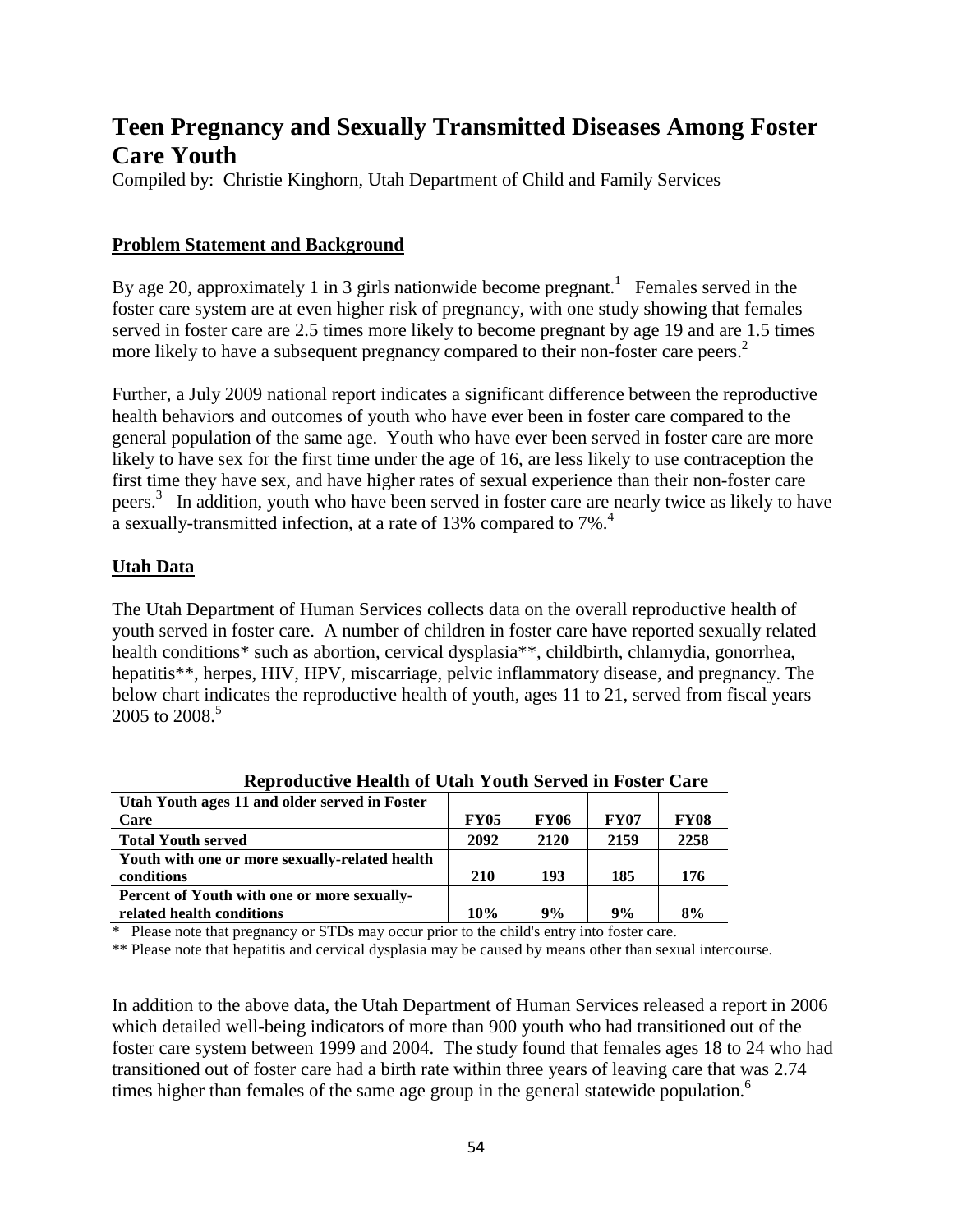# Teen Pregnancy and Sexually Transmitted Diseases Among Foster Care Youth

Compiled by: Christie Kinghorn, Utah Department of Child and Family Services

## Problem Statement and Background

By age 20, approximately 1 in 3 girls nationwide become pregnant.[1] Females served in the foster care system are at even higher risk of pregnancy, with one study showing that females served in foster care are 2.5 times more likely to become pregnant by age 19 and are 1.5 times more likely to have a subsequent pregnancy compared to their non-foster care peers.[2]

Further, a July 2009 national report indicates a significant difference between the reproductive health behaviors and outcomes of youth who have ever been in foster care compared to the general population of the same age. Youth who have ever been served in foster care are more likely to have sex for the first time under the age of 16, are less likely to use contraception the first time they have sex, and have higher rates of sexual experience than their non-foster care peers.[3] In addition, youth who have been served in foster care are nearly twice as likely to have a sexually-transmitted infection, at a rate of 13% compared to 7%.[4]

## Utah Data

The Utah Department of Human Services collects data on the overall reproductive health of youth served in foster care. A number of children in foster care have reported sexually related health conditions* such as abortion, cervical dysplasia**, childbirth, chlamydia, gonorrhea, hepatitis**, herpes, HIV, HPV, miscarriage, pelvic inflammatory disease, and pregnancy. The below chart indicates the reproductive health of youth, ages 11 to 21, served from fiscal years 2005 to 2008.[5]

**Reproductive Health of Utah Youth Served in Foster Care**

| Utah Youth ages 11 and older served in Foster Care | FY05 | FY06 | FY07 | FY08 |
|---|---|---|---|---|
| Total Youth served | 2092 | 2120 | 2159 | 2258 |
| Youth with one or more sexually-related health conditions | 210 | 193 | 185 | 176 |
| Percent of Youth with one or more sexually-related health conditions | 10% | 9% | 9% | 8% |

\* Please note that pregnancy or STDs may occur prior to the child's entry into foster care.

** Please note that hepatitis and cervical dysplasia may be caused by means other than sexual intercourse.

In addition to the above data, the Utah Department of Human Services released a report in 2006 which detailed well-being indicators of more than 900 youth who had transitioned out of the foster care system between 1999 and 2004. The study found that females ages 18 to 24 who had transitioned out of foster care had a birth rate within three years of leaving care that was 2.74 times higher than females of the same age group in the general statewide population.[6]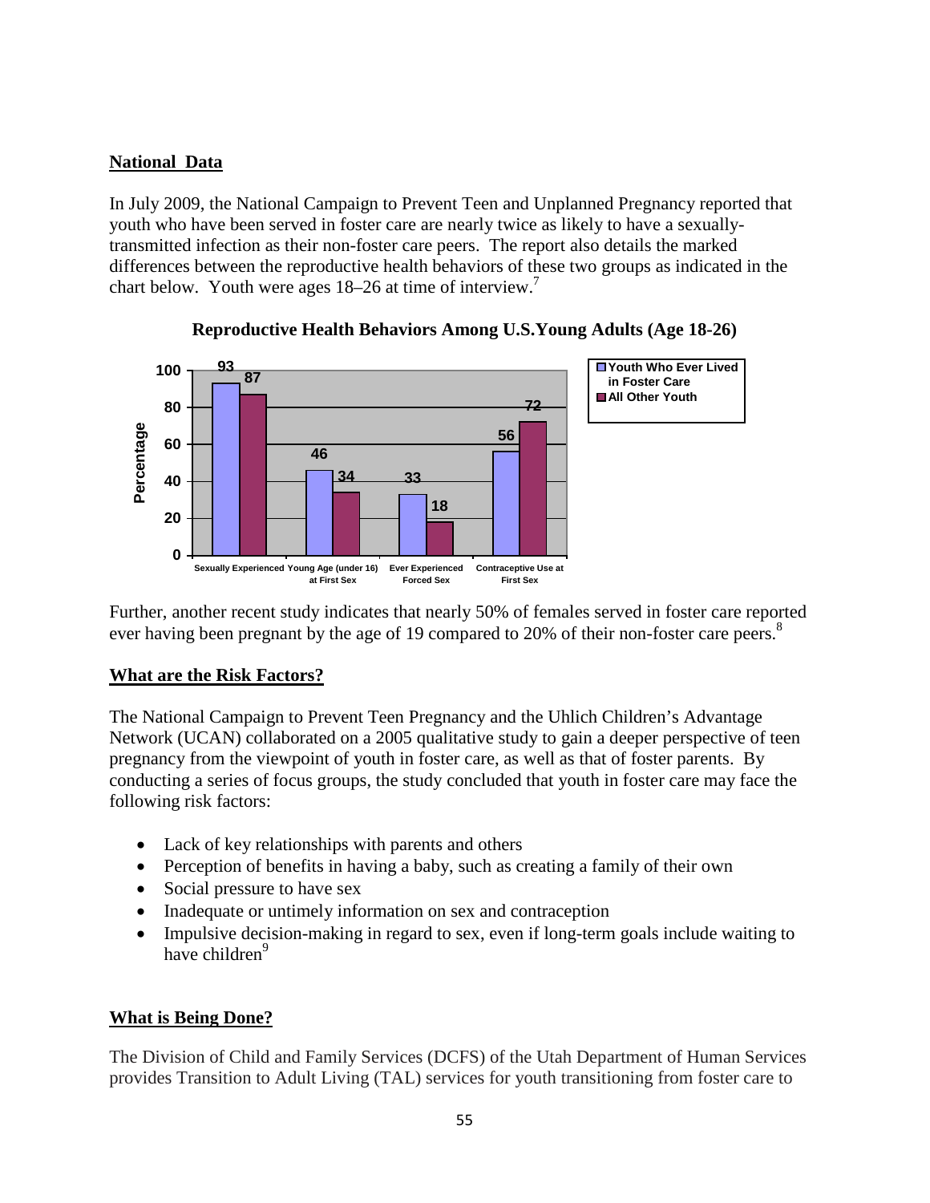## National Data

In July 2009, the National Campaign to Prevent Teen and Unplanned Pregnancy reported that youth who have been served in foster care are nearly twice as likely to have a sexually-transmitted infection as their non-foster care peers. The report also details the marked differences between the reproductive health behaviors of these two groups as indicated in the chart below. Youth were ages 18–26 at time of interview.[7]

**Reproductive Health Behaviors Among U.S.Young Adults (Age 18-26)**

| Percentage | Youth Who Ever Lived in Foster Care | All Other Youth |
|---|---|---|
| Sexually Experienced | 93 | 87 |
| Young Age (under 16) at First Sex | 46 | 34 |
| Ever Experienced Forced Sex | 33 | 18 |
| Contraceptive Use at First Sex | 56 | 72 |

Further, another recent study indicates that nearly 50% of females served in foster care reported ever having been pregnant by the age of 19 compared to 20% of their non-foster care peers.[8]

## What are the Risk Factors?

The National Campaign to Prevent Teen Pregnancy and the Uhlich Children's Advantage Network (UCAN) collaborated on a 2005 qualitative study to gain a deeper perspective of teen pregnancy from the viewpoint of youth in foster care, as well as that of foster parents. By conducting a series of focus groups, the study concluded that youth in foster care may face the following risk factors:

- Lack of key relationships with parents and others
- Perception of benefits in having a baby, such as creating a family of their own
- Social pressure to have sex
- Inadequate or untimely information on sex and contraception
- Impulsive decision-making in regard to sex, even if long-term goals include waiting to have children[9]

## What is Being Done?

The Division of Child and Family Services (DCFS) of the Utah Department of Human Services provides Transition to Adult Living (TAL) services for youth transitioning from foster care to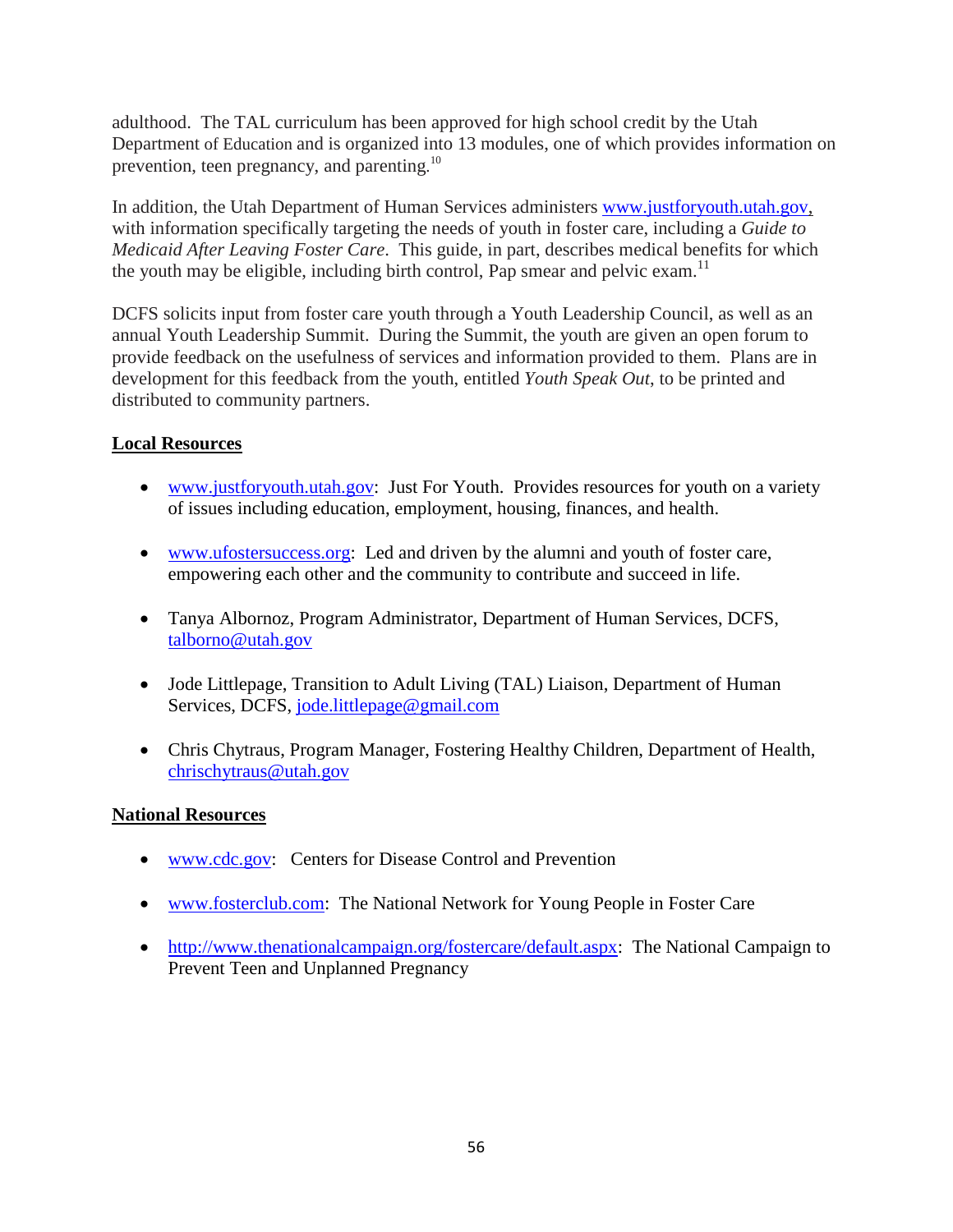adulthood. The TAL curriculum has been approved for high school credit by the Utah Department of Education and is organized into 13 modules, one of which provides information on prevention, teen pregnancy, and parenting.[10]

In addition, the Utah Department of Human Services administers www.justforyouth.utah.gov, with information specifically targeting the needs of youth in foster care, including a *Guide to Medicaid After Leaving Foster Care*. This guide, in part, describes medical benefits for which the youth may be eligible, including birth control, Pap smear and pelvic exam.[11]

DCFS solicits input from foster care youth through a Youth Leadership Council, as well as an annual Youth Leadership Summit. During the Summit, the youth are given an open forum to provide feedback on the usefulness of services and information provided to them. Plans are in development for this feedback from the youth, entitled *Youth Speak Out*, to be printed and distributed to community partners.

**Local Resources**

- www.justforyouth.utah.gov: Just For Youth. Provides resources for youth on a variety of issues including education, employment, housing, finances, and health.
- www.ufostersuccess.org: Led and driven by the alumni and youth of foster care, empowering each other and the community to contribute and succeed in life.
- Tanya Albornoz, Program Administrator, Department of Human Services, DCFS, talborno@utah.gov
- Jode Littlepage, Transition to Adult Living (TAL) Liaison, Department of Human Services, DCFS, jode.littlepage@gmail.com
- Chris Chytraus, Program Manager, Fostering Healthy Children, Department of Health, chrischytraus@utah.gov

**National Resources**

- www.cdc.gov: Centers for Disease Control and Prevention
- www.fosterclub.com: The National Network for Young People in Foster Care
- http://www.thenationalcampaign.org/fostercare/default.aspx: The National Campaign to Prevent Teen and Unplanned Pregnancy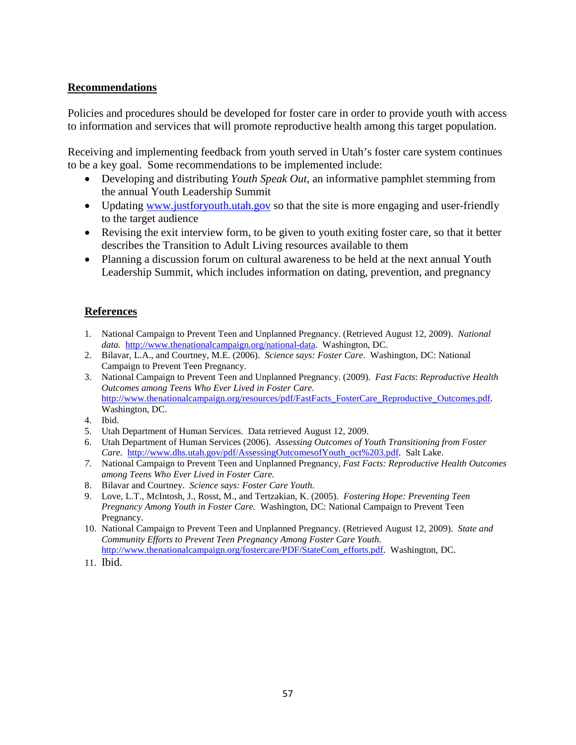## **Recommendations**

Policies and procedures should be developed for foster care in order to provide youth with access to information and services that will promote reproductive health among this target population.

Receiving and implementing feedback from youth served in Utah's foster care system continues to be a key goal. Some recommendations to be implemented include:

- Developing and distributing *Youth Speak Out*, an informative pamphlet stemming from the annual Youth Leadership Summit
- Updating www.justforyouth.utah.gov so that the site is more engaging and user-friendly to the target audience
- Revising the exit interview form, to be given to youth exiting foster care, so that it better describes the Transition to Adult Living resources available to them
- Planning a discussion forum on cultural awareness to be held at the next annual Youth Leadership Summit, which includes information on dating, prevention, and pregnancy

## **References**

1. National Campaign to Prevent Teen and Unplanned Pregnancy. (Retrieved August 12, 2009). *National data.* http://www.thenationalcampaign.org/national-data. Washington, DC.
2. Bilavar, L.A., and Courtney, M.E. (2006). *Science says: Foster Care*. Washington, DC: National Campaign to Prevent Teen Pregnancy.
3. National Campaign to Prevent Teen and Unplanned Pregnancy. (2009). *Fast Facts*: *Reproductive Health Outcomes among Teens Who Ever Lived in Foster Care.* http://www.thenationalcampaign.org/resources/pdf/FastFacts_FosterCare_Reproductive_Outcomes.pdf. Washington, DC.
4. Ibid.
5. Utah Department of Human Services. Data retrieved August 12, 2009.
6. Utah Department of Human Services (2006). *Assessing Outcomes of Youth Transitioning from Foster Care.* http://www.dhs.utah.gov/pdf/AssessingOutcomesofYouth_oct%203.pdf. Salt Lake.
7. National Campaign to Prevent Teen and Unplanned Pregnancy, *Fast Facts: Reproductive Health Outcomes among Teens Who Ever Lived in Foster Care.*
8. Bilavar and Courtney. *Science says: Foster Care Youth*.
9. Love, L.T., McIntosh, J., Rosst, M., and Tertzakian, K. (2005). *Fostering Hope: Preventing Teen Pregnancy Among Youth in Foster Care.* Washington, DC: National Campaign to Prevent Teen Pregnancy.
10. National Campaign to Prevent Teen and Unplanned Pregnancy. (Retrieved August 12, 2009). *State and Community Efforts to Prevent Teen Pregnancy Among Foster Care Youth.* http://www.thenationalcampaign.org/fostercare/PDF/StateCom_efforts.pdf. Washington, DC.
11. Ibid.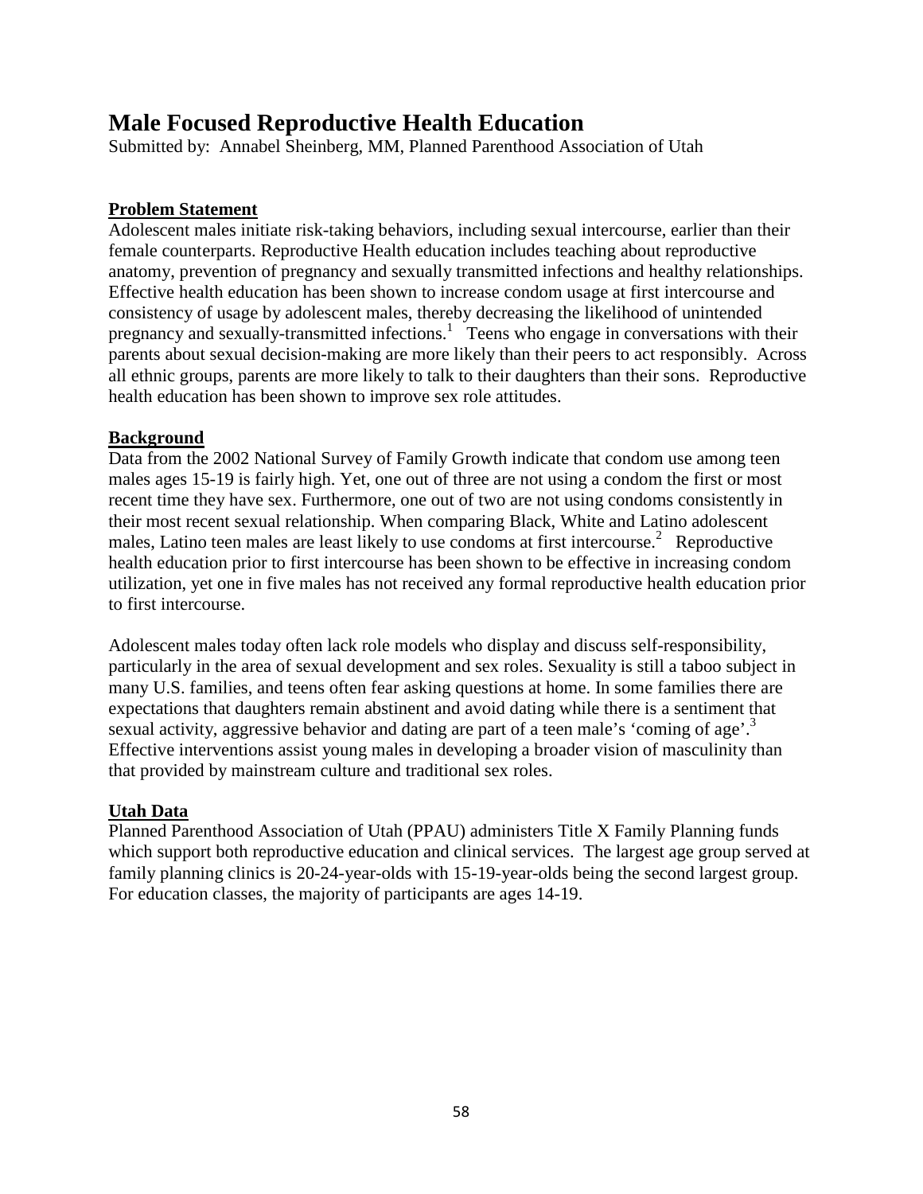# Male Focused Reproductive Health Education

Submitted by: Annabel Sheinberg, MM, Planned Parenthood Association of Utah

## Problem Statement

Adolescent males initiate risk-taking behaviors, including sexual intercourse, earlier than their female counterparts. Reproductive Health education includes teaching about reproductive anatomy, prevention of pregnancy and sexually transmitted infections and healthy relationships. Effective health education has been shown to increase condom usage at first intercourse and consistency of usage by adolescent males, thereby decreasing the likelihood of unintended pregnancy and sexually-transmitted infections.[1] Teens who engage in conversations with their parents about sexual decision-making are more likely than their peers to act responsibly. Across all ethnic groups, parents are more likely to talk to their daughters than their sons. Reproductive health education has been shown to improve sex role attitudes.

## Background

Data from the 2002 National Survey of Family Growth indicate that condom use among teen males ages 15-19 is fairly high. Yet, one out of three are not using a condom the first or most recent time they have sex. Furthermore, one out of two are not using condoms consistently in their most recent sexual relationship. When comparing Black, White and Latino adolescent males, Latino teen males are least likely to use condoms at first intercourse.[2] Reproductive health education prior to first intercourse has been shown to be effective in increasing condom utilization, yet one in five males has not received any formal reproductive health education prior to first intercourse.

Adolescent males today often lack role models who display and discuss self-responsibility, particularly in the area of sexual development and sex roles. Sexuality is still a taboo subject in many U.S. families, and teens often fear asking questions at home. In some families there are expectations that daughters remain abstinent and avoid dating while there is a sentiment that sexual activity, aggressive behavior and dating are part of a teen male's 'coming of age'.[3] Effective interventions assist young males in developing a broader vision of masculinity than that provided by mainstream culture and traditional sex roles.

## Utah Data

Planned Parenthood Association of Utah (PPAU) administers Title X Family Planning funds which support both reproductive education and clinical services. The largest age group served at family planning clinics is 20-24-year-olds with 15-19-year-olds being the second largest group. For education classes, the majority of participants are ages 14-19.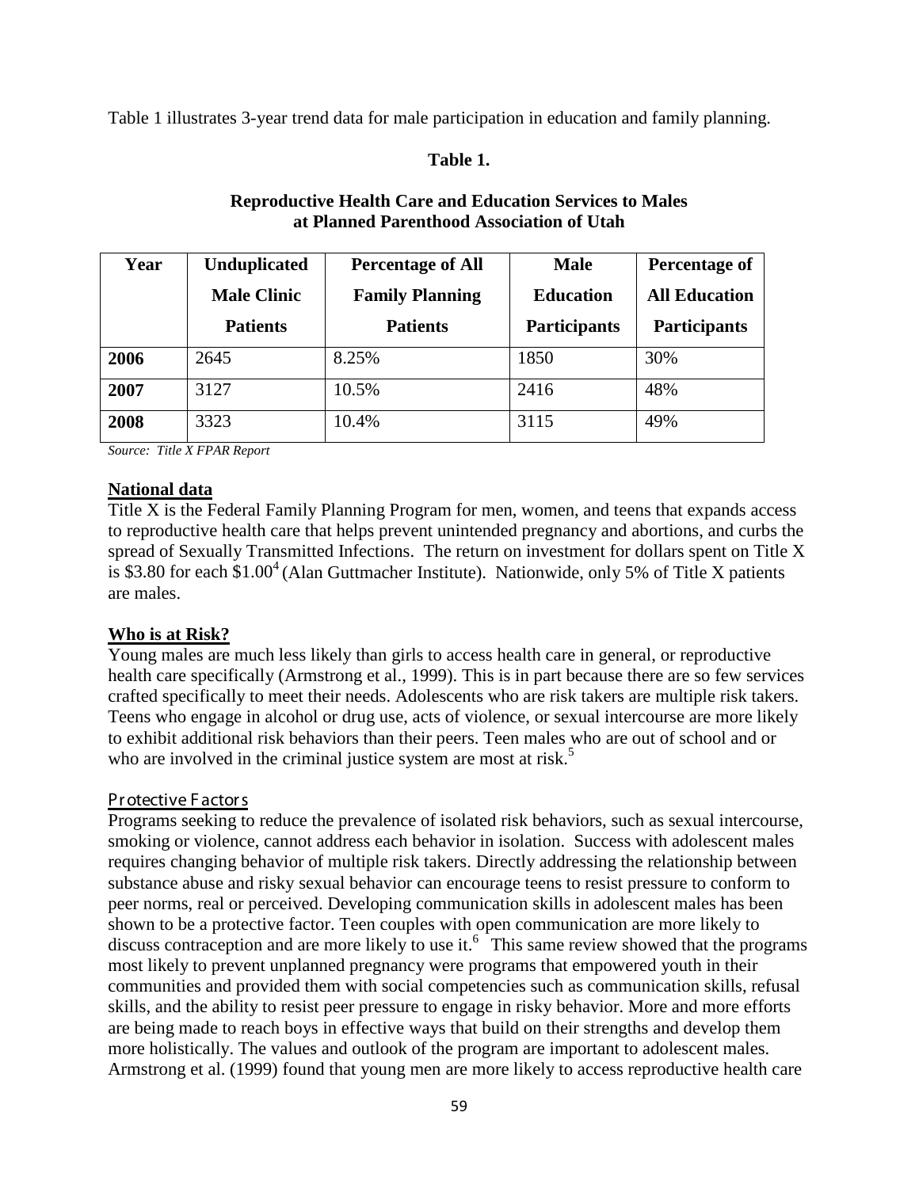Table 1 illustrates 3-year trend data for male participation in education and family planning.

**Table 1.**

**Reproductive Health Care and Education Services to Males at Planned Parenthood Association of Utah**

| Year | Unduplicated Male Clinic Patients | Percentage of All Family Planning Patients | Male Education Participants | Percentage of All Education Participants |
|---|---|---|---|---|
| **2006** | 2645 | 8.25% | 1850 | 30% |
| **2007** | 3127 | 10.5% | 2416 | 48% |
| **2008** | 3323 | 10.4% | 3115 | 49% |

*Source: Title X FPAR Report*

**National data**

Title X is the Federal Family Planning Program for men, women, and teens that expands access to reproductive health care that helps prevent unintended pregnancy and abortions, and curbs the spread of Sexually Transmitted Infections. The return on investment for dollars spent on Title X is $3.80 for each $1.00[4] (Alan Guttmacher Institute). Nationwide, only 5% of Title X patients are males.

**Who is at Risk?**

Young males are much less likely than girls to access health care in general, or reproductive health care specifically (Armstrong et al., 1999). This is in part because there are so few services crafted specifically to meet their needs. Adolescents who are risk takers are multiple risk takers. Teens who engage in alcohol or drug use, acts of violence, or sexual intercourse are more likely to exhibit additional risk behaviors than their peers. Teen males who are out of school and or who are involved in the criminal justice system are most at risk.[5]

Protective Factors

Programs seeking to reduce the prevalence of isolated risk behaviors, such as sexual intercourse, smoking or violence, cannot address each behavior in isolation. Success with adolescent males requires changing behavior of multiple risk takers. Directly addressing the relationship between substance abuse and risky sexual behavior can encourage teens to resist pressure to conform to peer norms, real or perceived. Developing communication skills in adolescent males has been shown to be a protective factor. Teen couples with open communication are more likely to discuss contraception and are more likely to use it.[6] This same review showed that the programs most likely to prevent unplanned pregnancy were programs that empowered youth in their communities and provided them with social competencies such as communication skills, refusal skills, and the ability to resist peer pressure to engage in risky behavior. More and more efforts are being made to reach boys in effective ways that build on their strengths and develop them more holistically. The values and outlook of the program are important to adolescent males. Armstrong et al. (1999) found that young men are more likely to access reproductive health care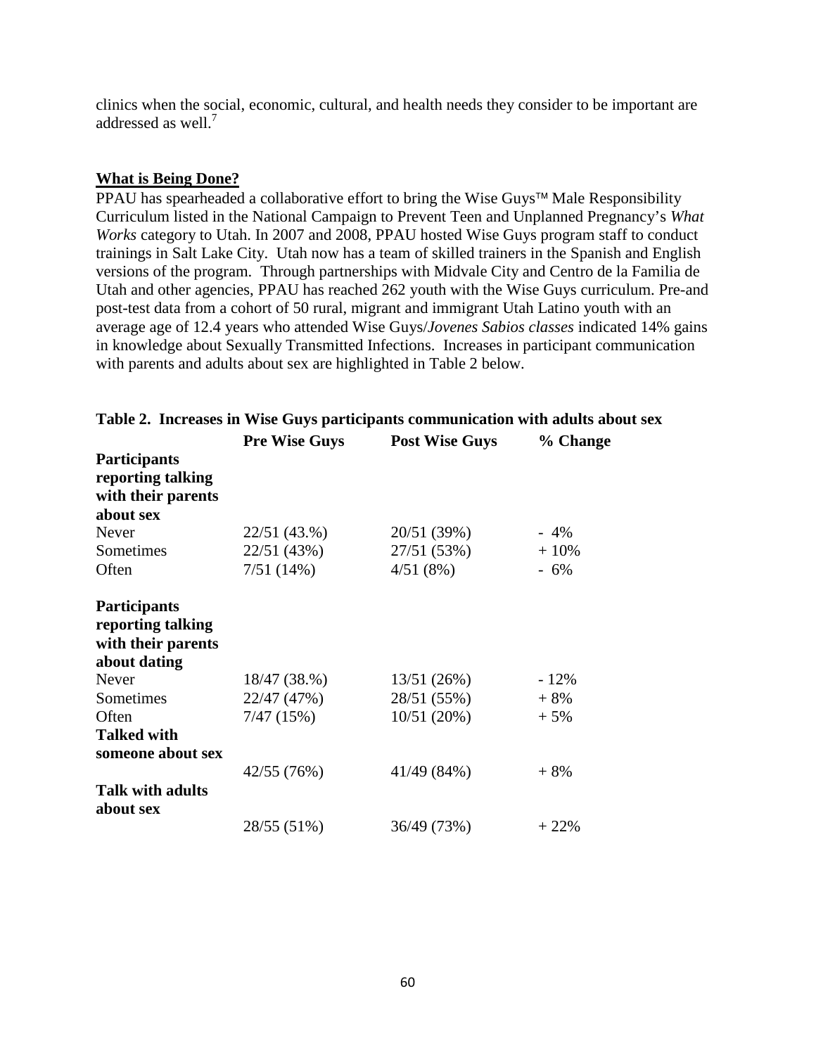clinics when the social, economic, cultural, and health needs they consider to be important are addressed as well.[7]

**What is Being Done?**

PPAU has spearheaded a collaborative effort to bring the Wise Guys™ Male Responsibility Curriculum listed in the National Campaign to Prevent Teen and Unplanned Pregnancy's *What Works* category to Utah. In 2007 and 2008, PPAU hosted Wise Guys program staff to conduct trainings in Salt Lake City. Utah now has a team of skilled trainers in the Spanish and English versions of the program. Through partnerships with Midvale City and Centro de la Familia de Utah and other agencies, PPAU has reached 262 youth with the Wise Guys curriculum. Pre-and post-test data from a cohort of 50 rural, migrant and immigrant Utah Latino youth with an average age of 12.4 years who attended Wise Guys/*Jovenes Sabios classes* indicated 14% gains in knowledge about Sexually Transmitted Infections. Increases in participant communication with parents and adults about sex are highlighted in Table 2 below.

**Table 2. Increases in Wise Guys participants communication with adults about sex**

| | Pre Wise Guys | Post Wise Guys | % Change |
|---|---|---|---|
| **Participants reporting talking with their parents about sex** | | | |
| Never | 22/51 (43.%) | 20/51 (39%) | - 4% |
| Sometimes | 22/51 (43%) | 27/51 (53%) | + 10% |
| Often | 7/51 (14%) | 4/51 (8%) | - 6% |
| **Participants reporting talking with their parents about dating** | | | |
| Never | 18/47 (38.%) | 13/51 (26%) | - 12% |
| Sometimes | 22/47 (47%) | 28/51 (55%) | + 8% |
| Often | 7/47 (15%) | 10/51 (20%) | + 5% |
| **Talked with someone about sex** | 42/55 (76%) | 41/49 (84%) | + 8% |
| **Talk with adults about sex** | 28/55 (51%) | 36/49 (73%) | + 22% |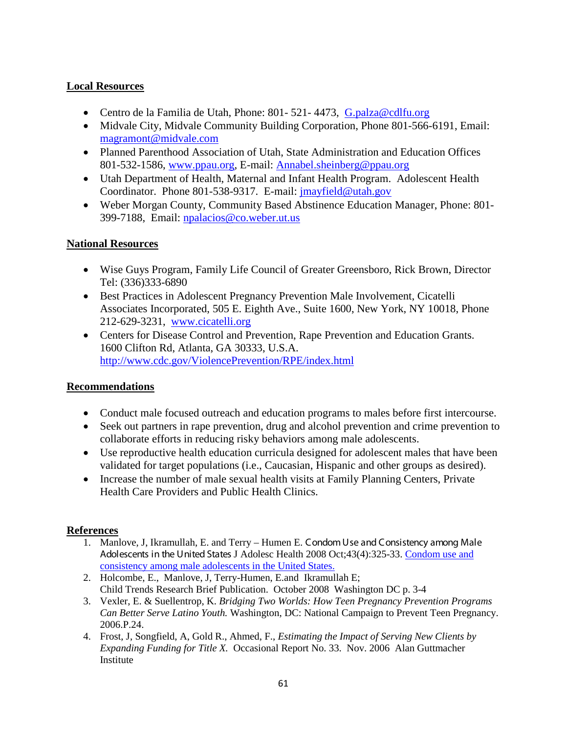## Local Resources

- Centro de la Familia de Utah, Phone: 801- 521- 4473, [G.palza@cdlfu.org](mailto:G.palza@cdlfu.org)
- Midvale City, Midvale Community Building Corporation, Phone 801-566-6191, Email: [magramont@midvale.com](mailto:magramont@midvale.com)
- Planned Parenthood Association of Utah, State Administration and Education Offices 801-532-1586, [www.ppau.org](http://www.ppau.org), E-mail: [Annabel.sheinberg@ppau.org](mailto:Annabel.sheinberg@ppau.org)
- Utah Department of Health, Maternal and Infant Health Program. Adolescent Health Coordinator. Phone 801-538-9317. E-mail: [jmayfield@utah.gov](mailto:jmayfield@utah.gov)
- Weber Morgan County, Community Based Abstinence Education Manager, Phone: 801-399-7188, Email: [npalacios@co.weber.ut.us](mailto:npalacios@co.weber.ut.us)

## National Resources

- Wise Guys Program, Family Life Council of Greater Greensboro, Rick Brown, Director Tel: (336)333-6890
- Best Practices in Adolescent Pregnancy Prevention Male Involvement, Cicatelli Associates Incorporated, 505 E. Eighth Ave., Suite 1600, New York, NY 10018, Phone 212-629-3231, [www.cicatelli.org](http://www.cicatelli.org)
- Centers for Disease Control and Prevention, Rape Prevention and Education Grants. 1600 Clifton Rd, Atlanta, GA 30333, U.S.A. [http://www.cdc.gov/ViolencePrevention/RPE/index.html](http://www.cdc.gov/ViolencePrevention/RPE/index.html)

## Recommendations

- Conduct male focused outreach and education programs to males before first intercourse.
- Seek out partners in rape prevention, drug and alcohol prevention and crime prevention to collaborate efforts in reducing risky behaviors among male adolescents.
- Use reproductive health education curricula designed for adolescent males that have been validated for target populations (i.e., Caucasian, Hispanic and other groups as desired).
- Increase the number of male sexual health visits at Family Planning Centers, Private Health Care Providers and Public Health Clinics.

## References

1. Manlove, J, Ikramullah, E. and Terry – Humen E. Condom Use and Consistency among Male Adolescents in the United States J Adolesc Health 2008 Oct;43(4):325-33. Condom use and consistency among male adolescents in the United States.
2. Holcombe, E., Manlove, J, Terry-Humen, E.and Ikramullah E; Child Trends Research Brief Publication. October 2008 Washington DC p. 3-4
3. Vexler, E. & Suellentrop, K. *Bridging Two Worlds: How Teen Pregnancy Prevention Programs Can Better Serve Latino Youth.* Washington, DC: National Campaign to Prevent Teen Pregnancy. 2006.P.24.
4. Frost, J, Songfield, A, Gold R., Ahmed, F., *Estimating the Impact of Serving New Clients by Expanding Funding for Title X.* Occasional Report No. 33. Nov. 2006 Alan Guttmacher Institute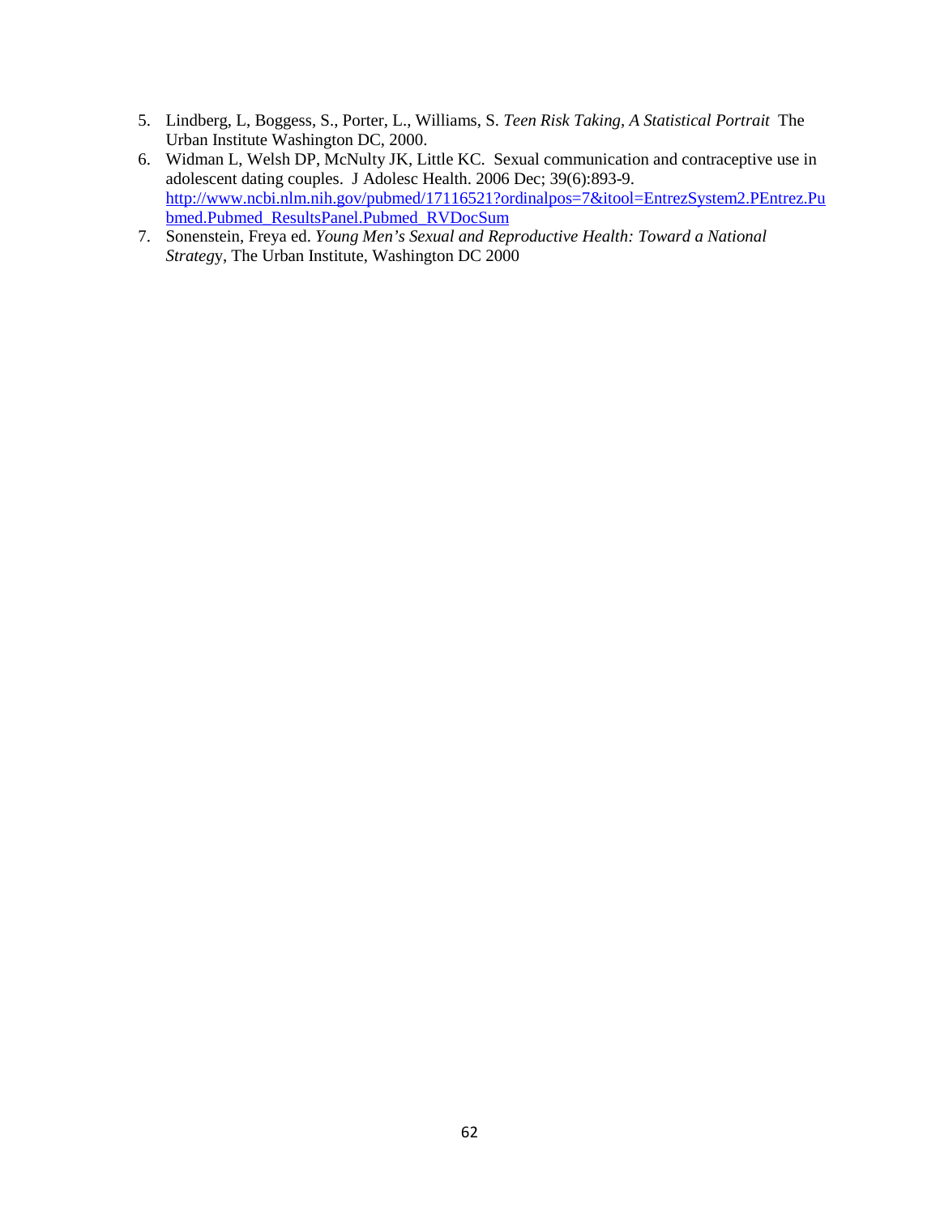5. Lindberg, L, Boggess, S., Porter, L., Williams, S. *Teen Risk Taking, A Statistical Portrait* The Urban Institute Washington DC, 2000.
6. Widman L, Welsh DP, McNulty JK, Little KC. Sexual communication and contraceptive use in adolescent dating couples. J Adolesc Health. 2006 Dec; 39(6):893-9. [http://www.ncbi.nlm.nih.gov/pubmed/17116521?ordinalpos=7&itool=EntrezSystem2.PEntrez.Pubmed.Pubmed_ResultsPanel.Pubmed_RVDocSum](http://www.ncbi.nlm.nih.gov/pubmed/17116521?ordinalpos=7&itool=EntrezSystem2.PEntrez.Pubmed.Pubmed_ResultsPanel.Pubmed_RVDocSum)
7. Sonenstein, Freya ed. *Young Men's Sexual and Reproductive Health: Toward a National Strateg*y, The Urban Institute, Washington DC 2000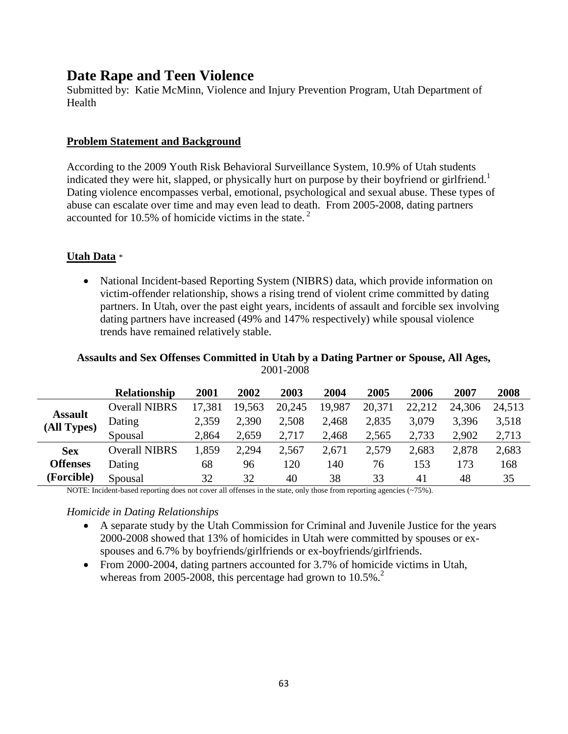# Date Rape and Teen Violence

Submitted by: Katie McMinn, Violence and Injury Prevention Program, Utah Department of Health

## Problem Statement and Background

According to the 2009 Youth Risk Behavioral Surveillance System, 10.9% of Utah students indicated they were hit, slapped, or physically hurt on purpose by their boyfriend or girlfriend.[1] Dating violence encompasses verbal, emotional, psychological and sexual abuse. These types of abuse can escalate over time and may even lead to death. From 2005-2008, dating partners accounted for 10.5% of homicide victims in the state.[2]

## Utah Data *

- National Incident-based Reporting System (NIBRS) data, which provide information on victim-offender relationship, shows a rising trend of violent crime committed by dating partners. In Utah, over the past eight years, incidents of assault and forcible sex involving dating partners have increased (49% and 147% respectively) while spousal violence trends have remained relatively stable.

**Assaults and Sex Offenses Committed in Utah by a Dating Partner or Spouse, All Ages,** 2001-2008

| | Relationship | 2001 | 2002 | 2003 | 2004 | 2005 | 2006 | 2007 | 2008 |
|---|---|---|---|---|---|---|---|---|---|
| **Assault (All Types)** | Overall NIBRS | 17,381 | 19,563 | 20,245 | 19,987 | 20,371 | 22,212 | 24,306 | 24,513 |
| | Dating | 2,359 | 2,390 | 2,508 | 2,468 | 2,835 | 3,079 | 3,396 | 3,518 |
| | Spousal | 2,864 | 2,659 | 2,717 | 2,468 | 2,565 | 2,733 | 2,902 | 2,713 |
| **Sex Offenses (Forcible)** | Overall NIBRS | 1,859 | 2,294 | 2,567 | 2,671 | 2,579 | 2,683 | 2,878 | 2,683 |
| | Dating | 68 | 96 | 120 | 140 | 76 | 153 | 173 | 168 |
| | Spousal | 32 | 32 | 40 | 38 | 33 | 41 | 48 | 35 |

NOTE: Incident-based reporting does not cover all offenses in the state, only those from reporting agencies (~75%).

*Homicide in Dating Relationships*

- A separate study by the Utah Commission for Criminal and Juvenile Justice for the years 2000-2008 showed that 13% of homicides in Utah were committed by spouses or ex-spouses and 6.7% by boyfriends/girlfriends or ex-boyfriends/girlfriends.
- From 2000-2004, dating partners accounted for 3.7% of homicide victims in Utah, whereas from 2005-2008, this percentage had grown to 10.5%.[2]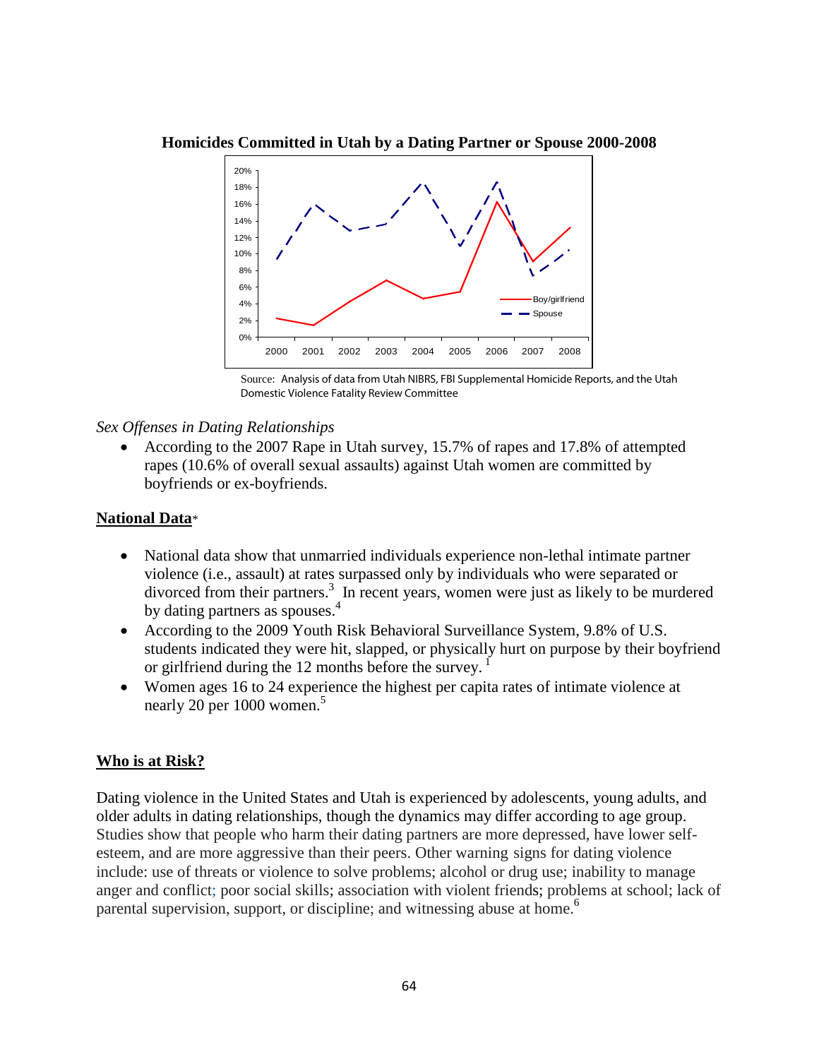**Homicides Committed in Utah by a Dating Partner or Spouse 2000-2008**

Source: Analysis of data from Utah NIBRS, FBI Supplemental Homicide Reports, and the Utah Domestic Violence Fatality Review Committee

*Sex Offenses in Dating Relationships*

- According to the 2007 Rape in Utah survey, 15.7% of rapes and 17.8% of attempted rapes (10.6% of overall sexual assaults) against Utah women are committed by boyfriends or ex-boyfriends.

## National Data*

- National data show that unmarried individuals experience non-lethal intimate partner violence (i.e., assault) at rates surpassed only by individuals who were separated or divorced from their partners.[3] In recent years, women were just as likely to be murdered by dating partners as spouses.[4]
- According to the 2009 Youth Risk Behavioral Surveillance System, 9.8% of U.S. students indicated they were hit, slapped, or physically hurt on purpose by their boyfriend or girlfriend during the 12 months before the survey. [1]
- Women ages 16 to 24 experience the highest per capita rates of intimate violence at nearly 20 per 1000 women.[5]

## Who is at Risk?

Dating violence in the United States and Utah is experienced by adolescents, young adults, and older adults in dating relationships, though the dynamics may differ according to age group. Studies show that people who harm their dating partners are more depressed, have lower self-esteem, and are more aggressive than their peers. Other warning signs for dating violence include: use of threats or violence to solve problems; alcohol or drug use; inability to manage anger and conflict; poor social skills; association with violent friends; problems at school; lack of parental supervision, support, or discipline; and witnessing abuse at home.[6]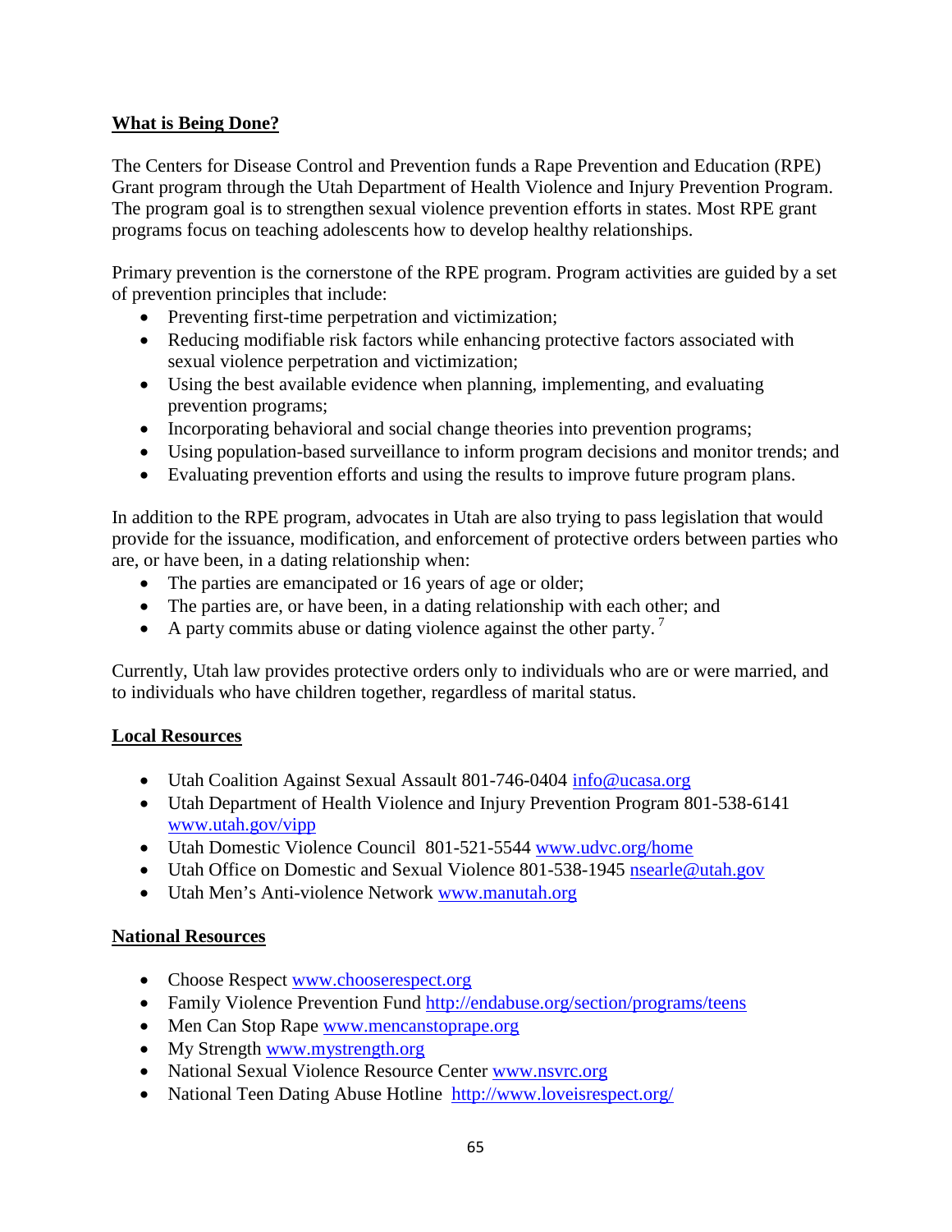## What is Being Done?

The Centers for Disease Control and Prevention funds a Rape Prevention and Education (RPE) Grant program through the Utah Department of Health Violence and Injury Prevention Program. The program goal is to strengthen sexual violence prevention efforts in states. Most RPE grant programs focus on teaching adolescents how to develop healthy relationships.

Primary prevention is the cornerstone of the RPE program. Program activities are guided by a set of prevention principles that include:

- Preventing first-time perpetration and victimization;
- Reducing modifiable risk factors while enhancing protective factors associated with sexual violence perpetration and victimization;
- Using the best available evidence when planning, implementing, and evaluating prevention programs;
- Incorporating behavioral and social change theories into prevention programs;
- Using population-based surveillance to inform program decisions and monitor trends; and
- Evaluating prevention efforts and using the results to improve future program plans.

In addition to the RPE program, advocates in Utah are also trying to pass legislation that would provide for the issuance, modification, and enforcement of protective orders between parties who are, or have been, in a dating relationship when:

- The parties are emancipated or 16 years of age or older;
- The parties are, or have been, in a dating relationship with each other; and
- A party commits abuse or dating violence against the other party. [7]

Currently, Utah law provides protective orders only to individuals who are or were married, and to individuals who have children together, regardless of marital status.

## Local Resources

- Utah Coalition Against Sexual Assault 801-746-0404 info@ucasa.org
- Utah Department of Health Violence and Injury Prevention Program 801-538-6141 www.utah.gov/vipp
- Utah Domestic Violence Council 801-521-5544 www.udvc.org/home
- Utah Office on Domestic and Sexual Violence 801-538-1945 nsearle@utah.gov
- Utah Men's Anti-violence Network www.manutah.org

## National Resources

- Choose Respect www.chooserespect.org
- Family Violence Prevention Fund http://endabuse.org/section/programs/teens
- Men Can Stop Rape www.mencanstoprape.org
- My Strength www.mystrength.org
- National Sexual Violence Resource Center www.nsvrc.org
- National Teen Dating Abuse Hotline http://www.loveisrespect.org/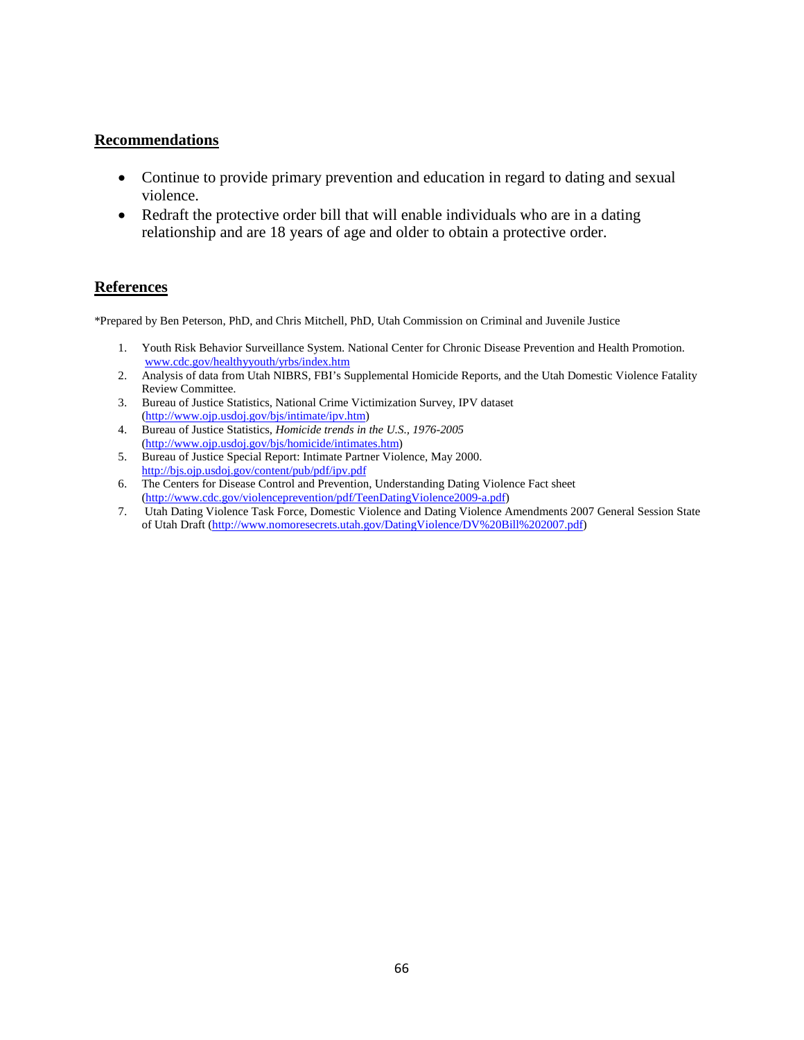## Recommendations

- Continue to provide primary prevention and education in regard to dating and sexual violence.
- Redraft the protective order bill that will enable individuals who are in a dating relationship and are 18 years of age and older to obtain a protective order.

## References

*Prepared by Ben Peterson, PhD, and Chris Mitchell, PhD, Utah Commission on Criminal and Juvenile Justice

1. Youth Risk Behavior Surveillance System. National Center for Chronic Disease Prevention and Health Promotion. www.cdc.gov/healthyyouth/yrbs/index.htm
2. Analysis of data from Utah NIBRS, FBI's Supplemental Homicide Reports, and the Utah Domestic Violence Fatality Review Committee.
3. Bureau of Justice Statistics, National Crime Victimization Survey, IPV dataset (http://www.ojp.usdoj.gov/bjs/intimate/ipv.htm)
4. Bureau of Justice Statistics, *Homicide trends in the U.S., 1976-2005* (http://www.ojp.usdoj.gov/bjs/homicide/intimates.htm)
5. Bureau of Justice Special Report: Intimate Partner Violence, May 2000. http://bjs.ojp.usdoj.gov/content/pub/pdf/ipv.pdf
6. The Centers for Disease Control and Prevention, Understanding Dating Violence Fact sheet (http://www.cdc.gov/violenceprevention/pdf/TeenDatingViolence2009-a.pdf)
7. Utah Dating Violence Task Force, Domestic Violence and Dating Violence Amendments 2007 General Session State of Utah Draft (http://www.nomoresecrets.utah.gov/DatingViolence/DV%20Bill%202007.pdf)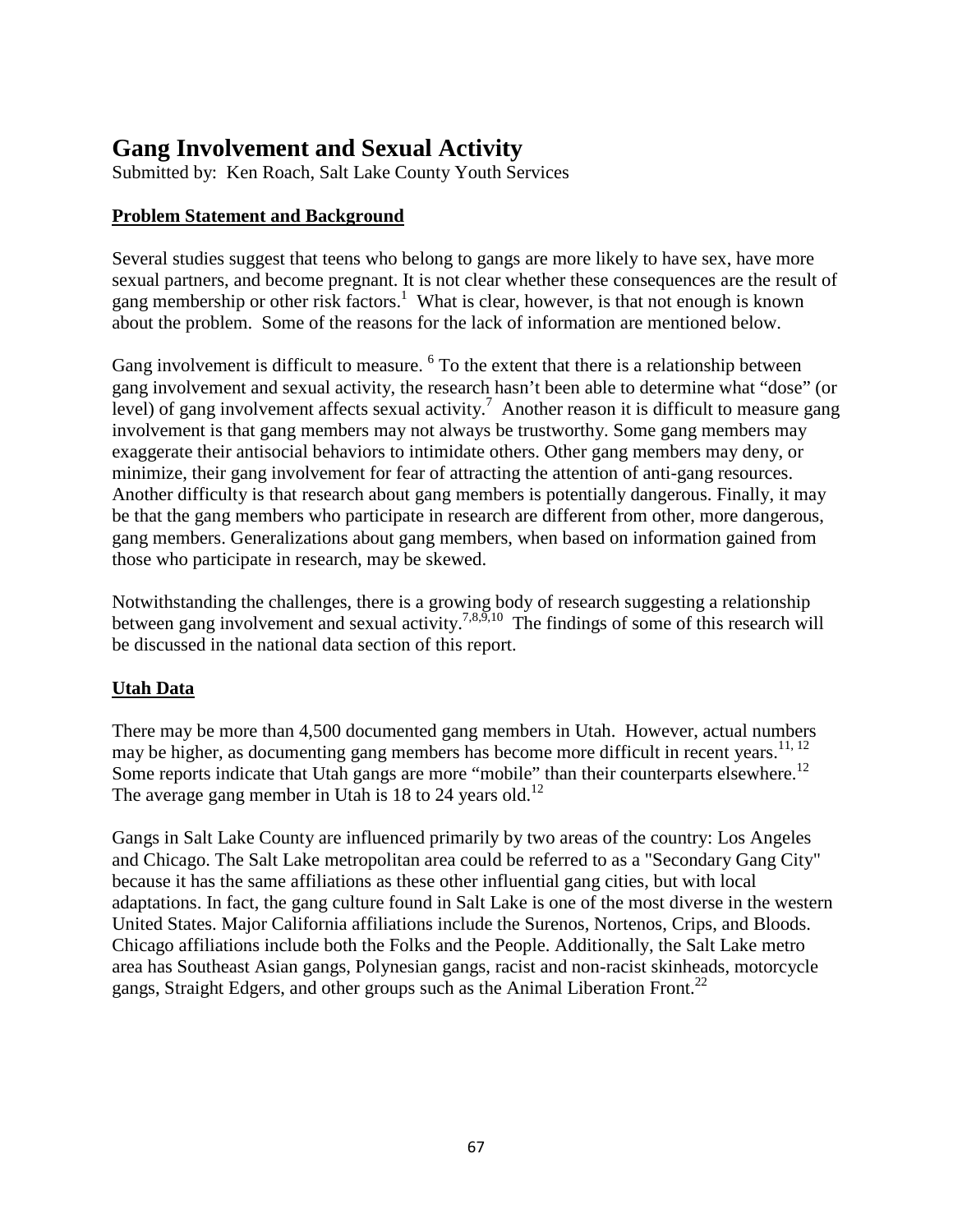# Gang Involvement and Sexual Activity

Submitted by: Ken Roach, Salt Lake County Youth Services

## Problem Statement and Background

Several studies suggest that teens who belong to gangs are more likely to have sex, have more sexual partners, and become pregnant. It is not clear whether these consequences are the result of gang membership or other risk factors.[1] What is clear, however, is that not enough is known about the problem. Some of the reasons for the lack of information are mentioned below.

Gang involvement is difficult to measure. [6] To the extent that there is a relationship between gang involvement and sexual activity, the research hasn't been able to determine what "dose" (or level) of gang involvement affects sexual activity.[7] Another reason it is difficult to measure gang involvement is that gang members may not always be trustworthy. Some gang members may exaggerate their antisocial behaviors to intimidate others. Other gang members may deny, or minimize, their gang involvement for fear of attracting the attention of anti-gang resources. Another difficulty is that research about gang members is potentially dangerous. Finally, it may be that the gang members who participate in research are different from other, more dangerous, gang members. Generalizations about gang members, when based on information gained from those who participate in research, may be skewed.

Notwithstanding the challenges, there is a growing body of research suggesting a relationship between gang involvement and sexual activity.[7,8,9,10] The findings of some of this research will be discussed in the national data section of this report.

## Utah Data

There may be more than 4,500 documented gang members in Utah. However, actual numbers may be higher, as documenting gang members has become more difficult in recent years.[11, 12] Some reports indicate that Utah gangs are more "mobile" than their counterparts elsewhere.[12] The average gang member in Utah is 18 to 24 years old.[12]

Gangs in Salt Lake County are influenced primarily by two areas of the country: Los Angeles and Chicago. The Salt Lake metropolitan area could be referred to as a "Secondary Gang City" because it has the same affiliations as these other influential gang cities, but with local adaptations. In fact, the gang culture found in Salt Lake is one of the most diverse in the western United States. Major California affiliations include the Surenos, Nortenos, Crips, and Bloods. Chicago affiliations include both the Folks and the People. Additionally, the Salt Lake metro area has Southeast Asian gangs, Polynesian gangs, racist and non-racist skinheads, motorcycle gangs, Straight Edgers, and other groups such as the Animal Liberation Front.[22]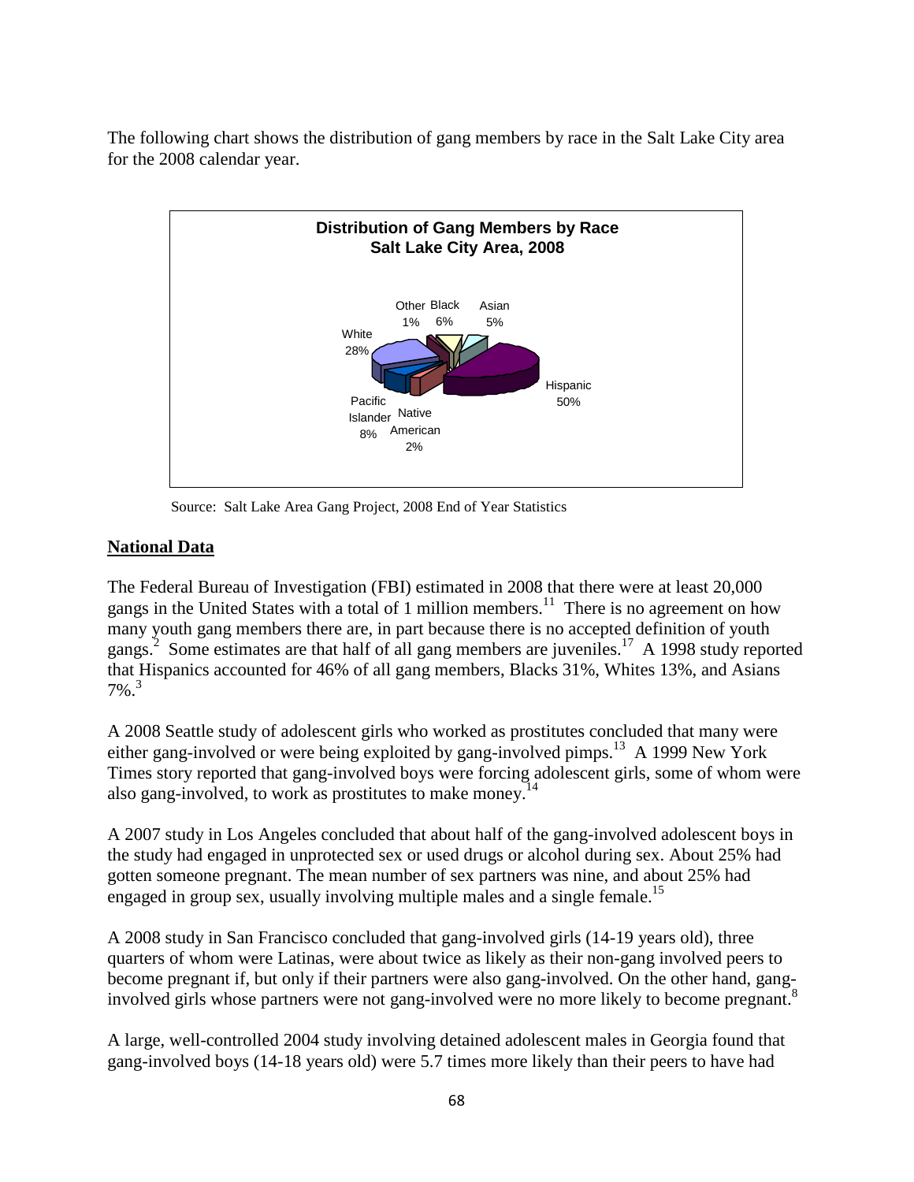The following chart shows the distribution of gang members by race in the Salt Lake City area for the 2008 calendar year.

**Distribution of Gang Members by Race**
**Salt Lake City Area, 2008**

| Race | Percent |
| --- | --- |
| Hispanic | 50% |
| White | 28% |
| Pacific Islander | 8% |
| Black | 6% |
| Asian | 5% |
| Native American | 2% |
| Other | 1% |

Source: Salt Lake Area Gang Project, 2008 End of Year Statistics

## National Data

The Federal Bureau of Investigation (FBI) estimated in 2008 that there were at least 20,000 gangs in the United States with a total of 1 million members.[11] There is no agreement on how many youth gang members there are, in part because there is no accepted definition of youth gangs.[2] Some estimates are that half of all gang members are juveniles.[17] A 1998 study reported that Hispanics accounted for 46% of all gang members, Blacks 31%, Whites 13%, and Asians 7%.[3]

A 2008 Seattle study of adolescent girls who worked as prostitutes concluded that many were either gang-involved or were being exploited by gang-involved pimps.[13] A 1999 New York Times story reported that gang-involved boys were forcing adolescent girls, some of whom were also gang-involved, to work as prostitutes to make money.[14]

A 2007 study in Los Angeles concluded that about half of the gang-involved adolescent boys in the study had engaged in unprotected sex or used drugs or alcohol during sex. About 25% had gotten someone pregnant. The mean number of sex partners was nine, and about 25% had engaged in group sex, usually involving multiple males and a single female.[15]

A 2008 study in San Francisco concluded that gang-involved girls (14-19 years old), three quarters of whom were Latinas, were about twice as likely as their non-gang involved peers to become pregnant if, but only if their partners were also gang-involved. On the other hand, gang-involved girls whose partners were not gang-involved were no more likely to become pregnant.[8]

A large, well-controlled 2004 study involving detained adolescent males in Georgia found that gang-involved boys (14-18 years old) were 5.7 times more likely than their peers to have had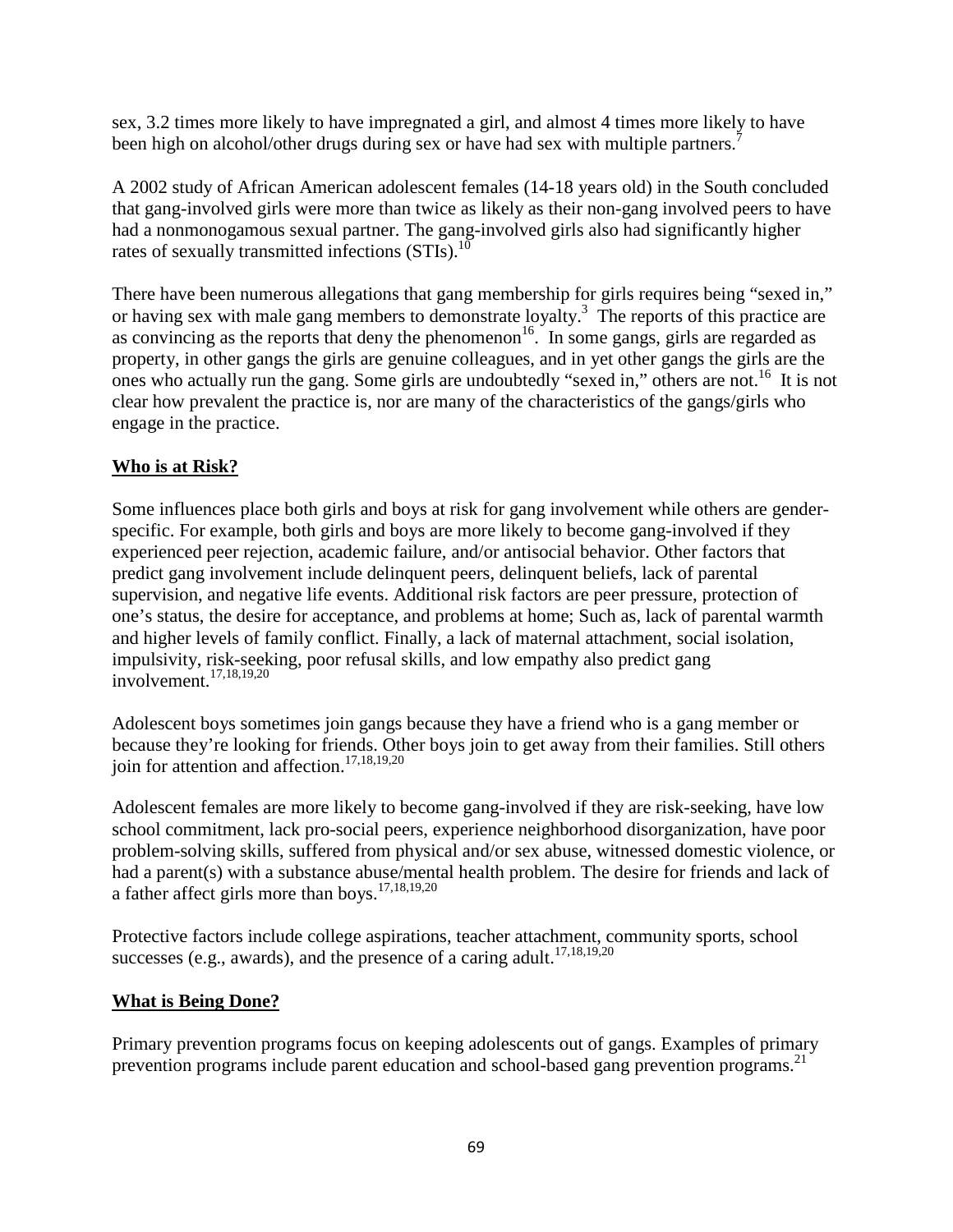sex, 3.2 times more likely to have impregnated a girl, and almost 4 times more likely to have been high on alcohol/other drugs during sex or have had sex with multiple partners.[7]

A 2002 study of African American adolescent females (14-18 years old) in the South concluded that gang-involved girls were more than twice as likely as their non-gang involved peers to have had a nonmonogamous sexual partner. The gang-involved girls also had significantly higher rates of sexually transmitted infections (STIs).[10]

There have been numerous allegations that gang membership for girls requires being "sexed in," or having sex with male gang members to demonstrate loyalty.[3] The reports of this practice are as convincing as the reports that deny the phenomenon[16]. In some gangs, girls are regarded as property, in other gangs the girls are genuine colleagues, and in yet other gangs the girls are the ones who actually run the gang. Some girls are undoubtedly "sexed in," others are not.[16] It is not clear how prevalent the practice is, nor are many of the characteristics of the gangs/girls who engage in the practice.

## Who is at Risk?

Some influences place both girls and boys at risk for gang involvement while others are gender-specific. For example, both girls and boys are more likely to become gang-involved if they experienced peer rejection, academic failure, and/or antisocial behavior. Other factors that predict gang involvement include delinquent peers, delinquent beliefs, lack of parental supervision, and negative life events. Additional risk factors are peer pressure, protection of one's status, the desire for acceptance, and problems at home; Such as, lack of parental warmth and higher levels of family conflict. Finally, a lack of maternal attachment, social isolation, impulsivity, risk-seeking, poor refusal skills, and low empathy also predict gang involvement.[17,18,19,20]

Adolescent boys sometimes join gangs because they have a friend who is a gang member or because they're looking for friends. Other boys join to get away from their families. Still others join for attention and affection.[17,18,19,20]

Adolescent females are more likely to become gang-involved if they are risk-seeking, have low school commitment, lack pro-social peers, experience neighborhood disorganization, have poor problem-solving skills, suffered from physical and/or sex abuse, witnessed domestic violence, or had a parent(s) with a substance abuse/mental health problem. The desire for friends and lack of a father affect girls more than boys.[17,18,19,20]

Protective factors include college aspirations, teacher attachment, community sports, school successes (e.g., awards), and the presence of a caring adult.[17,18,19,20]

## What is Being Done?

Primary prevention programs focus on keeping adolescents out of gangs. Examples of primary prevention programs include parent education and school-based gang prevention programs.[21]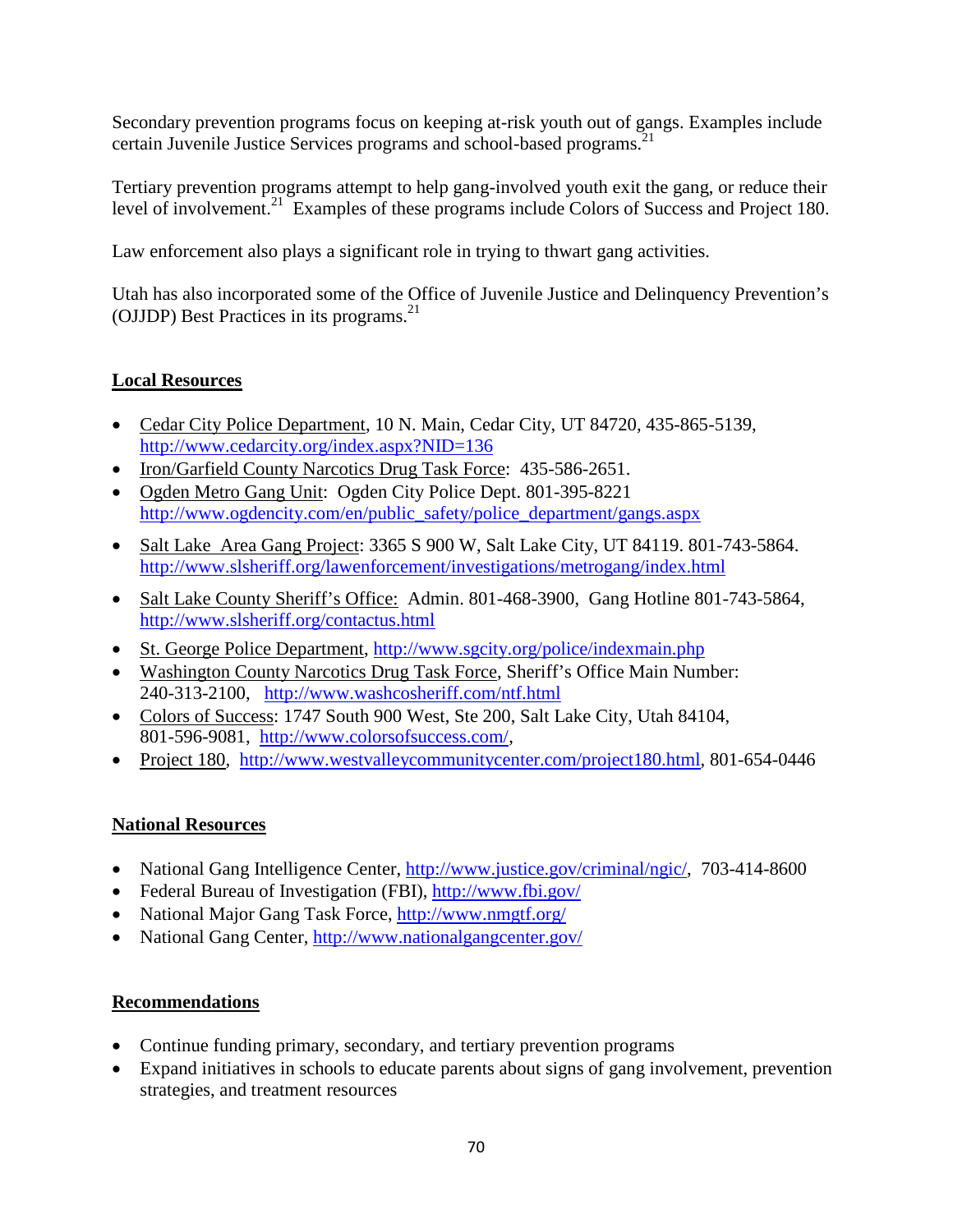Secondary prevention programs focus on keeping at-risk youth out of gangs. Examples include certain Juvenile Justice Services programs and school-based programs.[21]

Tertiary prevention programs attempt to help gang-involved youth exit the gang, or reduce their level of involvement.[21] Examples of these programs include Colors of Success and Project 180.

Law enforcement also plays a significant role in trying to thwart gang activities.

Utah has also incorporated some of the Office of Juvenile Justice and Delinquency Prevention's (OJJDP) Best Practices in its programs.[21]

## Local Resources

- Cedar City Police Department, 10 N. Main, Cedar City, UT 84720, 435-865-5139, http://www.cedarcity.org/index.aspx?NID=136
- Iron/Garfield County Narcotics Drug Task Force: 435-586-2651.
- Ogden Metro Gang Unit: Ogden City Police Dept. 801-395-8221 http://www.ogdencity.com/en/public_safety/police_department/gangs.aspx
- Salt Lake Area Gang Project: 3365 S 900 W, Salt Lake City, UT 84119. 801-743-5864. http://www.slsheriff.org/lawenforcement/investigations/metrogang/index.html
- Salt Lake County Sheriff's Office: Admin. 801-468-3900, Gang Hotline 801-743-5864, http://www.slsheriff.org/contactus.html
- St. George Police Department, http://www.sgcity.org/police/indexmain.php
- Washington County Narcotics Drug Task Force, Sheriff's Office Main Number: 240-313-2100, http://www.washcosheriff.com/ntf.html
- Colors of Success: 1747 South 900 West, Ste 200, Salt Lake City, Utah 84104, 801-596-9081, http://www.colorsofsuccess.com/,
- Project 180, http://www.westvalleycommunitycenter.com/project180.html, 801-654-0446

## National Resources

- National Gang Intelligence Center, http://www.justice.gov/criminal/ngic/, 703-414-8600
- Federal Bureau of Investigation (FBI), http://www.fbi.gov/
- National Major Gang Task Force, http://www.nmgtf.org/
- National Gang Center, http://www.nationalgangcenter.gov/

## Recommendations

- Continue funding primary, secondary, and tertiary prevention programs
- Expand initiatives in schools to educate parents about signs of gang involvement, prevention strategies, and treatment resources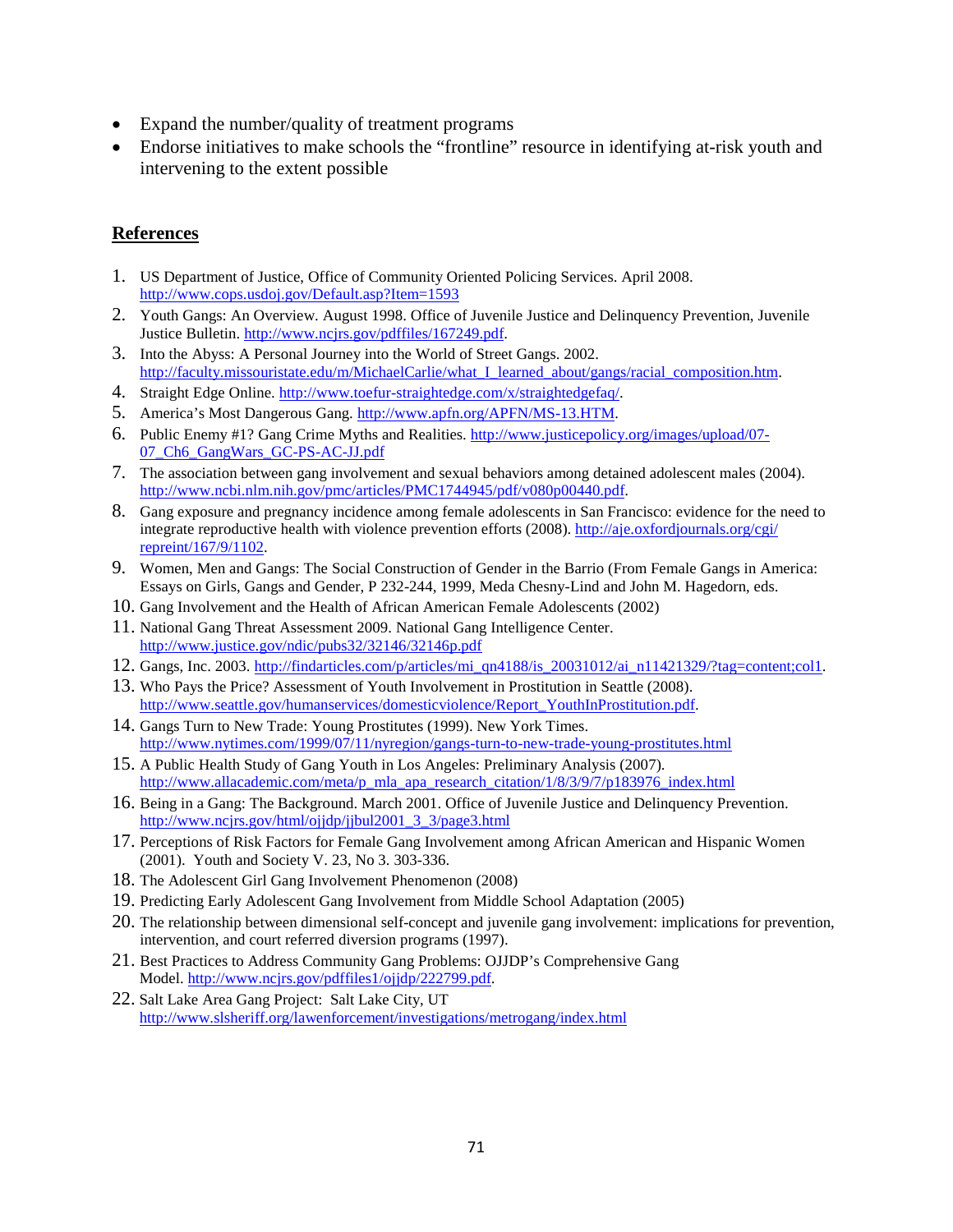- Expand the number/quality of treatment programs
- Endorse initiatives to make schools the “frontline” resource in identifying at-risk youth and intervening to the extent possible

## References

1. US Department of Justice, Office of Community Oriented Policing Services. April 2008. http://www.cops.usdoj.gov/Default.asp?Item=1593
2. Youth Gangs: An Overview. August 1998. Office of Juvenile Justice and Delinquency Prevention, Juvenile Justice Bulletin. http://www.ncjrs.gov/pdffiles/167249.pdf.
3. Into the Abyss: A Personal Journey into the World of Street Gangs. 2002. http://faculty.missouristate.edu/m/MichaelCarlie/what_I_learned_about/gangs/racial_composition.htm.
4. Straight Edge Online. http://www.toefur-straightedge.com/x/straightedgefaq/.
5. America’s Most Dangerous Gang. http://www.apfn.org/APFN/MS-13.HTM.
6. Public Enemy #1? Gang Crime Myths and Realities. http://www.justicepolicy.org/images/upload/07-07_Ch6_GangWars_GC-PS-AC-JJ.pdf
7. The association between gang involvement and sexual behaviors among detained adolescent males (2004). http://www.ncbi.nlm.nih.gov/pmc/articles/PMC1744945/pdf/v080p00440.pdf.
8. Gang exposure and pregnancy incidence among female adolescents in San Francisco: evidence for the need to integrate reproductive health with violence prevention efforts (2008). http://aje.oxfordjournals.org/cgi/repreint/167/9/1102.
9. Women, Men and Gangs: The Social Construction of Gender in the Barrio (From Female Gangs in America: Essays on Girls, Gangs and Gender, P 232-244, 1999, Meda Chesny-Lind and John M. Hagedorn, eds.
10. Gang Involvement and the Health of African American Female Adolescents (2002)
11. National Gang Threat Assessment 2009. National Gang Intelligence Center. http://www.justice.gov/ndic/pubs32/32146/32146p.pdf
12. Gangs, Inc. 2003. http://findarticles.com/p/articles/mi_qn4188/is_20031012/ai_n11421329/?tag=content;col1.
13. Who Pays the Price? Assessment of Youth Involvement in Prostitution in Seattle (2008). http://www.seattle.gov/humanservices/domesticviolence/Report_YouthInProstitution.pdf.
14. Gangs Turn to New Trade: Young Prostitutes (1999). New York Times. http://www.nytimes.com/1999/07/11/nyregion/gangs-turn-to-new-trade-young-prostitutes.html
15. A Public Health Study of Gang Youth in Los Angeles: Preliminary Analysis (2007). http://www.allacademic.com/meta/p_mla_apa_research_citation/1/8/3/9/7/p183976_index.html
16. Being in a Gang: The Background. March 2001. Office of Juvenile Justice and Delinquency Prevention. http://www.ncjrs.gov/html/ojjdp/jjbul2001_3_3/page3.html
17. Perceptions of Risk Factors for Female Gang Involvement among African American and Hispanic Women (2001). Youth and Society V. 23, No 3. 303-336.
18. The Adolescent Girl Gang Involvement Phenomenon (2008)
19. Predicting Early Adolescent Gang Involvement from Middle School Adaptation (2005)
20. The relationship between dimensional self-concept and juvenile gang involvement: implications for prevention, intervention, and court referred diversion programs (1997).
21. Best Practices to Address Community Gang Problems: OJJDP’s Comprehensive Gang Model. http://www.ncjrs.gov/pdffiles1/ojjdp/222799.pdf.
22. Salt Lake Area Gang Project: Salt Lake City, UT http://www.slsheriff.org/lawenforcement/investigations/metrogang/index.html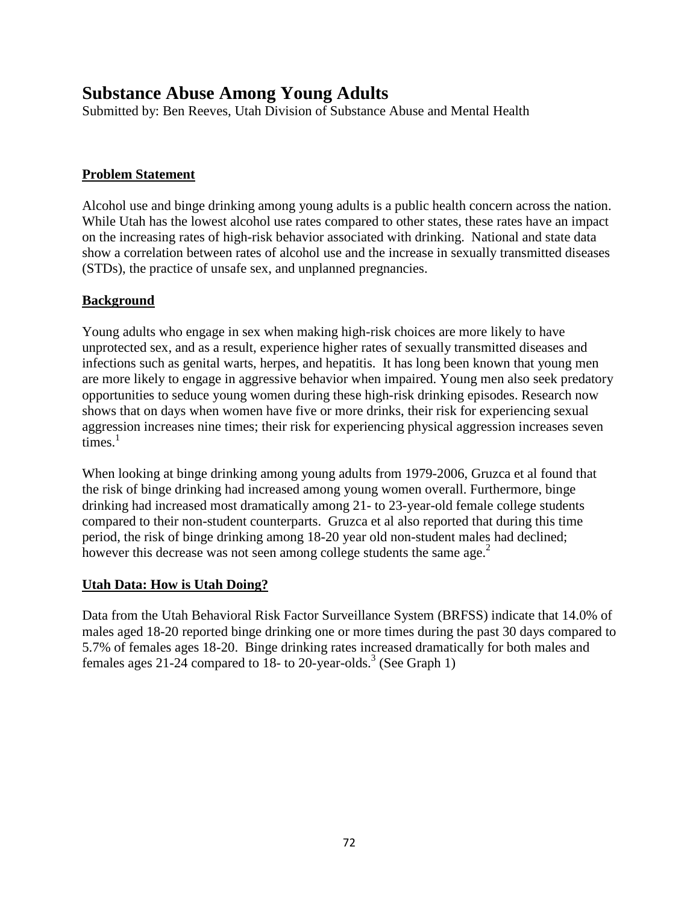# Substance Abuse Among Young Adults

Submitted by: Ben Reeves, Utah Division of Substance Abuse and Mental Health

## Problem Statement

Alcohol use and binge drinking among young adults is a public health concern across the nation. While Utah has the lowest alcohol use rates compared to other states, these rates have an impact on the increasing rates of high-risk behavior associated with drinking. National and state data show a correlation between rates of alcohol use and the increase in sexually transmitted diseases (STDs), the practice of unsafe sex, and unplanned pregnancies.

## Background

Young adults who engage in sex when making high-risk choices are more likely to have unprotected sex, and as a result, experience higher rates of sexually transmitted diseases and infections such as genital warts, herpes, and hepatitis. It has long been known that young men are more likely to engage in aggressive behavior when impaired. Young men also seek predatory opportunities to seduce young women during these high-risk drinking episodes. Research now shows that on days when women have five or more drinks, their risk for experiencing sexual aggression increases nine times; their risk for experiencing physical aggression increases seven times.[1]

When looking at binge drinking among young adults from 1979-2006, Gruzca et al found that the risk of binge drinking had increased among young women overall. Furthermore, binge drinking had increased most dramatically among 21- to 23-year-old female college students compared to their non-student counterparts. Gruzca et al also reported that during this time period, the risk of binge drinking among 18-20 year old non-student males had declined; however this decrease was not seen among college students the same age.[2]

## Utah Data: How is Utah Doing?

Data from the Utah Behavioral Risk Factor Surveillance System (BRFSS) indicate that 14.0% of males aged 18-20 reported binge drinking one or more times during the past 30 days compared to 5.7% of females ages 18-20. Binge drinking rates increased dramatically for both males and females ages 21-24 compared to 18- to 20-year-olds.[3] (See Graph 1)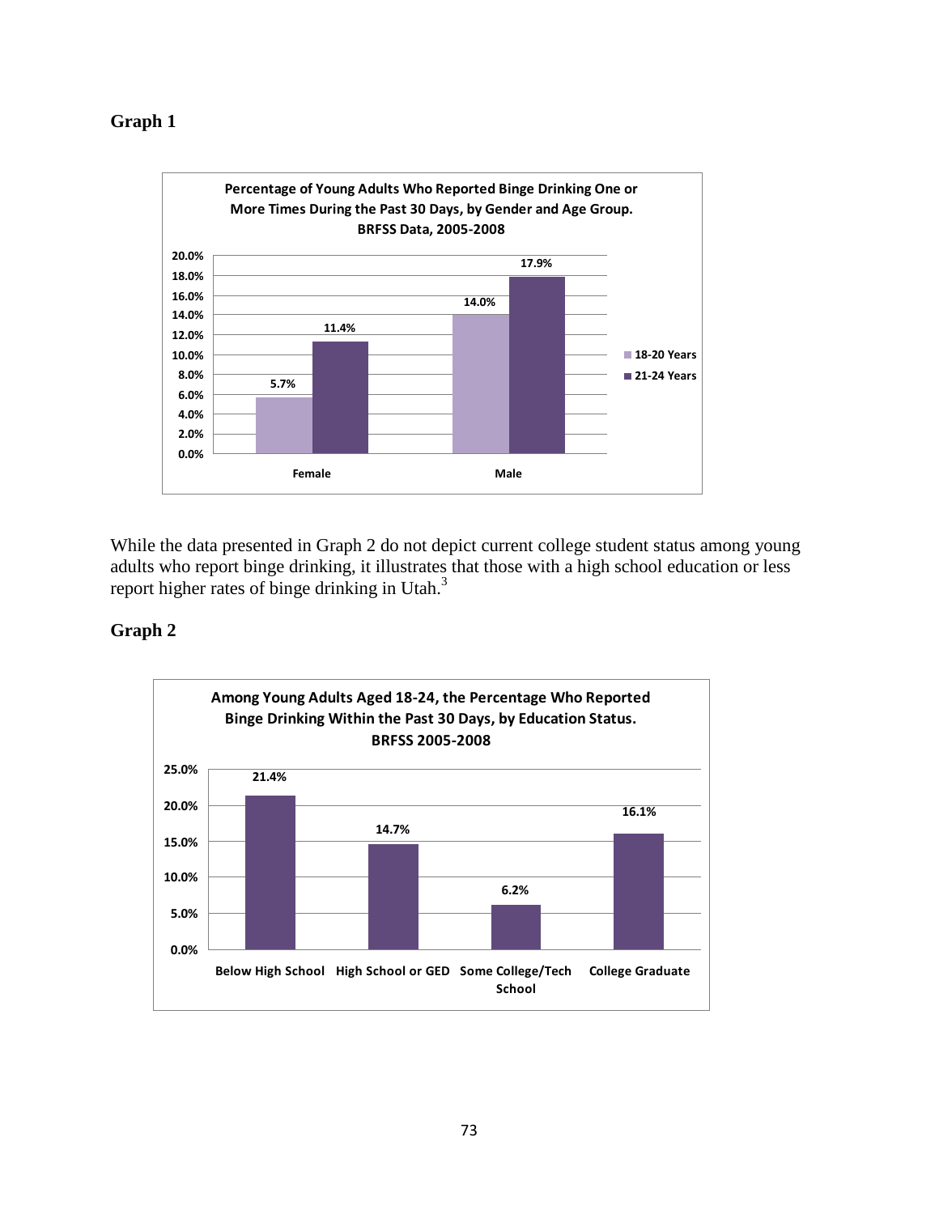**Graph 1**

**Percentage of Young Adults Who Reported Binge Drinking One or More Times During the Past 30 Days, by Gender and Age Group. BRFSS Data, 2005-2008**

| | 18-20 Years | 21-24 Years |
|---|---|---|
| Female | 5.7% | 11.4% |
| Male | 14.0% | 17.9% |

While the data presented in Graph 2 do not depict current college student status among young adults who report binge drinking, it illustrates that those with a high school education or less report higher rates of binge drinking in Utah.[3]

**Graph 2**

**Among Young Adults Aged 18-24, the Percentage Who Reported Binge Drinking Within the Past 30 Days, by Education Status. BRFSS 2005-2008**

| Below High School | High School or GED | Some College/Tech School | College Graduate |
|---|---|---|---|
| 21.4% | 14.7% | 6.2% | 16.1% |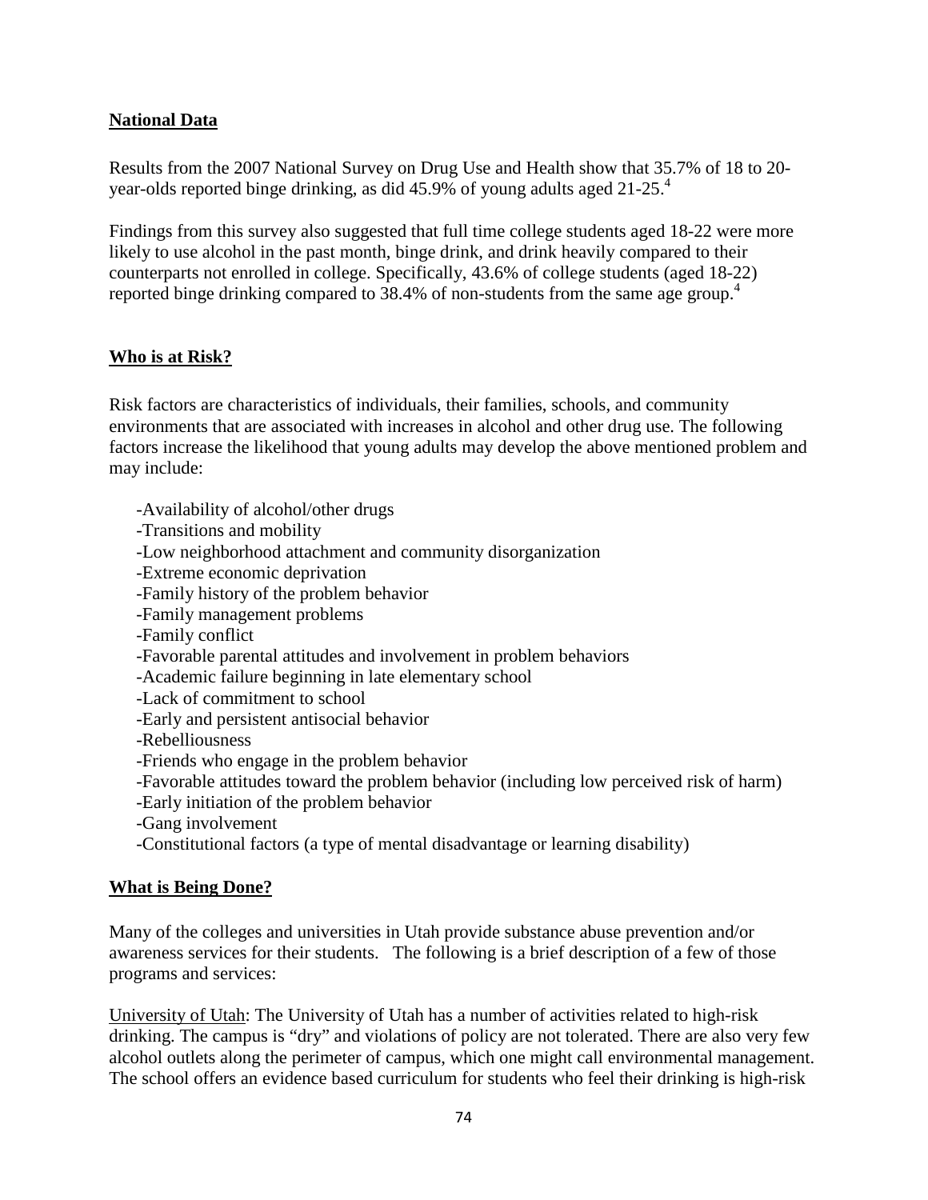## National Data

Results from the 2007 National Survey on Drug Use and Health show that 35.7% of 18 to 20-year-olds reported binge drinking, as did 45.9% of young adults aged 21-25.[4]

Findings from this survey also suggested that full time college students aged 18-22 were more likely to use alcohol in the past month, binge drink, and drink heavily compared to their counterparts not enrolled in college. Specifically, 43.6% of college students (aged 18-22) reported binge drinking compared to 38.4% of non-students from the same age group.[4]

## Who is at Risk?

Risk factors are characteristics of individuals, their families, schools, and community environments that are associated with increases in alcohol and other drug use. The following factors increase the likelihood that young adults may develop the above mentioned problem and may include:

- Availability of alcohol/other drugs
- Transitions and mobility
- Low neighborhood attachment and community disorganization
- Extreme economic deprivation
- Family history of the problem behavior
- Family management problems
- Family conflict
- Favorable parental attitudes and involvement in problem behaviors
- Academic failure beginning in late elementary school
- Lack of commitment to school
- Early and persistent antisocial behavior
- Rebelliousness
- Friends who engage in the problem behavior
- Favorable attitudes toward the problem behavior (including low perceived risk of harm)
- Early initiation of the problem behavior
- Gang involvement
- Constitutional factors (a type of mental disadvantage or learning disability)

## What is Being Done?

Many of the colleges and universities in Utah provide substance abuse prevention and/or awareness services for their students. The following is a brief description of a few of those programs and services:

University of Utah: The University of Utah has a number of activities related to high-risk drinking. The campus is "dry" and violations of policy are not tolerated. There are also very few alcohol outlets along the perimeter of campus, which one might call environmental management. The school offers an evidence based curriculum for students who feel their drinking is high-risk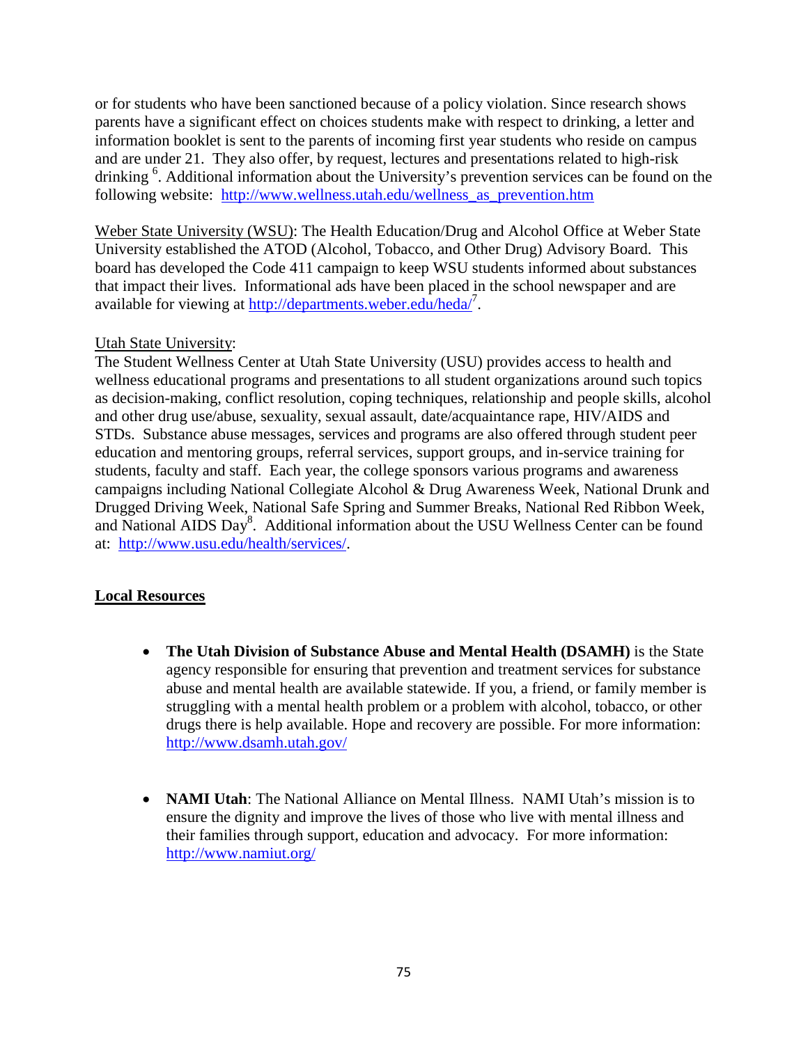or for students who have been sanctioned because of a policy violation. Since research shows parents have a significant effect on choices students make with respect to drinking, a letter and information booklet is sent to the parents of incoming first year students who reside on campus and are under 21. They also offer, by request, lectures and presentations related to high-risk drinking [6]. Additional information about the University's prevention services can be found on the following website: http://www.wellness.utah.edu/wellness_as_prevention.htm

Weber State University (WSU): The Health Education/Drug and Alcohol Office at Weber State University established the ATOD (Alcohol, Tobacco, and Other Drug) Advisory Board. This board has developed the Code 411 campaign to keep WSU students informed about substances that impact their lives. Informational ads have been placed in the school newspaper and are available for viewing at http://departments.weber.edu/heda/[7].

Utah State University:

The Student Wellness Center at Utah State University (USU) provides access to health and wellness educational programs and presentations to all student organizations around such topics as decision-making, conflict resolution, coping techniques, relationship and people skills, alcohol and other drug use/abuse, sexuality, sexual assault, date/acquaintance rape, HIV/AIDS and STDs. Substance abuse messages, services and programs are also offered through student peer education and mentoring groups, referral services, support groups, and in-service training for students, faculty and staff. Each year, the college sponsors various programs and awareness campaigns including National Collegiate Alcohol & Drug Awareness Week, National Drunk and Drugged Driving Week, National Safe Spring and Summer Breaks, National Red Ribbon Week, and National AIDS Day[8]. Additional information about the USU Wellness Center can be found at: http://www.usu.edu/health/services/.

## Local Resources

- **The Utah Division of Substance Abuse and Mental Health (DSAMH)** is the State agency responsible for ensuring that prevention and treatment services for substance abuse and mental health are available statewide. If you, a friend, or family member is struggling with a mental health problem or a problem with alcohol, tobacco, or other drugs there is help available. Hope and recovery are possible. For more information: http://www.dsamh.utah.gov/

- **NAMI Utah**: The National Alliance on Mental Illness. NAMI Utah's mission is to ensure the dignity and improve the lives of those who live with mental illness and their families through support, education and advocacy. For more information: http://www.namiut.org/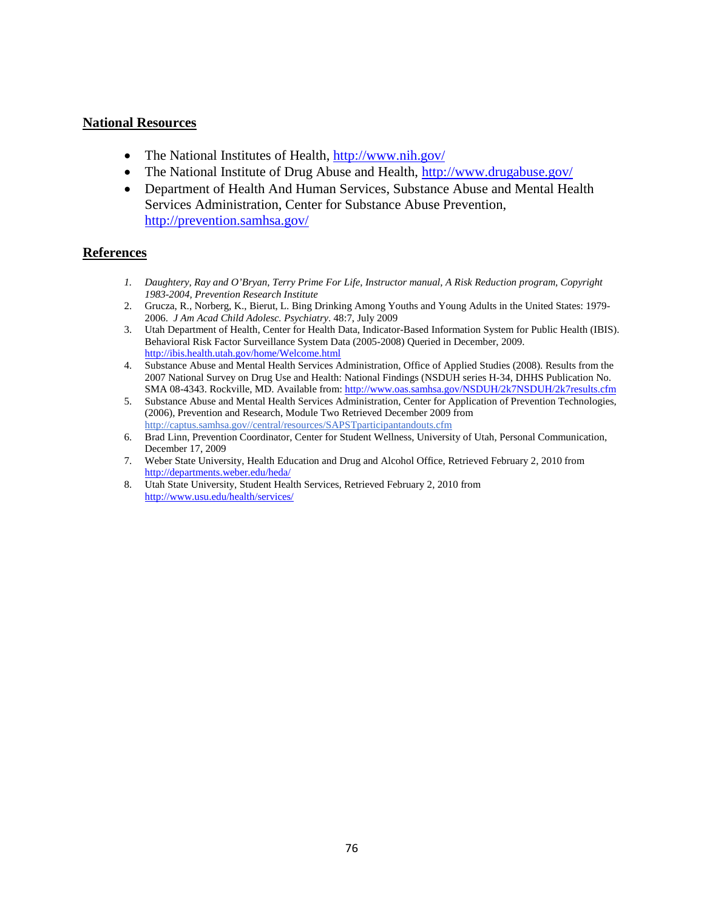## National Resources

- The National Institutes of Health, http://www.nih.gov/
- The National Institute of Drug Abuse and Health, http://www.drugabuse.gov/
- Department of Health And Human Services, Substance Abuse and Mental Health Services Administration, Center for Substance Abuse Prevention, http://prevention.samhsa.gov/

## References

1. *Daughtery, Ray and O'Bryan, Terry Prime For Life, Instructor manual, A Risk Reduction program, Copyright 1983-2004, Prevention Research Institute*
2. Grucza, R., Norberg, K., Bierut, L. Bing Drinking Among Youths and Young Adults in the United States: 1979-2006. *J Am Acad Child Adolesc. Psychiatry*. 48:7, July 2009
3. Utah Department of Health, Center for Health Data, Indicator-Based Information System for Public Health (IBIS). Behavioral Risk Factor Surveillance System Data (2005-2008) Queried in December, 2009. http://ibis.health.utah.gov/home/Welcome.html
4. Substance Abuse and Mental Health Services Administration, Office of Applied Studies (2008). Results from the 2007 National Survey on Drug Use and Health: National Findings (NSDUH series H-34, DHHS Publication No. SMA 08-4343. Rockville, MD. Available from: http://www.oas.samhsa.gov/NSDUH/2k7NSDUH/2k7results.cfm
5. Substance Abuse and Mental Health Services Administration, Center for Application of Prevention Technologies, (2006), Prevention and Research, Module Two Retrieved December 2009 from http://captus.samhsa.gov//central/resources/SAPSTparticipantandouts.cfm
6. Brad Linn, Prevention Coordinator, Center for Student Wellness, University of Utah, Personal Communication, December 17, 2009
7. Weber State University, Health Education and Drug and Alcohol Office, Retrieved February 2, 2010 from http://departments.weber.edu/heda/
8. Utah State University, Student Health Services, Retrieved February 2, 2010 from http://www.usu.edu/health/services/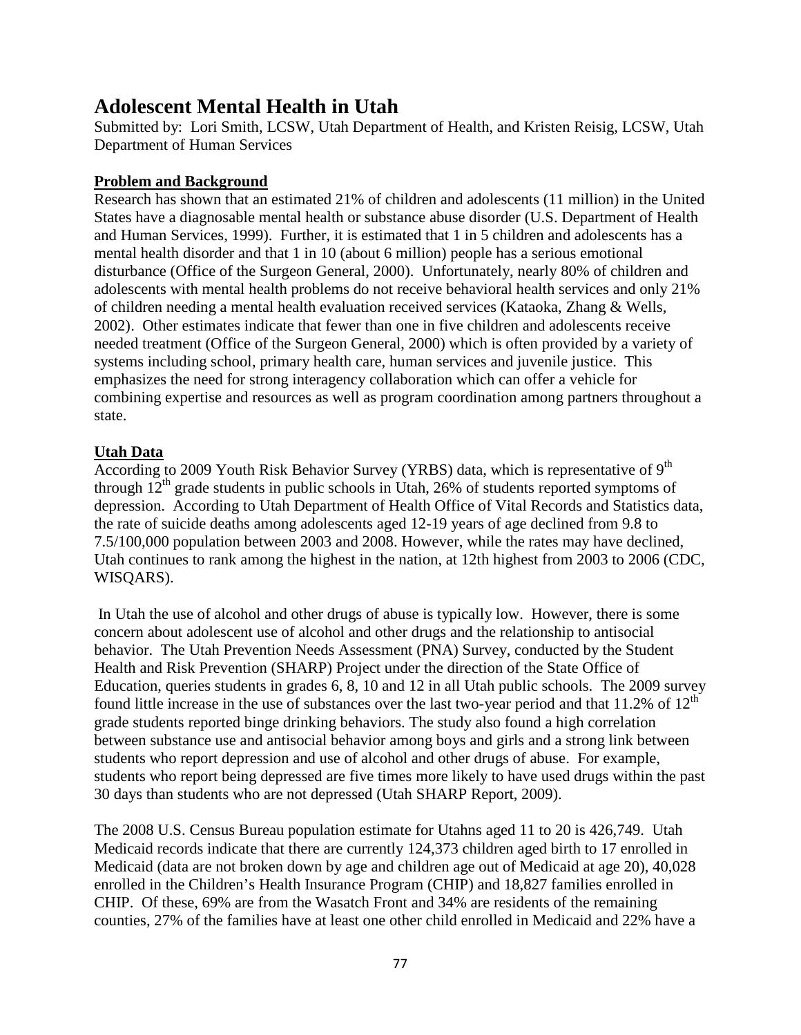# Adolescent Mental Health in Utah

Submitted by: Lori Smith, LCSW, Utah Department of Health, and Kristen Reisig, LCSW, Utah Department of Human Services

## Problem and Background

Research has shown that an estimated 21% of children and adolescents (11 million) in the United States have a diagnosable mental health or substance abuse disorder (U.S. Department of Health and Human Services, 1999). Further, it is estimated that 1 in 5 children and adolescents has a mental health disorder and that 1 in 10 (about 6 million) people has a serious emotional disturbance (Office of the Surgeon General, 2000). Unfortunately, nearly 80% of children and adolescents with mental health problems do not receive behavioral health services and only 21% of children needing a mental health evaluation received services (Kataoka, Zhang & Wells, 2002). Other estimates indicate that fewer than one in five children and adolescents receive needed treatment (Office of the Surgeon General, 2000) which is often provided by a variety of systems including school, primary health care, human services and juvenile justice. This emphasizes the need for strong interagency collaboration which can offer a vehicle for combining expertise and resources as well as program coordination among partners throughout a state.

## Utah Data

According to 2009 Youth Risk Behavior Survey (YRBS) data, which is representative of 9th through 12th grade students in public schools in Utah, 26% of students reported symptoms of depression. According to Utah Department of Health Office of Vital Records and Statistics data, the rate of suicide deaths among adolescents aged 12-19 years of age declined from 9.8 to 7.5/100,000 population between 2003 and 2008. However, while the rates may have declined, Utah continues to rank among the highest in the nation, at 12th highest from 2003 to 2006 (CDC, WISQARS).

In Utah the use of alcohol and other drugs of abuse is typically low. However, there is some concern about adolescent use of alcohol and other drugs and the relationship to antisocial behavior. The Utah Prevention Needs Assessment (PNA) Survey, conducted by the Student Health and Risk Prevention (SHARP) Project under the direction of the State Office of Education, queries students in grades 6, 8, 10 and 12 in all Utah public schools. The 2009 survey found little increase in the use of substances over the last two-year period and that 11.2% of 12th grade students reported binge drinking behaviors. The study also found a high correlation between substance use and antisocial behavior among boys and girls and a strong link between students who report depression and use of alcohol and other drugs of abuse. For example, students who report being depressed are five times more likely to have used drugs within the past 30 days than students who are not depressed (Utah SHARP Report, 2009).

The 2008 U.S. Census Bureau population estimate for Utahns aged 11 to 20 is 426,749. Utah Medicaid records indicate that there are currently 124,373 children aged birth to 17 enrolled in Medicaid (data are not broken down by age and children age out of Medicaid at age 20), 40,028 enrolled in the Children's Health Insurance Program (CHIP) and 18,827 families enrolled in CHIP. Of these, 69% are from the Wasatch Front and 34% are residents of the remaining counties, 27% of the families have at least one other child enrolled in Medicaid and 22% have a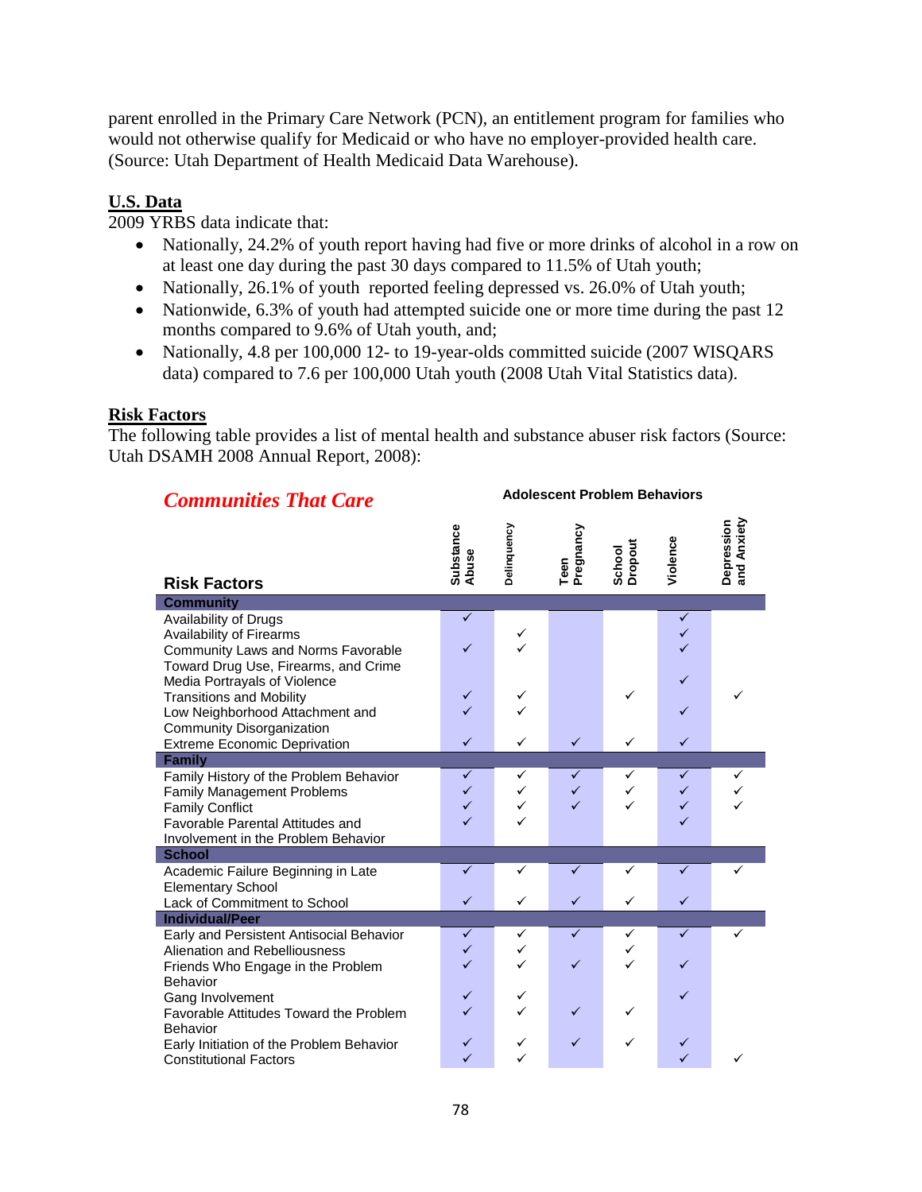parent enrolled in the Primary Care Network (PCN), an entitlement program for families who would not otherwise qualify for Medicaid or who have no employer-provided health care. (Source: Utah Department of Health Medicaid Data Warehouse).

## U.S. Data

2009 YRBS data indicate that:

- Nationally, 24.2% of youth report having had five or more drinks of alcohol in a row on at least one day during the past 30 days compared to 11.5% of Utah youth;
- Nationally, 26.1% of youth reported feeling depressed vs. 26.0% of Utah youth;
- Nationwide, 6.3% of youth had attempted suicide one or more time during the past 12 months compared to 9.6% of Utah youth, and;
- Nationally, 4.8 per 100,000 12- to 19-year-olds committed suicide (2007 WISQARS data) compared to 7.6 per 100,000 Utah youth (2008 Utah Vital Statistics data).

## Risk Factors

The following table provides a list of mental health and substance abuser risk factors (Source: Utah DSAMH 2008 Annual Report, 2008):

***Communities That Care***

| Risk Factors | Adolescent Problem Behaviors: Substance Abuse | Delinquency | Teen Pregnancy | School Dropout | Violence | Depression and Anxiety |
|---|---|---|---|---|---|---|
| **Community** | | | | | | |
| Availability of Drugs | ✓ | | | | ✓ | |
| Availability of Firearms | | ✓ | | | ✓ | |
| Community Laws and Norms Favorable Toward Drug Use, Firearms, and Crime | ✓ | ✓ | | | ✓ | |
| Media Portrayals of Violence | | | | | ✓ | |
| Transitions and Mobility | ✓ | ✓ | | ✓ | | ✓ |
| Low Neighborhood Attachment and Community Disorganization | ✓ | ✓ | | | ✓ | |
| Extreme Economic Deprivation | ✓ | ✓ | ✓ | ✓ | ✓ | |
| **Family** | | | | | | |
| Family History of the Problem Behavior | ✓ | ✓ | ✓ | ✓ | ✓ | ✓ |
| Family Management Problems | ✓ | ✓ | ✓ | ✓ | ✓ | ✓ |
| Family Conflict | ✓ | ✓ | ✓ | ✓ | ✓ | ✓ |
| Favorable Parental Attitudes and Involvement in the Problem Behavior | ✓ | ✓ | | | ✓ | |
| **School** | | | | | | |
| Academic Failure Beginning in Late Elementary School | ✓ | ✓ | ✓ | ✓ | ✓ | ✓ |
| Lack of Commitment to School | ✓ | ✓ | ✓ | ✓ | ✓ | |
| **Individual/Peer** | | | | | | |
| Early and Persistent Antisocial Behavior | ✓ | ✓ | ✓ | ✓ | ✓ | ✓ |
| Alienation and Rebelliousness | ✓ | ✓ | | ✓ | | |
| Friends Who Engage in the Problem Behavior | ✓ | ✓ | ✓ | ✓ | ✓ | |
| Gang Involvement | ✓ | ✓ | | | ✓ | |
| Favorable Attitudes Toward the Problem Behavior | ✓ | ✓ | ✓ | ✓ | | |
| Early Initiation of the Problem Behavior | ✓ | ✓ | ✓ | ✓ | ✓ | |
| Constitutional Factors | ✓ | ✓ | | | ✓ | ✓ |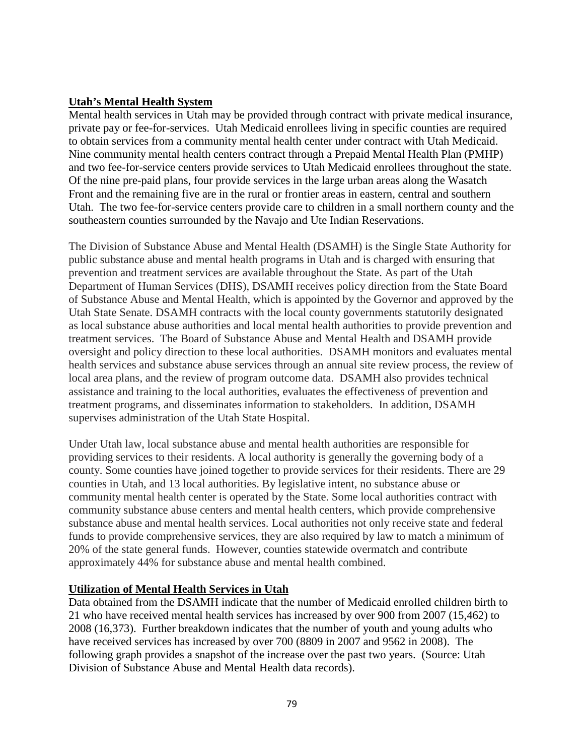## Utah's Mental Health System

Mental health services in Utah may be provided through contract with private medical insurance, private pay or fee-for-services. Utah Medicaid enrollees living in specific counties are required to obtain services from a community mental health center under contract with Utah Medicaid. Nine community mental health centers contract through a Prepaid Mental Health Plan (PMHP) and two fee-for-service centers provide services to Utah Medicaid enrollees throughout the state. Of the nine pre-paid plans, four provide services in the large urban areas along the Wasatch Front and the remaining five are in the rural or frontier areas in eastern, central and southern Utah. The two fee-for-service centers provide care to children in a small northern county and the southeastern counties surrounded by the Navajo and Ute Indian Reservations.

The Division of Substance Abuse and Mental Health (DSAMH) is the Single State Authority for public substance abuse and mental health programs in Utah and is charged with ensuring that prevention and treatment services are available throughout the State. As part of the Utah Department of Human Services (DHS), DSAMH receives policy direction from the State Board of Substance Abuse and Mental Health, which is appointed by the Governor and approved by the Utah State Senate. DSAMH contracts with the local county governments statutorily designated as local substance abuse authorities and local mental health authorities to provide prevention and treatment services. The Board of Substance Abuse and Mental Health and DSAMH provide oversight and policy direction to these local authorities. DSAMH monitors and evaluates mental health services and substance abuse services through an annual site review process, the review of local area plans, and the review of program outcome data. DSAMH also provides technical assistance and training to the local authorities, evaluates the effectiveness of prevention and treatment programs, and disseminates information to stakeholders. In addition, DSAMH supervises administration of the Utah State Hospital.

Under Utah law, local substance abuse and mental health authorities are responsible for providing services to their residents. A local authority is generally the governing body of a county. Some counties have joined together to provide services for their residents. There are 29 counties in Utah, and 13 local authorities. By legislative intent, no substance abuse or community mental health center is operated by the State. Some local authorities contract with community substance abuse centers and mental health centers, which provide comprehensive substance abuse and mental health services. Local authorities not only receive state and federal funds to provide comprehensive services, they are also required by law to match a minimum of 20% of the state general funds. However, counties statewide overmatch and contribute approximately 44% for substance abuse and mental health combined.

## Utilization of Mental Health Services in Utah

Data obtained from the DSAMH indicate that the number of Medicaid enrolled children birth to 21 who have received mental health services has increased by over 900 from 2007 (15,462) to 2008 (16,373). Further breakdown indicates that the number of youth and young adults who have received services has increased by over 700 (8809 in 2007 and 9562 in 2008). The following graph provides a snapshot of the increase over the past two years. (Source: Utah Division of Substance Abuse and Mental Health data records).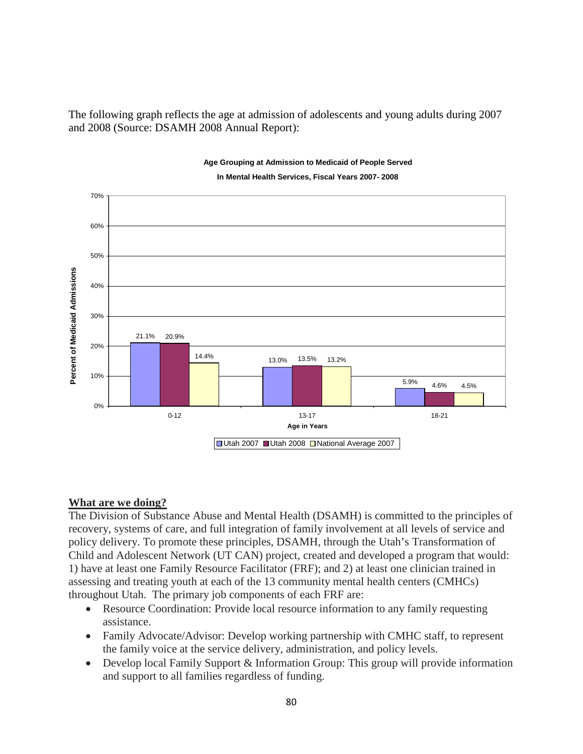The following graph reflects the age at admission of adolescents and young adults during 2007 and 2008 (Source: DSAMH 2008 Annual Report):

**Age Grouping at Admission to Medicaid of People Served In Mental Health Services, Fiscal Years 2007- 2008**

| Age in Years | Utah 2007 | Utah 2008 | National Average 2007 |
|---|---|---|---|
| 0-12 | 21.1% | 20.9% | 14.4% |
| 13-17 | 13.0% | 13.5% | 13.2% |
| 18-21 | 5.9% | 4.6% | 4.5% |

## What are we doing?

The Division of Substance Abuse and Mental Health (DSAMH) is committed to the principles of recovery, systems of care, and full integration of family involvement at all levels of service and policy delivery. To promote these principles, DSAMH, through the Utah's Transformation of Child and Adolescent Network (UT CAN) project, created and developed a program that would: 1) have at least one Family Resource Facilitator (FRF); and 2) at least one clinician trained in assessing and treating youth at each of the 13 community mental health centers (CMHCs) throughout Utah. The primary job components of each FRF are:

- Resource Coordination: Provide local resource information to any family requesting assistance.
- Family Advocate/Advisor: Develop working partnership with CMHC staff, to represent the family voice at the service delivery, administration, and policy levels.
- Develop local Family Support & Information Group: This group will provide information and support to all families regardless of funding.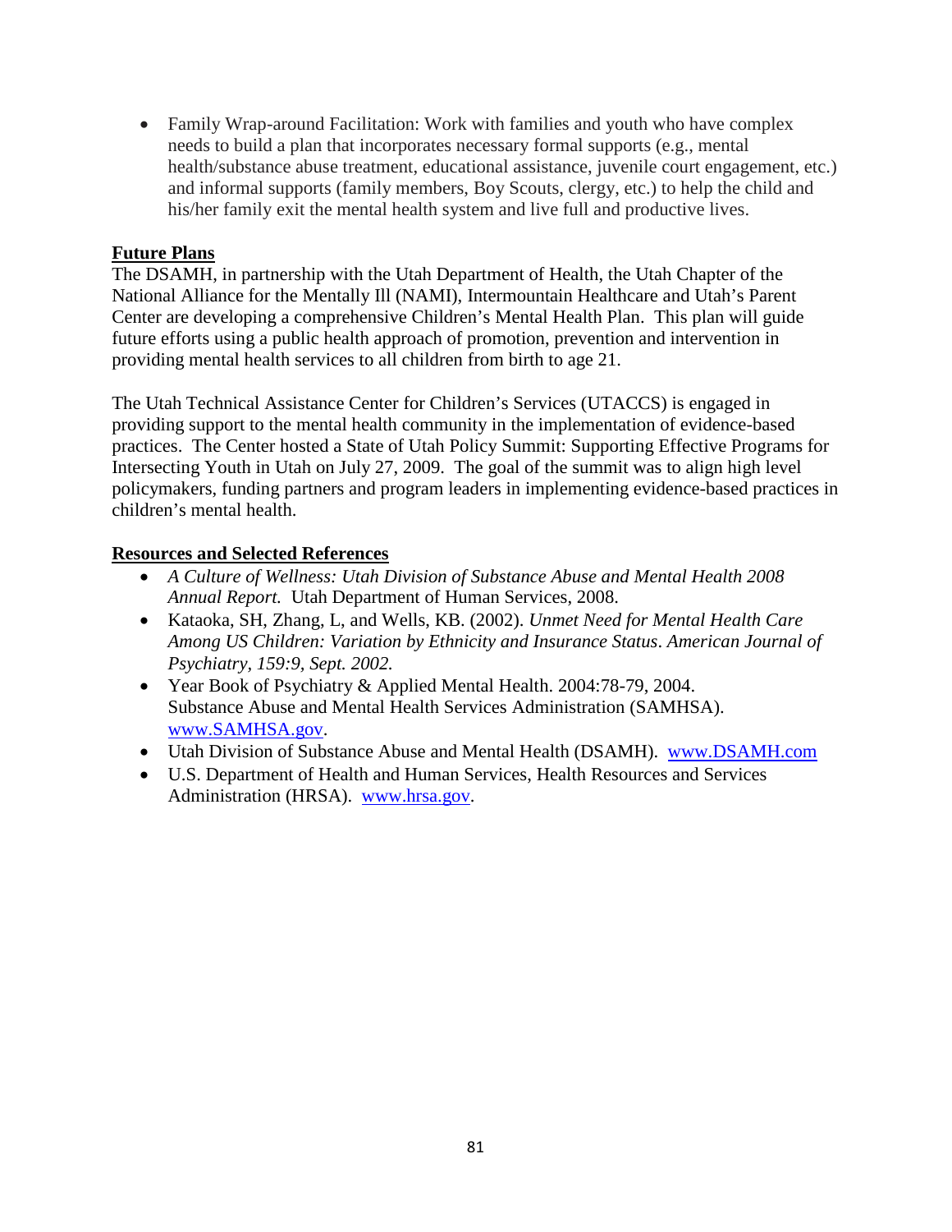- Family Wrap-around Facilitation: Work with families and youth who have complex needs to build a plan that incorporates necessary formal supports (e.g., mental health/substance abuse treatment, educational assistance, juvenile court engagement, etc.) and informal supports (family members, Boy Scouts, clergy, etc.) to help the child and his/her family exit the mental health system and live full and productive lives.

**Future Plans**

The DSAMH, in partnership with the Utah Department of Health, the Utah Chapter of the National Alliance for the Mentally Ill (NAMI), Intermountain Healthcare and Utah's Parent Center are developing a comprehensive Children's Mental Health Plan. This plan will guide future efforts using a public health approach of promotion, prevention and intervention in providing mental health services to all children from birth to age 21.

The Utah Technical Assistance Center for Children's Services (UTACCS) is engaged in providing support to the mental health community in the implementation of evidence-based practices. The Center hosted a State of Utah Policy Summit: Supporting Effective Programs for Intersecting Youth in Utah on July 27, 2009. The goal of the summit was to align high level policymakers, funding partners and program leaders in implementing evidence-based practices in children's mental health.

**Resources and Selected References**

- *A Culture of Wellness: Utah Division of Substance Abuse and Mental Health 2008 Annual Report.* Utah Department of Human Services, 2008.
- Kataoka, SH, Zhang, L, and Wells, KB. (2002). *Unmet Need for Mental Health Care Among US Children: Variation by Ethnicity and Insurance Status*. *American Journal of Psychiatry, 159:9, Sept. 2002.*
- Year Book of Psychiatry & Applied Mental Health. 2004:78-79, 2004. Substance Abuse and Mental Health Services Administration (SAMHSA). www.SAMHSA.gov.
- Utah Division of Substance Abuse and Mental Health (DSAMH). www.DSAMH.com
- U.S. Department of Health and Human Services, Health Resources and Services Administration (HRSA). www.hrsa.gov.